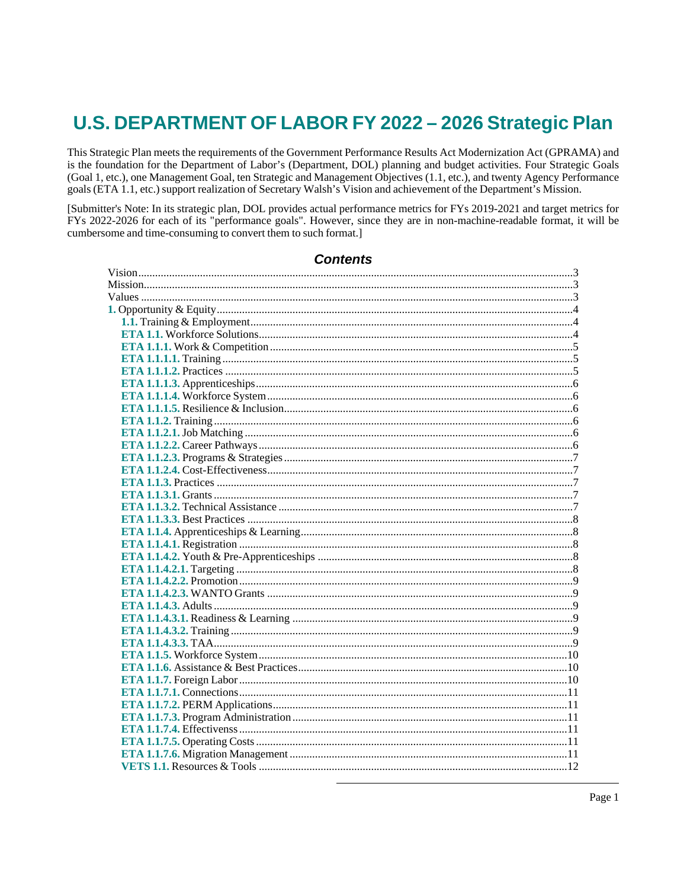# U.S. DEPARTMENT OF LABOR FY 2022 – 2026 Strategic Plan

This Strategic Plan meets the requirements of the Government Performance Results Act Modernization Act (GPRAMA) and is the foundation for the Department of Labor's (Department, DOL) planning and budget activities. Four Strategic Goals (Goal 1, etc.), one Management Goal, ten Strategic and Management Objectives (1.1, etc.), and twenty Agency Performance goals (ETA 1.1, etc.) support realization of Secretary Walsh's Vision and achievement of the Department's Mission.

[Submitter's Note: In its strategic plan, DOL provides actual performance metrics for FYs 2019-2021 and target metrics for FYs 2022-2026 for each of its "performance goals". However, since they are in non-machine-readable format, it will be cumbersome and time-consuming to convert them to such format.]

## Contents

- Vision.....3
- Mission.....3
- Values.....3
- **1.** Opportunity & Equity.....4
  - **1.1.** Training & Employment.....4
  - **ETA 1.1.** Workforce Solutions.....4
  - **ETA 1.1.1.** Work & Competition.....5
  - **ETA 1.1.1.1.** Training.....5
  - **ETA 1.1.1.2.** Practices.....5
  - **ETA 1.1.1.3.** Apprenticeships.....6
  - **ETA 1.1.1.4.** Workforce System.....6
  - **ETA 1.1.1.5.** Resilience & Inclusion.....6
  - **ETA 1.1.2.** Training.....6
  - **ETA 1.1.2.1.** Job Matching.....6
  - **ETA 1.1.2.2.** Career Pathways.....6
  - **ETA 1.1.2.3.** Programs & Strategies.....7
  - **ETA 1.1.2.4.** Cost-Effectiveness.....7
  - **ETA 1.1.3.** Practices.....7
  - **ETA 1.1.3.1.** Grants.....7
  - **ETA 1.1.3.2.** Technical Assistance.....7
  - **ETA 1.1.3.3.** Best Practices.....8
  - **ETA 1.1.4.** Apprenticeships & Learning.....8
  - **ETA 1.1.4.1.** Registration.....8
  - **ETA 1.1.4.2.** Youth & Pre-Apprenticeships.....8
  - **ETA 1.1.4.2.1.** Targeting.....8
  - **ETA 1.1.4.2.2.** Promotion.....9
  - **ETA 1.1.4.2.3.** WANTO Grants.....9
  - **ETA 1.1.4.3.** Adults.....9
  - **ETA 1.1.4.3.1.** Readiness & Learning.....9
  - **ETA 1.1.4.3.2.** Training.....9
  - **ETA 1.1.4.3.3.** TAA.....9
  - **ETA 1.1.5.** Workforce System.....10
  - **ETA 1.1.6.** Assistance & Best Practices.....10
  - **ETA 1.1.7.** Foreign Labor.....10
  - **ETA 1.1.7.1.** Connections.....11
  - **ETA 1.1.7.2.** PERM Applications.....11
  - **ETA 1.1.7.3.** Program Administration.....11
  - **ETA 1.1.7.4.** Effectivenss.....11
  - **ETA 1.1.7.5.** Operating Costs.....11
  - **ETA 1.1.7.6.** Migration Management.....11
  - **VETS 1.1.** Resources & Tools.....12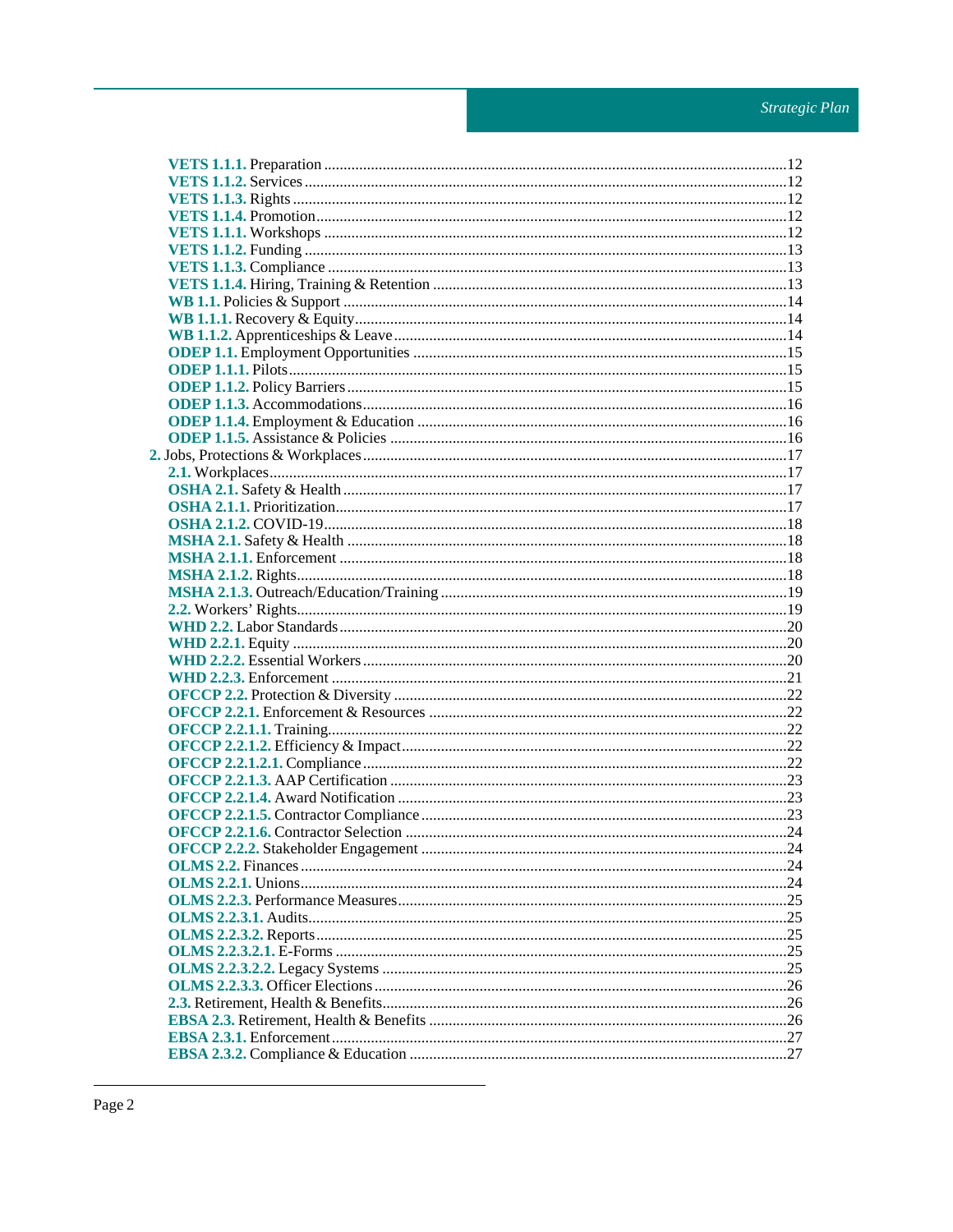- **VETS 1.1.1.** Preparation ..... 12
- **VETS 1.1.2.** Services ..... 12
- **VETS 1.1.3.** Rights ..... 12
- **VETS 1.1.4.** Promotion ..... 12
- **VETS 1.1.1.** Workshops ..... 12
- **VETS 1.1.2.** Funding ..... 13
- **VETS 1.1.3.** Compliance ..... 13
- **VETS 1.1.4.** Hiring, Training & Retention ..... 13
- **WB 1.1.** Policies & Support ..... 14
- **WB 1.1.1.** Recovery & Equity ..... 14
- **WB 1.1.2.** Apprenticeships & Leave ..... 14
- **ODEP 1.1.** Employment Opportunities ..... 15
- **ODEP 1.1.1.** Pilots ..... 15
- **ODEP 1.1.2.** Policy Barriers ..... 15
- **ODEP 1.1.3.** Accommodations ..... 16
- **ODEP 1.1.4.** Employment & Education ..... 16
- **ODEP 1.1.5.** Assistance & Policies ..... 16

**2.** Jobs, Protections & Workplaces ..... 17

- **2.1.** Workplaces ..... 17
- **OSHA 2.1.** Safety & Health ..... 17
- **OSHA 2.1.1.** Prioritization ..... 17
- **OSHA 2.1.2.** COVID-19 ..... 18
- **MSHA 2.1.** Safety & Health ..... 18
- **MSHA 2.1.1.** Enforcement ..... 18
- **MSHA 2.1.2.** Rights ..... 18
- **MSHA 2.1.3.** Outreach/Education/Training ..... 19
- **2.2.** Workers' Rights ..... 19
- **WHD 2.2.** Labor Standards ..... 20
- **WHD 2.2.1.** Equity ..... 20
- **WHD 2.2.2.** Essential Workers ..... 20
- **WHD 2.2.3.** Enforcement ..... 21
- **OFCCP 2.2.** Protection & Diversity ..... 22
- **OFCCP 2.2.1.** Enforcement & Resources ..... 22
- **OFCCP 2.2.1.1.** Training ..... 22
- **OFCCP 2.2.1.2.** Efficiency & Impact ..... 22
- **OFCCP 2.2.1.2.1.** Compliance ..... 22
- **OFCCP 2.2.1.3.** AAP Certification ..... 23
- **OFCCP 2.2.1.4.** Award Notification ..... 23
- **OFCCP 2.2.1.5.** Contractor Compliance ..... 23
- **OFCCP 2.2.1.6.** Contractor Selection ..... 24
- **OFCCP 2.2.2.** Stakeholder Engagement ..... 24
- **OLMS 2.2.** Finances ..... 24
- **OLMS 2.2.1.** Unions ..... 24
- **OLMS 2.2.3.** Performance Measures ..... 25
- **OLMS 2.2.3.1.** Audits ..... 25
- **OLMS 2.2.3.2.** Reports ..... 25
- **OLMS 2.2.3.2.1.** E-Forms ..... 25
- **OLMS 2.2.3.2.2.** Legacy Systems ..... 25
- **OLMS 2.2.3.3.** Officer Elections ..... 26
- **2.3.** Retirement, Health & Benefits ..... 26
- **EBSA 2.3.** Retirement, Health & Benefits ..... 26
- **EBSA 2.3.1.** Enforcement ..... 27
- **EBSA 2.3.2.** Compliance & Education ..... 27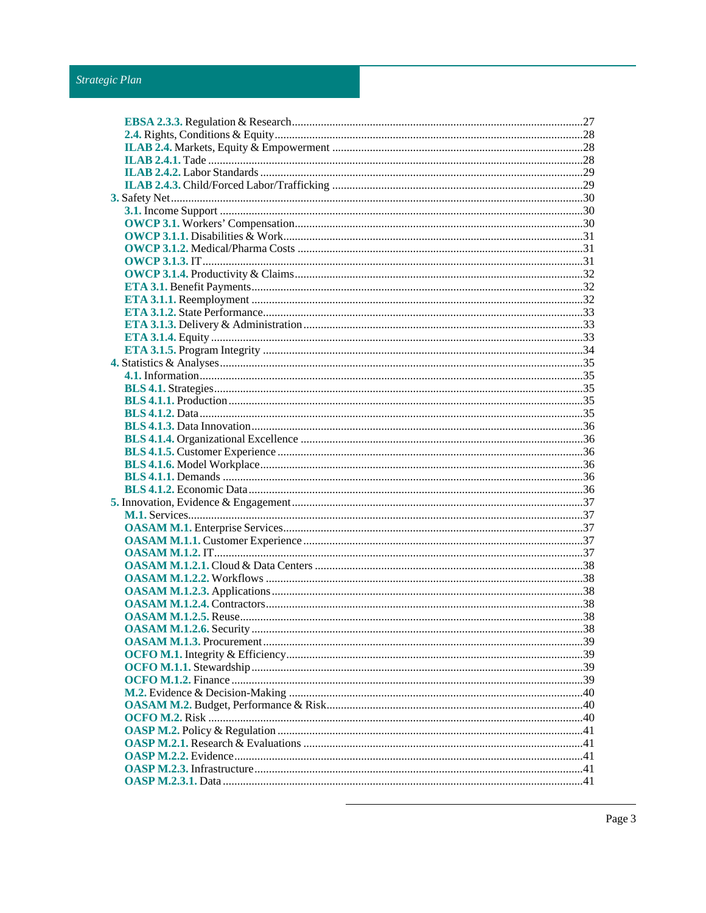EBSA 2.3.3. Regulation & Research....................................................................................27
2.4. Rights, Conditions & Equity..........................................................................................28
ILAB 2.4. Markets, Equity & Empowerment ......................................................................28
ILAB 2.4.1. Tade ...............................................................................................................28
ILAB 2.4.2. Labor Standards ..............................................................................................29
ILAB 2.4.3. Child/Forced Labor/Trafficking ......................................................................29
3. Safety Net...........................................................................................................................30
3.1. Income Support ............................................................................................................30
OWCP 3.1. Workers' Compensation..................................................................................30
OWCP 3.1.1. Disabilities & Work.......................................................................................31
OWCP 3.1.2. Medical/Pharma Costs .................................................................................31
OWCP 3.1.3. IT..................................................................................................................31
OWCP 3.1.4. Productivity & Claims..................................................................................32
ETA 3.1. Benefit Payments.................................................................................................32
ETA 3.1.1. Reemployment .................................................................................................32
ETA 3.1.2. State Performance.............................................................................................33
ETA 3.1.3. Delivery & Administration................................................................................33
ETA 3.1.4. Equity ..............................................................................................................33
ETA 3.1.5. Program Integrity .............................................................................................34
4. Statistics & Analyses...........................................................................................................35
4.1. Information...................................................................................................................35
BLS 4.1. Strategies.............................................................................................................35
BLS 4.1.1. Production.........................................................................................................35
BLS 4.1.2. Data...................................................................................................................35
BLS 4.1.3. Data Innovation.................................................................................................36
BLS 4.1.4. Organizational Excellence ................................................................................36
BLS 4.1.5. Customer Experience ........................................................................................36
BLS 4.1.6. Model Workplace..............................................................................................36
BLS 4.1.1. Demands ...........................................................................................................36
BLS 4.1.2. Economic Data..................................................................................................36
5. Innovation, Evidence & Engagement...................................................................................37
M.1. Services.......................................................................................................................37
OASAM M.1. Enterprise Services......................................................................................37
OASAM M.1.1. Customer Experience ................................................................................37
OASAM M.1.2. IT..............................................................................................................37
OASAM M.1.2.1. Cloud & Data Centers ............................................................................38
OASAM M.1.2.2. Workflows ............................................................................................38
OASAM M.1.2.3. Applications..........................................................................................38
OASAM M.1.2.4. Contractors............................................................................................38
OASAM M.1.2.5. Reuse.....................................................................................................38
OASAM M.1.2.6. Security .................................................................................................38
OASAM M.1.3. Procurement.............................................................................................39
OCFO M.1. Integrity & Efficiency.....................................................................................39
OCFO M.1.1. Stewardship.................................................................................................39
OCFO M.1.2. Finance ........................................................................................................39
M.2. Evidence & Decision-Making ....................................................................................40
OASAM M.2. Budget, Performance & Risk.......................................................................40
OCFO M.2. Risk ................................................................................................................40
OASP M.2. Policy & Regulation ........................................................................................41
OASP M.2.1. Research & Evaluations ...............................................................................41
OASP M.2.2. Evidence......................................................................................................41
OASP M.2.3. Infrastructure................................................................................................41
OASP M.2.3.1. Data ..........................................................................................................41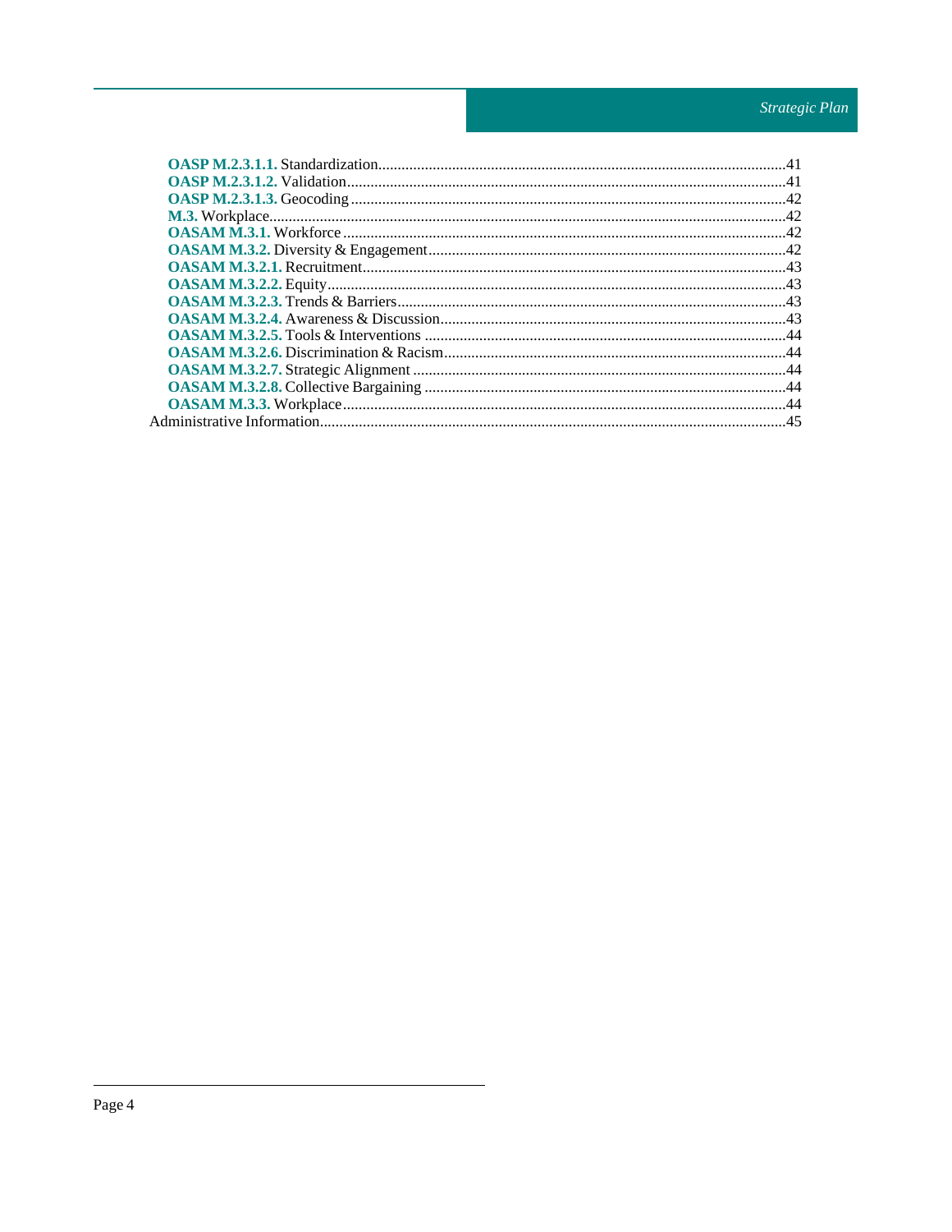**OASP M.2.3.1.1.** Standardization ....................................................................................................41
**OASP M.2.3.1.2.** Validation ...........................................................................................................41
**OASP M.2.3.1.3.** Geocoding ..........................................................................................................42
**M.3.** Workplace ...............................................................................................................................42
**OASAM M.3.1.** Workforce .............................................................................................................42
**OASAM M.3.2.** Diversity & Engagement ......................................................................................42
**OASAM M.3.2.1.** Recruitment ......................................................................................................43
**OASAM M.3.2.2.** Equity ................................................................................................................43
**OASAM M.3.2.3.** Trends & Barriers ..............................................................................................43
**OASAM M.3.2.4.** Awareness & Discussion ...................................................................................43
**OASAM M.3.2.5.** Tools & Interventions .......................................................................................44
**OASAM M.3.2.6.** Discrimination & Racism ..................................................................................44
**OASAM M.3.2.7.** Strategic Alignment .........................................................................................44
**OASAM M.3.2.8.** Collective Bargaining .......................................................................................44
**OASAM M.3.3.** Workplace .............................................................................................................44
Administrative Information ..................................................................................................................45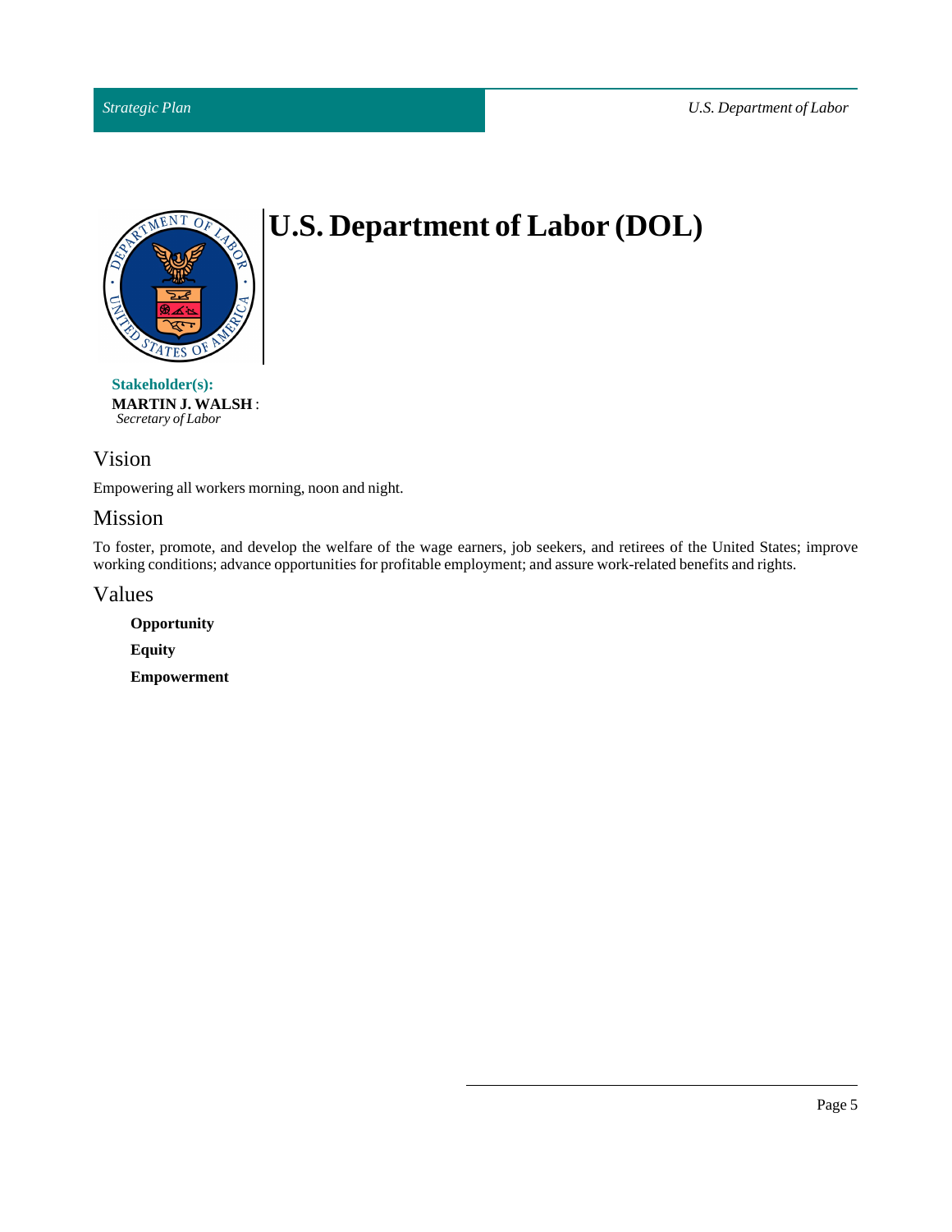# U.S. Department of Labor (DOL)

**Stakeholder(s):**

**MARTIN J. WALSH** :
*Secretary of Labor*

## Vision

Empowering all workers morning, noon and night.

## Mission

To foster, promote, and develop the welfare of the wage earners, job seekers, and retirees of the United States; improve working conditions; advance opportunities for profitable employment; and assure work-related benefits and rights.

## Values

**Opportunity**

**Equity**

**Empowerment**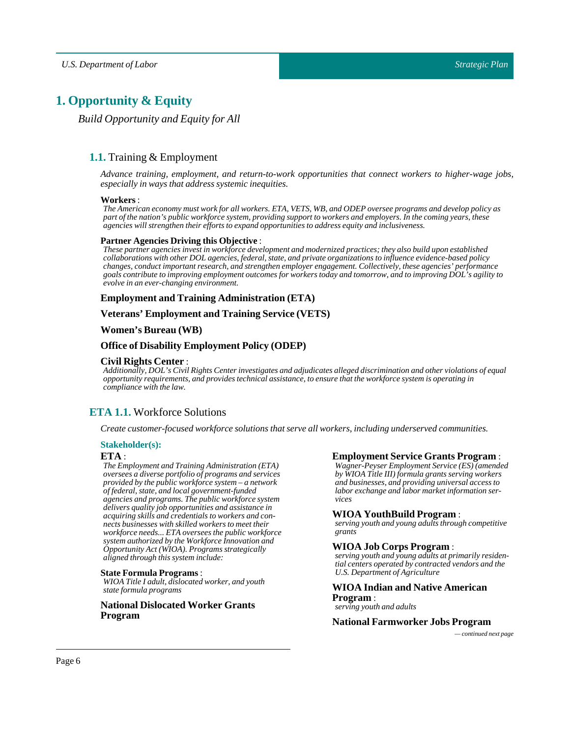# 1. Opportunity & Equity

*Build Opportunity and Equity for All*

## 1.1. Training & Employment

*Advance training, employment, and return-to-work opportunities that connect workers to higher-wage jobs, especially in ways that address systemic inequities.*

**Workers** :
*The American economy must work for all workers. ETA, VETS, WB, and ODEP oversee programs and develop policy as part of the nation's public workforce system, providing support to workers and employers. In the coming years, these agencies will strengthen their efforts to expand opportunities to address equity and inclusiveness.*

**Partner Agencies Driving this Objective** :
*These partner agencies invest in workforce development and modernized practices; they also build upon established collaborations with other DOL agencies, federal, state, and private organizations to influence evidence-based policy changes, conduct important research, and strengthen employer engagement. Collectively, these agencies' performance goals contribute to improving employment outcomes for workers today and tomorrow, and to improving DOL's agility to evolve in an ever-changing environment.*

**Employment and Training Administration (ETA)**

**Veterans' Employment and Training Service (VETS)**

**Women's Bureau (WB)**

**Office of Disability Employment Policy (ODEP)**

**Civil Rights Center** :
*Additionally, DOL's Civil Rights Center investigates and adjudicates alleged discrimination and other violations of equal opportunity requirements, and provides technical assistance, to ensure that the workforce system is operating in compliance with the law.*

## ETA 1.1. Workforce Solutions

*Create customer-focused workforce solutions that serve all workers, including underserved communities.*

**Stakeholder(s):**

**ETA** :
*The Employment and Training Administration (ETA) oversees a diverse portfolio of programs and services provided by the public workforce system – a network of federal, state, and local government-funded agencies and programs. The public workforce system delivers quality job opportunities and assistance in acquiring skills and credentials to workers and connects businesses with skilled workers to meet their workforce needs... ETA oversees the public workforce system authorized by the Workforce Innovation and Opportunity Act (WIOA). Programs strategically aligned through this system include:*

**State Formula Programs** :
*WIOA Title I adult, dislocated worker, and youth state formula programs*

**National Dislocated Worker Grants Program**

**Employment Service Grants Program** :
*Wagner-Peyser Employment Service (ES) (amended by WIOA Title III) formula grants serving workers and businesses, and providing universal access to labor exchange and labor market information services*

**WIOA YouthBuild Program** :
*serving youth and young adults through competitive grants*

**WIOA Job Corps Program** :
*serving youth and young adults at primarily residential centers operated by contracted vendors and the U.S. Department of Agriculture*

**WIOA Indian and Native American Program** :
*serving youth and adults*

**National Farmworker Jobs Program**

*— continued next page*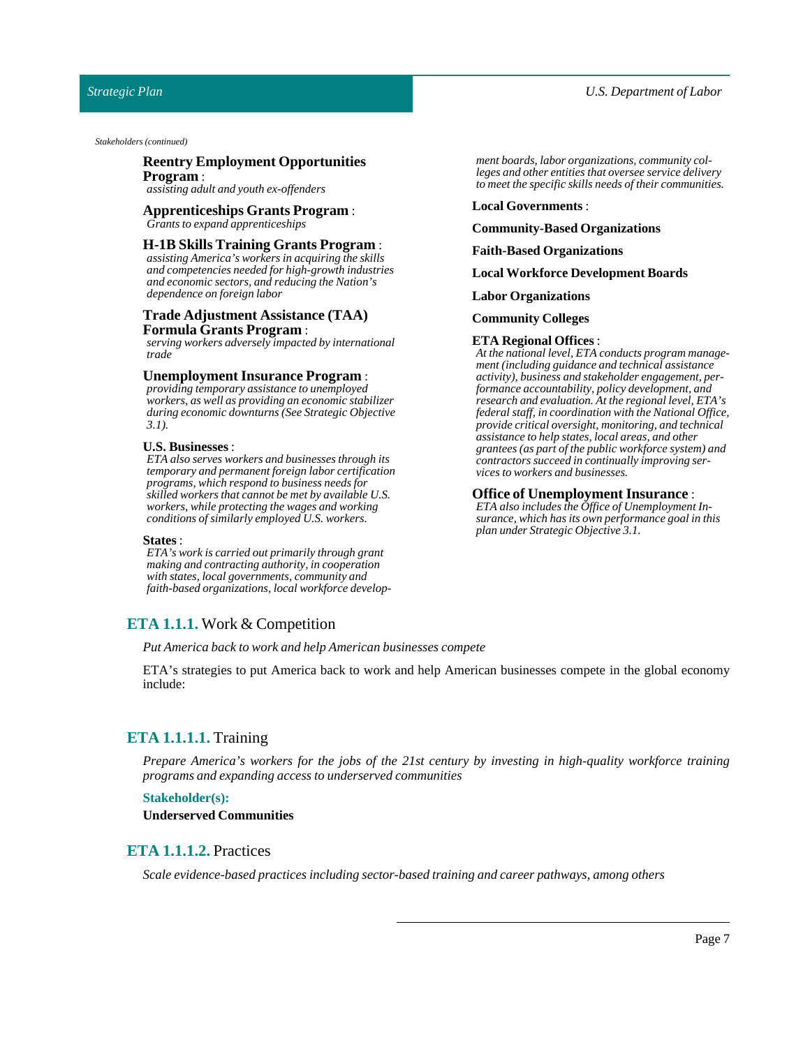*Stakeholders (continued)*

**Reentry Employment Opportunities Program** :
*assisting adult and youth ex-offenders*

**Apprenticeships Grants Program** :
*Grants to expand apprenticeships*

**H-1B Skills Training Grants Program** :
*assisting America's workers in acquiring the skills and competencies needed for high-growth industries and economic sectors, and reducing the Nation's dependence on foreign labor*

**Trade Adjustment Assistance (TAA) Formula Grants Program** :
*serving workers adversely impacted by international trade*

**Unemployment Insurance Program** :
*providing temporary assistance to unemployed workers, as well as providing an economic stabilizer during economic downturns (See Strategic Objective 3.1).*

**U.S. Businesses** :
*ETA also serves workers and businesses through its temporary and permanent foreign labor certification programs, which respond to business needs for skilled workers that cannot be met by available U.S. workers, while protecting the wages and working conditions of similarly employed U.S. workers.*

**States** :
*ETA's work is carried out primarily through grant making and contracting authority, in cooperation with states, local governments, community and faith-based organizations, local workforce development boards, labor organizations, community colleges and other entities that oversee service delivery to meet the specific skills needs of their communities.*

**Local Governments** :

**Community-Based Organizations**

**Faith-Based Organizations**

**Local Workforce Development Boards**

**Labor Organizations**

**Community Colleges**

**ETA Regional Offices** :
*At the national level, ETA conducts program management (including guidance and technical assistance activity), business and stakeholder engagement, performance accountability, policy development, and research and evaluation. At the regional level, ETA's federal staff, in coordination with the National Office, provide critical oversight, monitoring, and technical assistance to help states, local areas, and other grantees (as part of the public workforce system) and contractors succeed in continually improving services to workers and businesses.*

**Office of Unemployment Insurance** :
*ETA also includes the Office of Unemployment Insurance, which has its own performance goal in this plan under Strategic Objective 3.1.*

## ETA 1.1.1. Work & Competition

*Put America back to work and help American businesses compete*

ETA's strategies to put America back to work and help American businesses compete in the global economy include:

### ETA 1.1.1.1. Training

*Prepare America's workers for the jobs of the 21st century by investing in high-quality workforce training programs and expanding access to underserved communities*

**Stakeholder(s):**

**Underserved Communities**

### ETA 1.1.1.2. Practices

*Scale evidence-based practices including sector-based training and career pathways, among others*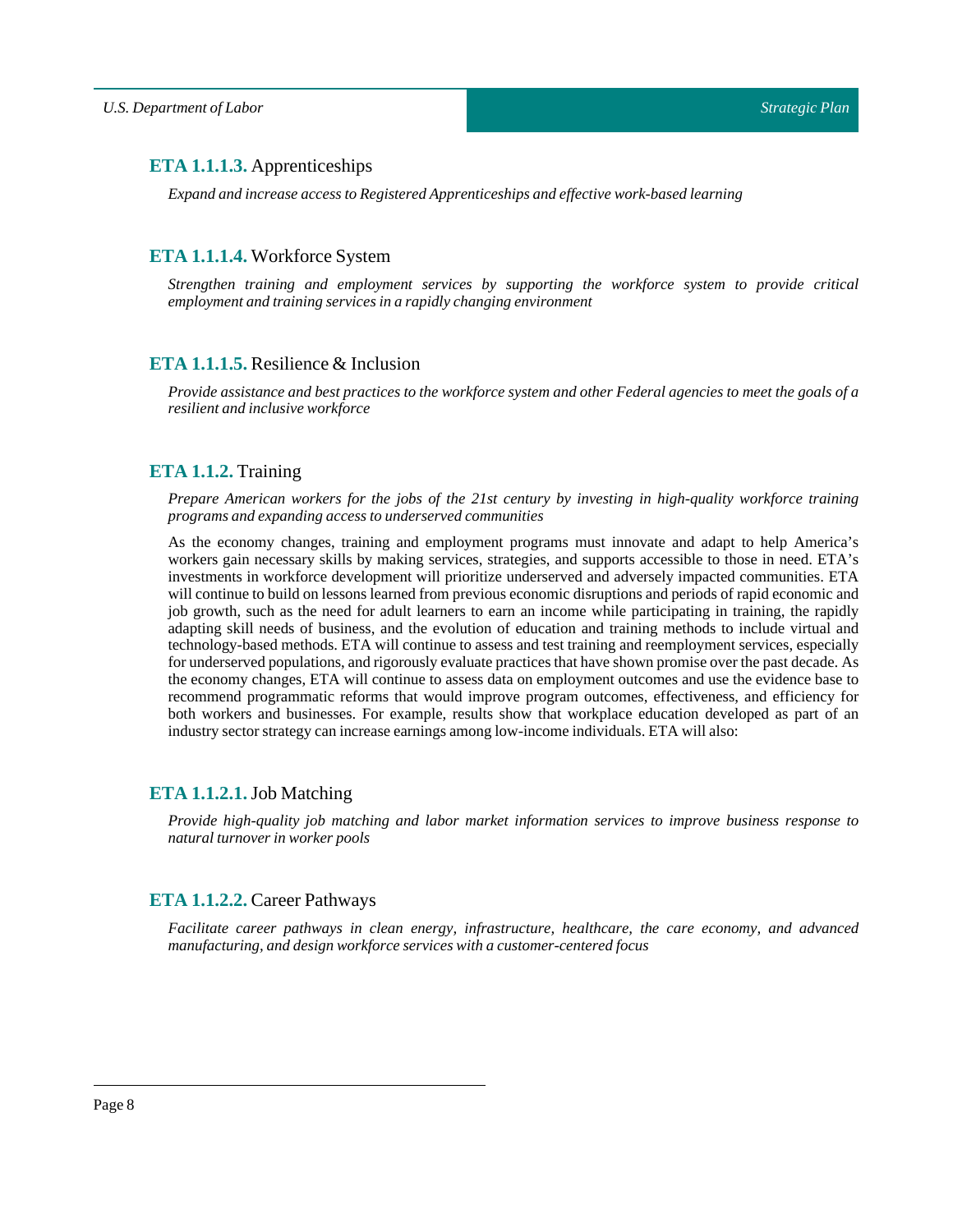### **ETA 1.1.1.3.** Apprenticeships

*Expand and increase access to Registered Apprenticeships and effective work-based learning*

### **ETA 1.1.1.4.** Workforce System

*Strengthen training and employment services by supporting the workforce system to provide critical employment and training services in a rapidly changing environment*

### **ETA 1.1.1.5.** Resilience & Inclusion

*Provide assistance and best practices to the workforce system and other Federal agencies to meet the goals of a resilient and inclusive workforce*

### **ETA 1.1.2.** Training

*Prepare American workers for the jobs of the 21st century by investing in high-quality workforce training programs and expanding access to underserved communities*

As the economy changes, training and employment programs must innovate and adapt to help America's workers gain necessary skills by making services, strategies, and supports accessible to those in need. ETA's investments in workforce development will prioritize underserved and adversely impacted communities. ETA will continue to build on lessons learned from previous economic disruptions and periods of rapid economic and job growth, such as the need for adult learners to earn an income while participating in training, the rapidly adapting skill needs of business, and the evolution of education and training methods to include virtual and technology-based methods. ETA will continue to assess and test training and reemployment services, especially for underserved populations, and rigorously evaluate practices that have shown promise over the past decade. As the economy changes, ETA will continue to assess data on employment outcomes and use the evidence base to recommend programmatic reforms that would improve program outcomes, effectiveness, and efficiency for both workers and businesses. For example, results show that workplace education developed as part of an industry sector strategy can increase earnings among low-income individuals. ETA will also:

### **ETA 1.1.2.1.** Job Matching

*Provide high-quality job matching and labor market information services to improve business response to natural turnover in worker pools*

### **ETA 1.1.2.2.** Career Pathways

*Facilitate career pathways in clean energy, infrastructure, healthcare, the care economy, and advanced manufacturing, and design workforce services with a customer-centered focus*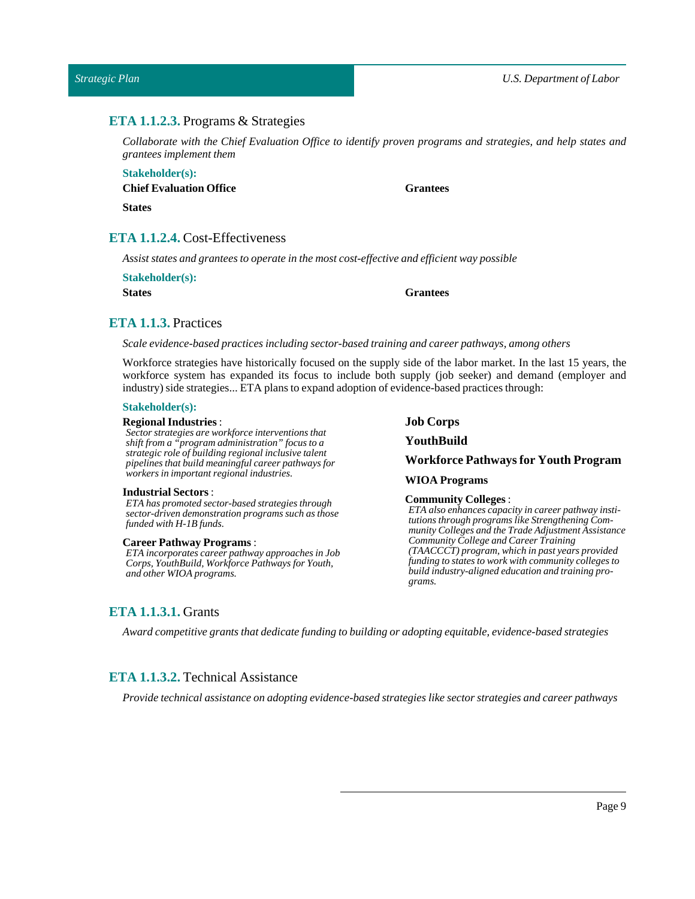### **ETA 1.1.2.3.** Programs & Strategies

*Collaborate with the Chief Evaluation Office to identify proven programs and strategies, and help states and grantees implement them*

**Stakeholder(s):**

**Chief Evaluation Office**

**Grantees**

**States**

### **ETA 1.1.2.4.** Cost-Effectiveness

*Assist states and grantees to operate in the most cost-effective and efficient way possible*

**Stakeholder(s):**

**States**

**Grantees**

### **ETA 1.1.3.** Practices

*Scale evidence-based practices including sector-based training and career pathways, among others*

Workforce strategies have historically focused on the supply side of the labor market. In the last 15 years, the workforce system has expanded its focus to include both supply (job seeker) and demand (employer and industry) side strategies... ETA plans to expand adoption of evidence-based practices through:

**Stakeholder(s):**

**Regional Industries** :
*Sector strategies are workforce interventions that shift from a "program administration" focus to a strategic role of building regional inclusive talent pipelines that build meaningful career pathways for workers in important regional industries.*

**Industrial Sectors** :
*ETA has promoted sector-based strategies through sector-driven demonstration programs such as those funded with H-1B funds.*

**Career Pathway Programs** :
*ETA incorporates career pathway approaches in Job Corps, YouthBuild, Workforce Pathways for Youth, and other WIOA programs.*

**Job Corps**

**YouthBuild**

**Workforce Pathways for Youth Program**

**WIOA Programs**

**Community Colleges** :
*ETA also enhances capacity in career pathway institutions through programs like Strengthening Community Colleges and the Trade Adjustment Assistance Community College and Career Training (TAACCCT) program, which in past years provided funding to states to work with community colleges to build industry-aligned education and training programs.*

### **ETA 1.1.3.1.** Grants

*Award competitive grants that dedicate funding to building or adopting equitable, evidence-based strategies*

### **ETA 1.1.3.2.** Technical Assistance

*Provide technical assistance on adopting evidence-based strategies like sector strategies and career pathways*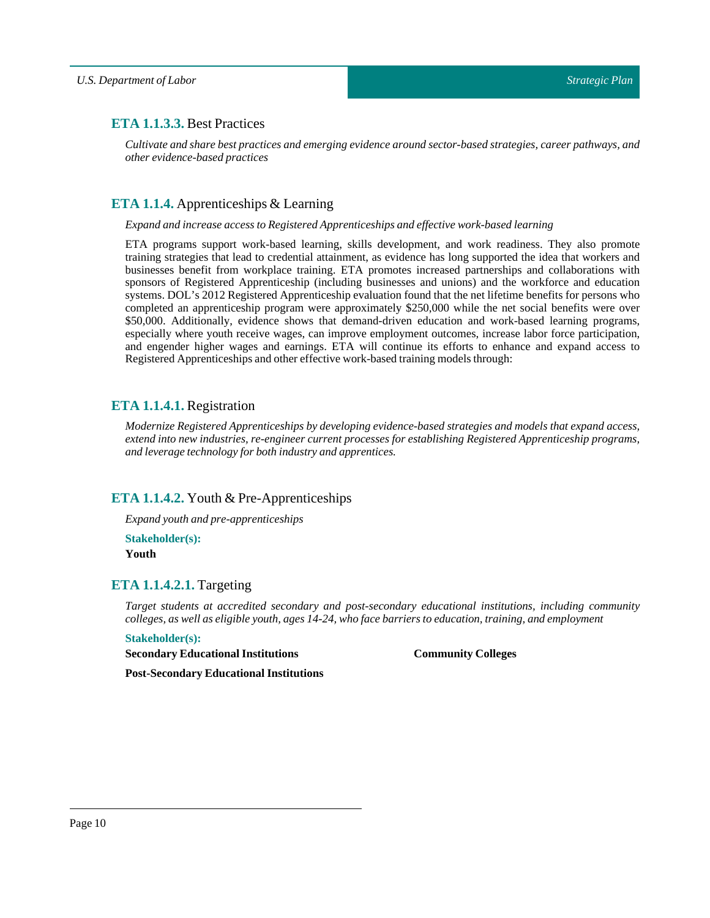### **ETA 1.1.3.3.** Best Practices

*Cultivate and share best practices and emerging evidence around sector-based strategies, career pathways, and other evidence-based practices*

### **ETA 1.1.4.** Apprenticeships & Learning

*Expand and increase access to Registered Apprenticeships and effective work-based learning*

ETA programs support work-based learning, skills development, and work readiness. They also promote training strategies that lead to credential attainment, as evidence has long supported the idea that workers and businesses benefit from workplace training. ETA promotes increased partnerships and collaborations with sponsors of Registered Apprenticeship (including businesses and unions) and the workforce and education systems. DOL's 2012 Registered Apprenticeship evaluation found that the net lifetime benefits for persons who completed an apprenticeship program were approximately $250,000 while the net social benefits were over $50,000. Additionally, evidence shows that demand-driven education and work-based learning programs, especially where youth receive wages, can improve employment outcomes, increase labor force participation, and engender higher wages and earnings. ETA will continue its efforts to enhance and expand access to Registered Apprenticeships and other effective work-based training models through:

### **ETA 1.1.4.1.** Registration

*Modernize Registered Apprenticeships by developing evidence-based strategies and models that expand access, extend into new industries, re-engineer current processes for establishing Registered Apprenticeship programs, and leverage technology for both industry and apprentices.*

### **ETA 1.1.4.2.** Youth & Pre-Apprenticeships

*Expand youth and pre-apprenticeships*

**Stakeholder(s):**

**Youth**

### **ETA 1.1.4.2.1.** Targeting

*Target students at accredited secondary and post-secondary educational institutions, including community colleges, as well as eligible youth, ages 14-24, who face barriers to education, training, and employment*

**Stakeholder(s):**

**Secondary Educational Institutions**

**Community Colleges**

**Post-Secondary Educational Institutions**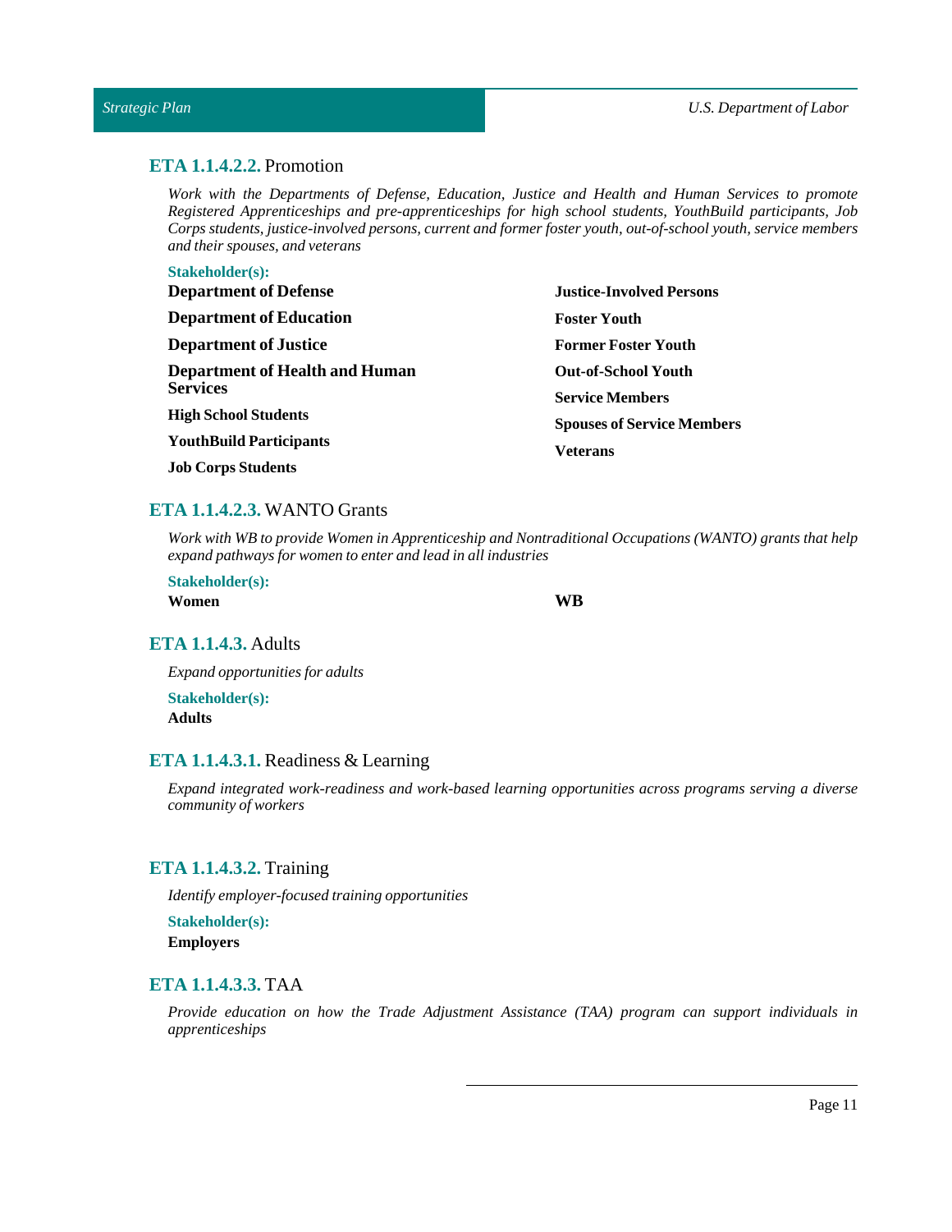### **ETA 1.1.4.2.2.** Promotion

*Work with the Departments of Defense, Education, Justice and Health and Human Services to promote Registered Apprenticeships and pre-apprenticeships for high school students, YouthBuild participants, Job Corps students, justice-involved persons, current and former foster youth, out-of-school youth, service members and their spouses, and veterans*

**Stakeholder(s):**

**Department of Defense**

**Department of Education**

**Department of Justice**

**Department of Health and Human Services**

**High School Students**

**YouthBuild Participants**

**Job Corps Students**

**Justice-Involved Persons**

**Foster Youth**

**Former Foster Youth**

**Out-of-School Youth**

**Service Members**

**Spouses of Service Members**

**Veterans**

### **ETA 1.1.4.2.3.** WANTO Grants

*Work with WB to provide Women in Apprenticeship and Nontraditional Occupations (WANTO) grants that help expand pathways for women to enter and lead in all industries*

**Stakeholder(s):**

**Women**

**WB**

### **ETA 1.1.4.3.** Adults

*Expand opportunities for adults*

**Stakeholder(s):**

**Adults**

### **ETA 1.1.4.3.1.** Readiness & Learning

*Expand integrated work-readiness and work-based learning opportunities across programs serving a diverse community of workers*

### **ETA 1.1.4.3.2.** Training

*Identify employer-focused training opportunities*

**Stakeholder(s):**

**Employers**

### **ETA 1.1.4.3.3.** TAA

*Provide education on how the Trade Adjustment Assistance (TAA) program can support individuals in apprenticeships*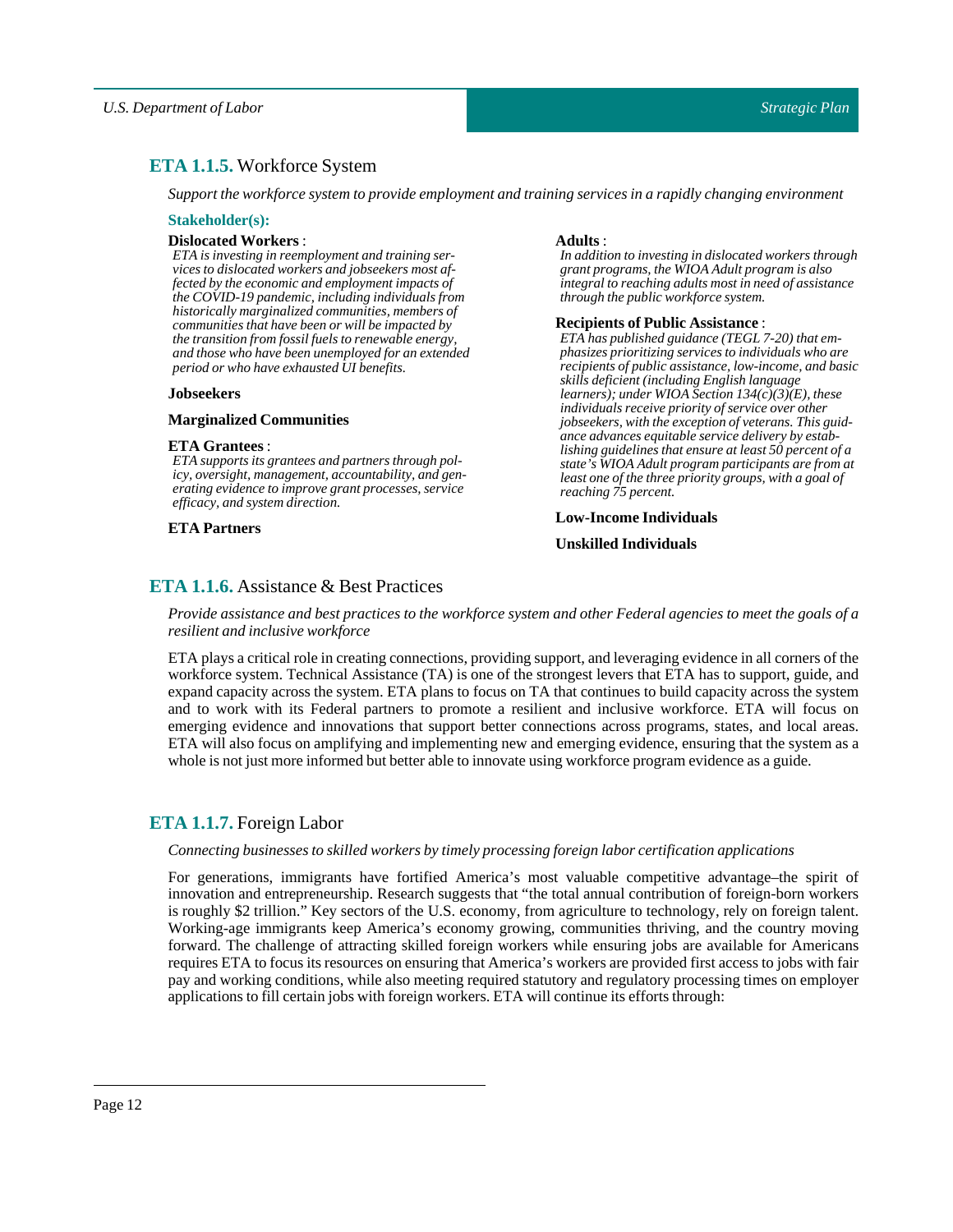## ETA 1.1.5. Workforce System

*Support the workforce system to provide employment and training services in a rapidly changing environment*

**Stakeholder(s):**

**Dislocated Workers** :
*ETA is investing in reemployment and training services to dislocated workers and jobseekers most affected by the economic and employment impacts of the COVID-19 pandemic, including individuals from historically marginalized communities, members of communities that have been or will be impacted by the transition from fossil fuels to renewable energy, and those who have been unemployed for an extended period or who have exhausted UI benefits.*

**Jobseekers**

**Marginalized Communities**

**ETA Grantees** :
*ETA supports its grantees and partners through policy, oversight, management, accountability, and generating evidence to improve grant processes, service efficacy, and system direction.*

**ETA Partners**

**Adults** :
*In addition to investing in dislocated workers through grant programs, the WIOA Adult program is also integral to reaching adults most in need of assistance through the public workforce system.*

**Recipients of Public Assistance** :
*ETA has published guidance (TEGL 7-20) that emphasizes prioritizing services to individuals who are recipients of public assistance, low-income, and basic skills deficient (including English language learners); under WIOA Section 134(c)(3)(E), these individuals receive priority of service over other jobseekers, with the exception of veterans. This guidance advances equitable service delivery by establishing guidelines that ensure at least 50 percent of a state's WIOA Adult program participants are from at least one of the three priority groups, with a goal of reaching 75 percent.*

**Low-Income Individuals**

**Unskilled Individuals**

## ETA 1.1.6. Assistance & Best Practices

*Provide assistance and best practices to the workforce system and other Federal agencies to meet the goals of a resilient and inclusive workforce*

ETA plays a critical role in creating connections, providing support, and leveraging evidence in all corners of the workforce system. Technical Assistance (TA) is one of the strongest levers that ETA has to support, guide, and expand capacity across the system. ETA plans to focus on TA that continues to build capacity across the system and to work with its Federal partners to promote a resilient and inclusive workforce. ETA will focus on emerging evidence and innovations that support better connections across programs, states, and local areas. ETA will also focus on amplifying and implementing new and emerging evidence, ensuring that the system as a whole is not just more informed but better able to innovate using workforce program evidence as a guide.

## ETA 1.1.7. Foreign Labor

*Connecting businesses to skilled workers by timely processing foreign labor certification applications*

For generations, immigrants have fortified America's most valuable competitive advantage–the spirit of innovation and entrepreneurship. Research suggests that "the total annual contribution of foreign-born workers is roughly $2 trillion." Key sectors of the U.S. economy, from agriculture to technology, rely on foreign talent. Working-age immigrants keep America's economy growing, communities thriving, and the country moving forward. The challenge of attracting skilled foreign workers while ensuring jobs are available for Americans requires ETA to focus its resources on ensuring that America's workers are provided first access to jobs with fair pay and working conditions, while also meeting required statutory and regulatory processing times on employer applications to fill certain jobs with foreign workers. ETA will continue its efforts through: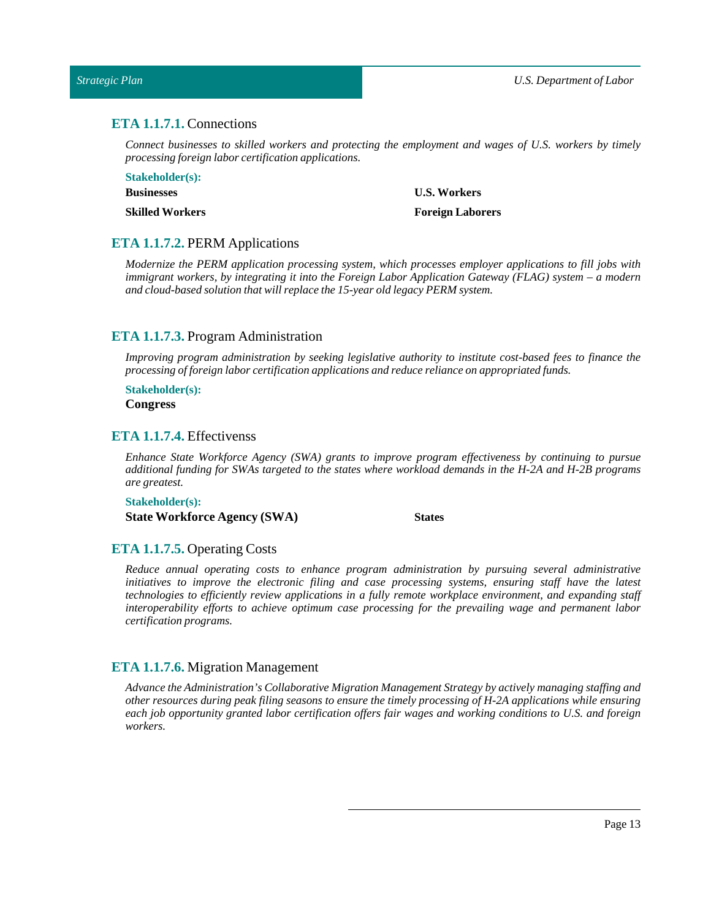### ETA 1.1.7.1. Connections

*Connect businesses to skilled workers and protecting the employment and wages of U.S. workers by timely processing foreign labor certification applications.*

**Stakeholder(s):**

**Businesses**

**U.S. Workers**

**Skilled Workers**

**Foreign Laborers**

### ETA 1.1.7.2. PERM Applications

*Modernize the PERM application processing system, which processes employer applications to fill jobs with immigrant workers, by integrating it into the Foreign Labor Application Gateway (FLAG) system – a modern and cloud-based solution that will replace the 15-year old legacy PERM system.*

### ETA 1.1.7.3. Program Administration

*Improving program administration by seeking legislative authority to institute cost-based fees to finance the processing of foreign labor certification applications and reduce reliance on appropriated funds.*

**Stakeholder(s):**

**Congress**

### ETA 1.1.7.4. Effectivenss

*Enhance State Workforce Agency (SWA) grants to improve program effectiveness by continuing to pursue additional funding for SWAs targeted to the states where workload demands in the H-2A and H-2B programs are greatest.*

**Stakeholder(s):**

**State Workforce Agency (SWA)**

**States**

### ETA 1.1.7.5. Operating Costs

*Reduce annual operating costs to enhance program administration by pursuing several administrative initiatives to improve the electronic filing and case processing systems, ensuring staff have the latest technologies to efficiently review applications in a fully remote workplace environment, and expanding staff interoperability efforts to achieve optimum case processing for the prevailing wage and permanent labor certification programs.*

### ETA 1.1.7.6. Migration Management

*Advance the Administration's Collaborative Migration Management Strategy by actively managing staffing and other resources during peak filing seasons to ensure the timely processing of H-2A applications while ensuring each job opportunity granted labor certification offers fair wages and working conditions to U.S. and foreign workers.*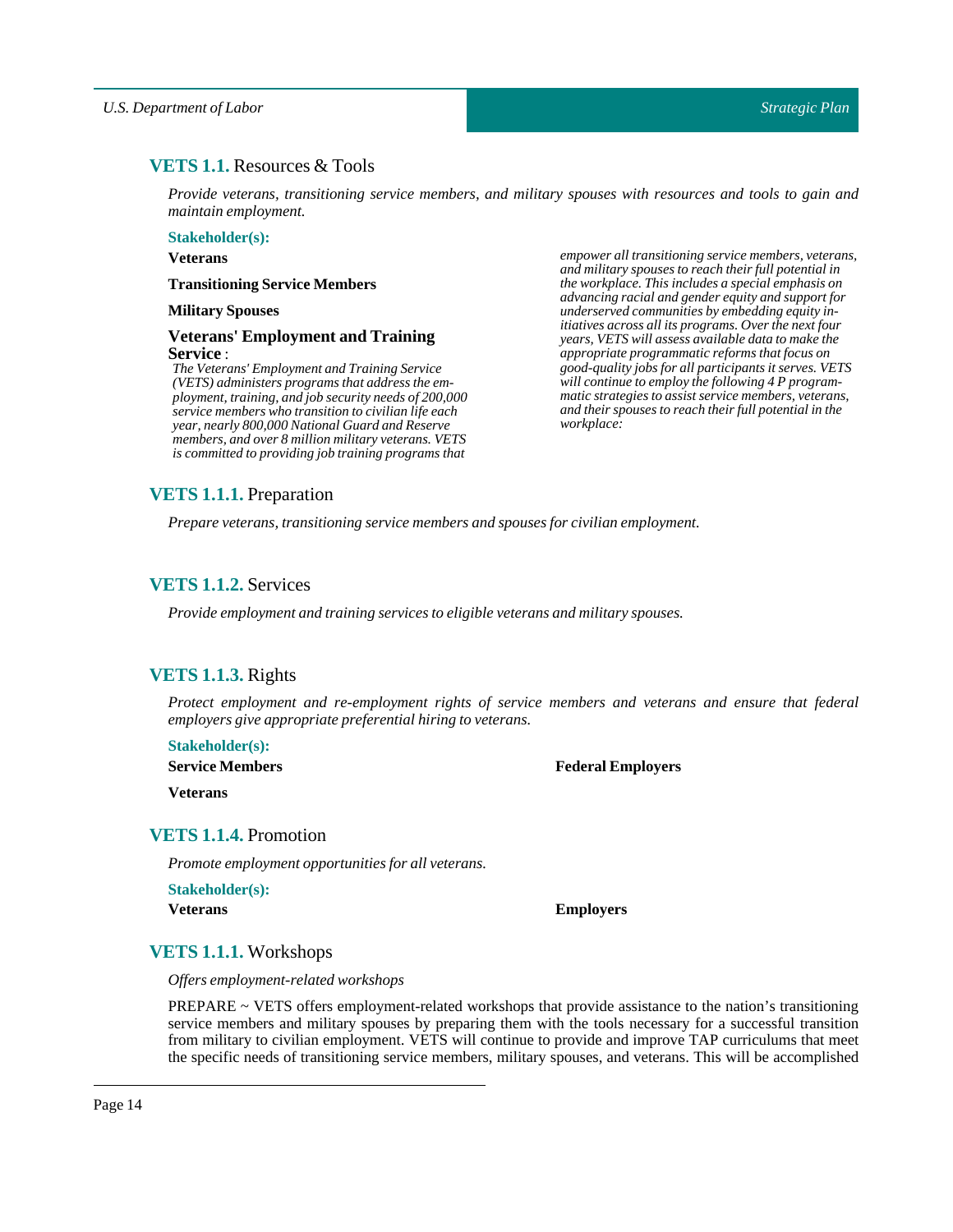### VETS 1.1. Resources & Tools

*Provide veterans, transitioning service members, and military spouses with resources and tools to gain and maintain employment.*

**Stakeholder(s):**

**Veterans**

**Transitioning Service Members**

**Military Spouses**

**Veterans' Employment and Training Service** :
*The Veterans' Employment and Training Service (VETS) administers programs that address the employment, training, and job security needs of 200,000 service members who transition to civilian life each year, nearly 800,000 National Guard and Reserve members, and over 8 million military veterans. VETS is committed to providing job training programs that empower all transitioning service members, veterans, and military spouses to reach their full potential in the workplace. This includes a special emphasis on advancing racial and gender equity and support for underserved communities by embedding equity initiatives across all its programs. Over the next four years, VETS will assess available data to make the appropriate programmatic reforms that focus on good-quality jobs for all participants it serves. VETS will continue to employ the following 4 P programmatic strategies to assist service members, veterans, and their spouses to reach their full potential in the workplace:*

### VETS 1.1.1. Preparation

*Prepare veterans, transitioning service members and spouses for civilian employment.*

### VETS 1.1.2. Services

*Provide employment and training services to eligible veterans and military spouses.*

### VETS 1.1.3. Rights

*Protect employment and re-employment rights of service members and veterans and ensure that federal employers give appropriate preferential hiring to veterans.*

**Stakeholder(s):**

**Service Members**

**Veterans**

**Federal Employers**

### VETS 1.1.4. Promotion

*Promote employment opportunities for all veterans.*

**Stakeholder(s):**

**Veterans**

**Employers**

### VETS 1.1.1. Workshops

*Offers employment-related workshops*

PREPARE ~ VETS offers employment-related workshops that provide assistance to the nation's transitioning service members and military spouses by preparing them with the tools necessary for a successful transition from military to civilian employment. VETS will continue to provide and improve TAP curriculums that meet the specific needs of transitioning service members, military spouses, and veterans. This will be accomplished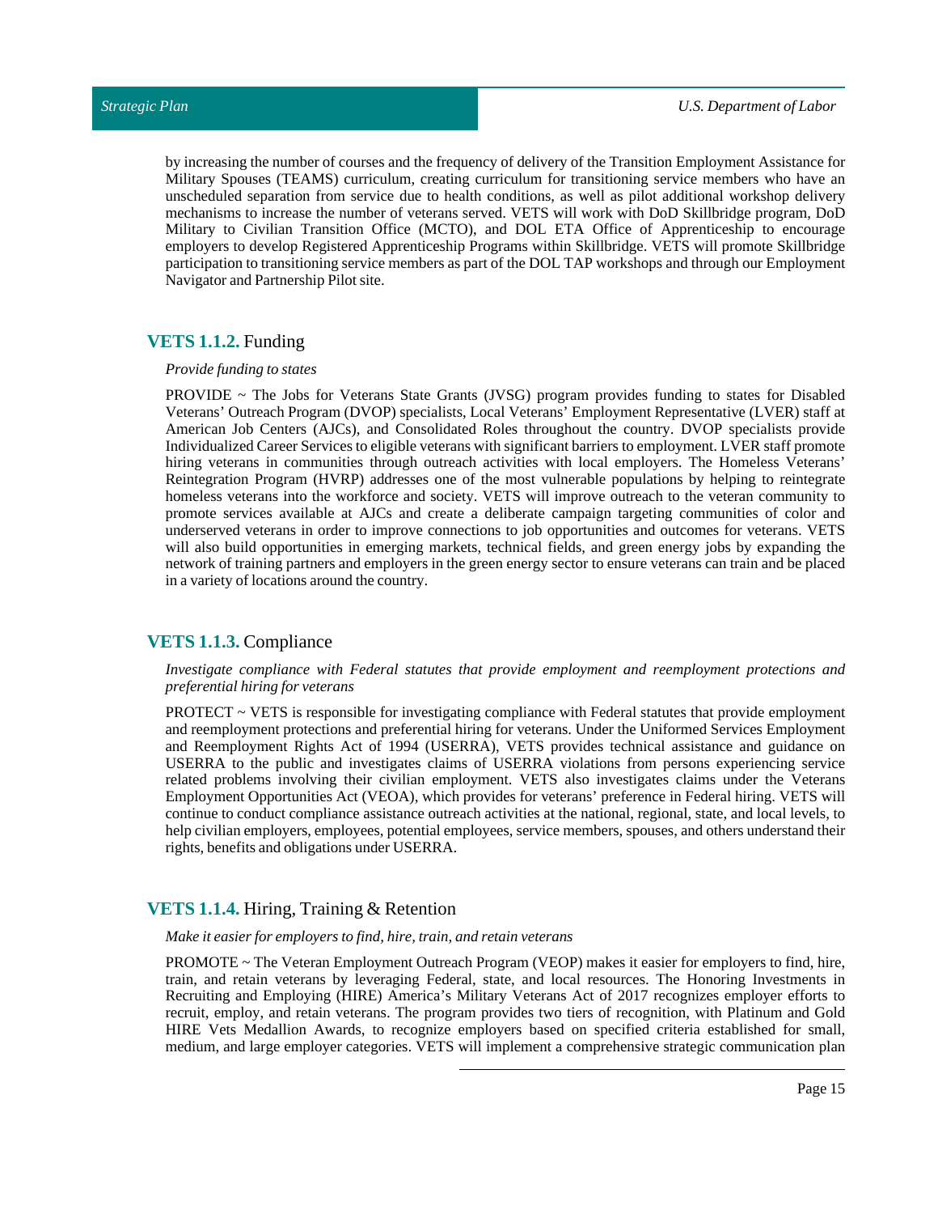by increasing the number of courses and the frequency of delivery of the Transition Employment Assistance for Military Spouses (TEAMS) curriculum, creating curriculum for transitioning service members who have an unscheduled separation from service due to health conditions, as well as pilot additional workshop delivery mechanisms to increase the number of veterans served. VETS will work with DoD Skillbridge program, DoD Military to Civilian Transition Office (MCTO), and DOL ETA Office of Apprenticeship to encourage employers to develop Registered Apprenticeship Programs within Skillbridge. VETS will promote Skillbridge participation to transitioning service members as part of the DOL TAP workshops and through our Employment Navigator and Partnership Pilot site.

### **VETS 1.1.2.** Funding

*Provide funding to states*

PROVIDE ~ The Jobs for Veterans State Grants (JVSG) program provides funding to states for Disabled Veterans' Outreach Program (DVOP) specialists, Local Veterans' Employment Representative (LVER) staff at American Job Centers (AJCs), and Consolidated Roles throughout the country. DVOP specialists provide Individualized Career Services to eligible veterans with significant barriers to employment. LVER staff promote hiring veterans in communities through outreach activities with local employers. The Homeless Veterans' Reintegration Program (HVRP) addresses one of the most vulnerable populations by helping to reintegrate homeless veterans into the workforce and society. VETS will improve outreach to the veteran community to promote services available at AJCs and create a deliberate campaign targeting communities of color and underserved veterans in order to improve connections to job opportunities and outcomes for veterans. VETS will also build opportunities in emerging markets, technical fields, and green energy jobs by expanding the network of training partners and employers in the green energy sector to ensure veterans can train and be placed in a variety of locations around the country.

### **VETS 1.1.3.** Compliance

*Investigate compliance with Federal statutes that provide employment and reemployment protections and preferential hiring for veterans*

PROTECT ~ VETS is responsible for investigating compliance with Federal statutes that provide employment and reemployment protections and preferential hiring for veterans. Under the Uniformed Services Employment and Reemployment Rights Act of 1994 (USERRA), VETS provides technical assistance and guidance on USERRA to the public and investigates claims of USERRA violations from persons experiencing service related problems involving their civilian employment. VETS also investigates claims under the Veterans Employment Opportunities Act (VEOA), which provides for veterans' preference in Federal hiring. VETS will continue to conduct compliance assistance outreach activities at the national, regional, state, and local levels, to help civilian employers, employees, potential employees, service members, spouses, and others understand their rights, benefits and obligations under USERRA.

### **VETS 1.1.4.** Hiring, Training & Retention

*Make it easier for employers to find, hire, train, and retain veterans*

PROMOTE ~ The Veteran Employment Outreach Program (VEOP) makes it easier for employers to find, hire, train, and retain veterans by leveraging Federal, state, and local resources. The Honoring Investments in Recruiting and Employing (HIRE) America's Military Veterans Act of 2017 recognizes employer efforts to recruit, employ, and retain veterans. The program provides two tiers of recognition, with Platinum and Gold HIRE Vets Medallion Awards, to recognize employers based on specified criteria established for small, medium, and large employer categories. VETS will implement a comprehensive strategic communication plan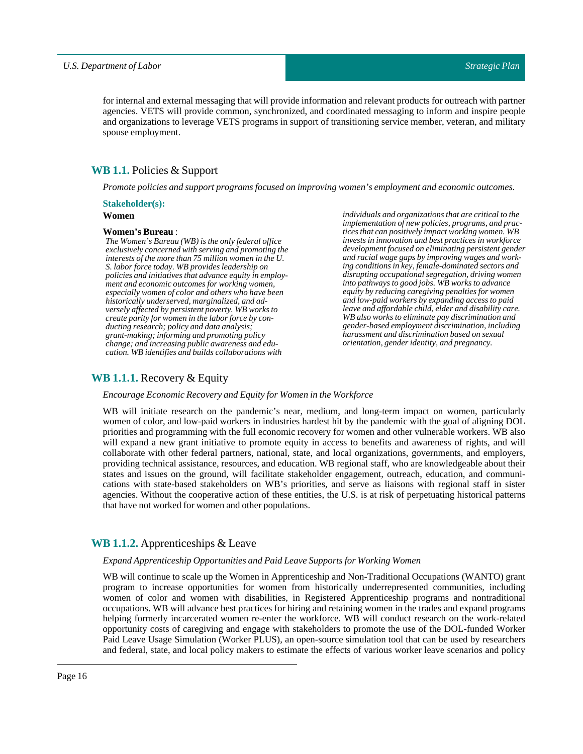for internal and external messaging that will provide information and relevant products for outreach with partner agencies. VETS will provide common, synchronized, and coordinated messaging to inform and inspire people and organizations to leverage VETS programs in support of transitioning service member, veteran, and military spouse employment.

## WB 1.1. Policies & Support

*Promote policies and support programs focused on improving women's employment and economic outcomes.*

**Stakeholder(s):**

**Women**

**Women's Bureau** :

*The Women's Bureau (WB) is the only federal office exclusively concerned with serving and promoting the interests of the more than 75 million women in the U. S. labor force today. WB provides leadership on policies and initiatives that advance equity in employment and economic outcomes for working women, especially women of color and others who have been historically underserved, marginalized, and adversely affected by persistent poverty. WB works to create parity for women in the labor force by conducting research; policy and data analysis; grant-making; informing and promoting policy change; and increasing public awareness and education. WB identifies and builds collaborations with individuals and organizations that are critical to the implementation of new policies, programs, and practices that can positively impact working women. WB invests in innovation and best practices in workforce development focused on eliminating persistent gender and racial wage gaps by improving wages and working conditions in key, female-dominated sectors and disrupting occupational segregation, driving women into pathways to good jobs. WB works to advance equity by reducing caregiving penalties for women and low-paid workers by expanding access to paid leave and affordable child, elder and disability care. WB also works to eliminate pay discrimination and gender-based employment discrimination, including harassment and discrimination based on sexual orientation, gender identity, and pregnancy.*

## WB 1.1.1. Recovery & Equity

*Encourage Economic Recovery and Equity for Women in the Workforce*

WB will initiate research on the pandemic's near, medium, and long-term impact on women, particularly women of color, and low-paid workers in industries hardest hit by the pandemic with the goal of aligning DOL priorities and programming with the full economic recovery for women and other vulnerable workers. WB also will expand a new grant initiative to promote equity in access to benefits and awareness of rights, and will collaborate with other federal partners, national, state, and local organizations, governments, and employers, providing technical assistance, resources, and education. WB regional staff, who are knowledgeable about their states and issues on the ground, will facilitate stakeholder engagement, outreach, education, and communications with state-based stakeholders on WB's priorities, and serve as liaisons with regional staff in sister agencies. Without the cooperative action of these entities, the U.S. is at risk of perpetuating historical patterns that have not worked for women and other populations.

## WB 1.1.2. Apprenticeships & Leave

*Expand Apprenticeship Opportunities and Paid Leave Supports for Working Women*

WB will continue to scale up the Women in Apprenticeship and Non-Traditional Occupations (WANTO) grant program to increase opportunities for women from historically underrepresented communities, including women of color and women with disabilities, in Registered Apprenticeship programs and nontraditional occupations. WB will advance best practices for hiring and retaining women in the trades and expand programs helping formerly incarcerated women re-enter the workforce. WB will conduct research on the work-related opportunity costs of caregiving and engage with stakeholders to promote the use of the DOL-funded Worker Paid Leave Usage Simulation (Worker PLUS), an open-source simulation tool that can be used by researchers and federal, state, and local policy makers to estimate the effects of various worker leave scenarios and policy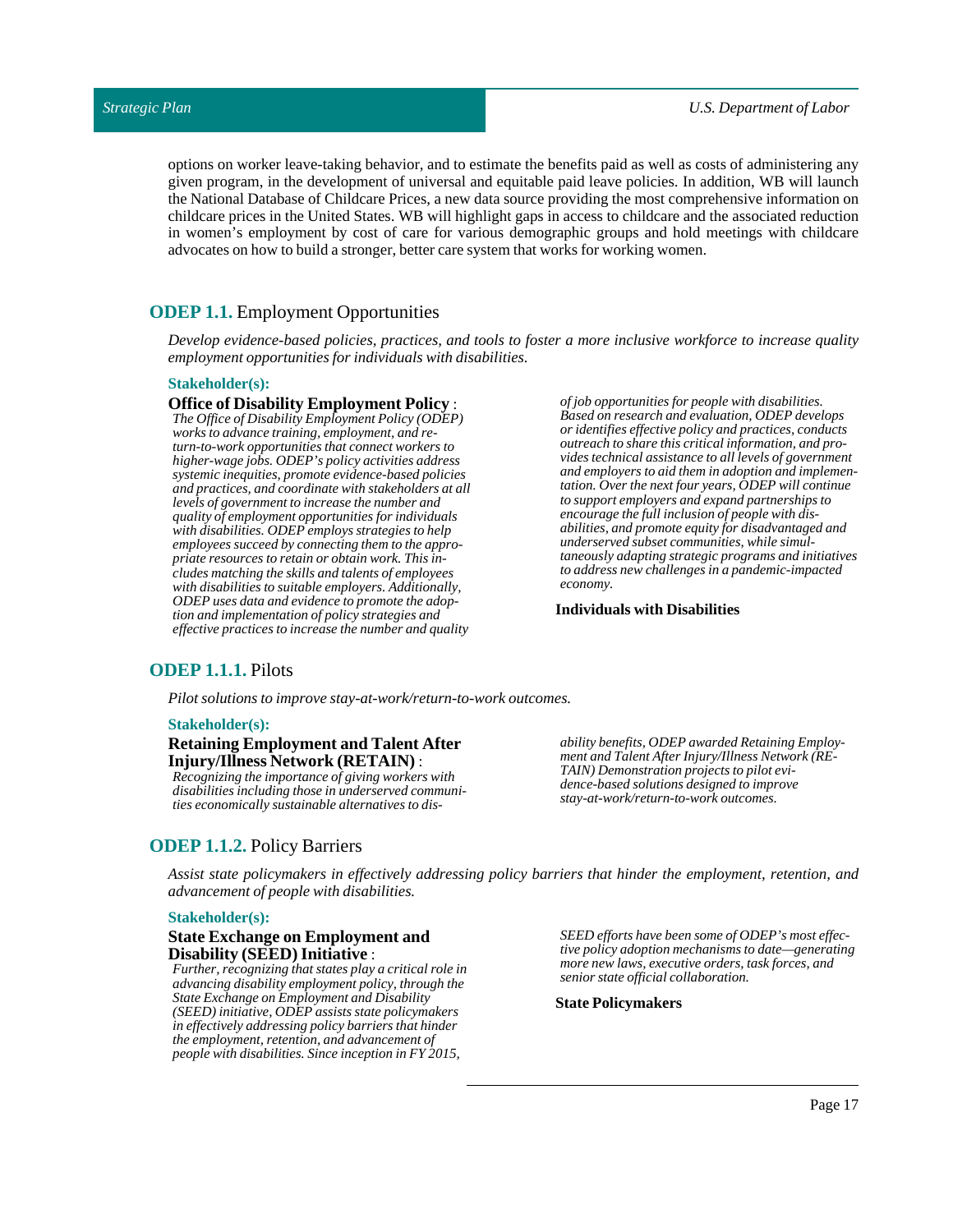options on worker leave-taking behavior, and to estimate the benefits paid as well as costs of administering any given program, in the development of universal and equitable paid leave policies. In addition, WB will launch the National Database of Childcare Prices, a new data source providing the most comprehensive information on childcare prices in the United States. WB will highlight gaps in access to childcare and the associated reduction in women's employment by cost of care for various demographic groups and hold meetings with childcare advocates on how to build a stronger, better care system that works for working women.

## ODEP 1.1. Employment Opportunities

*Develop evidence-based policies, practices, and tools to foster a more inclusive workforce to increase quality employment opportunities for individuals with disabilities.*

**Stakeholder(s):**

**Office of Disability Employment Policy** : *The Office of Disability Employment Policy (ODEP) works to advance training, employment, and return-to-work opportunities that connect workers to higher-wage jobs. ODEP's policy activities address systemic inequities, promote evidence-based policies and practices, and coordinate with stakeholders at all levels of government to increase the number and quality of employment opportunities for individuals with disabilities. ODEP employs strategies to help employees succeed by connecting them to the appropriate resources to retain or obtain work. This includes matching the skills and talents of employees with disabilities to suitable employers. Additionally, ODEP uses data and evidence to promote the adoption and implementation of policy strategies and effective practices to increase the number and quality of job opportunities for people with disabilities. Based on research and evaluation, ODEP develops or identifies effective policy and practices, conducts outreach to share this critical information, and provides technical assistance to all levels of government and employers to aid them in adoption and implementation. Over the next four years, ODEP will continue to support employers and expand partnerships to encourage the full inclusion of people with disabilities, and promote equity for disadvantaged and underserved subset communities, while simultaneously adapting strategic programs and initiatives to address new challenges in a pandemic-impacted economy.*

**Individuals with Disabilities**

### ODEP 1.1.1. Pilots

*Pilot solutions to improve stay-at-work/return-to-work outcomes.*

**Stakeholder(s):**

**Retaining Employment and Talent After Injury/Illness Network (RETAIN)** : *Recognizing the importance of giving workers with disabilities including those in underserved communities economically sustainable alternatives to disability benefits, ODEP awarded Retaining Employment and Talent After Injury/Illness Network (RETAIN) Demonstration projects to pilot evidence-based solutions designed to improve stay-at-work/return-to-work outcomes.*

### ODEP 1.1.2. Policy Barriers

*Assist state policymakers in effectively addressing policy barriers that hinder the employment, retention, and advancement of people with disabilities.*

**Stakeholder(s):**

**State Exchange on Employment and Disability (SEED) Initiative** : *Further, recognizing that states play a critical role in advancing disability employment policy, through the State Exchange on Employment and Disability (SEED) initiative, ODEP assists state policymakers in effectively addressing policy barriers that hinder the employment, retention, and advancement of people with disabilities. Since inception in FY 2015, SEED efforts have been some of ODEP's most effective policy adoption mechanisms to date—generating more new laws, executive orders, task forces, and senior state official collaboration.*

**State Policymakers**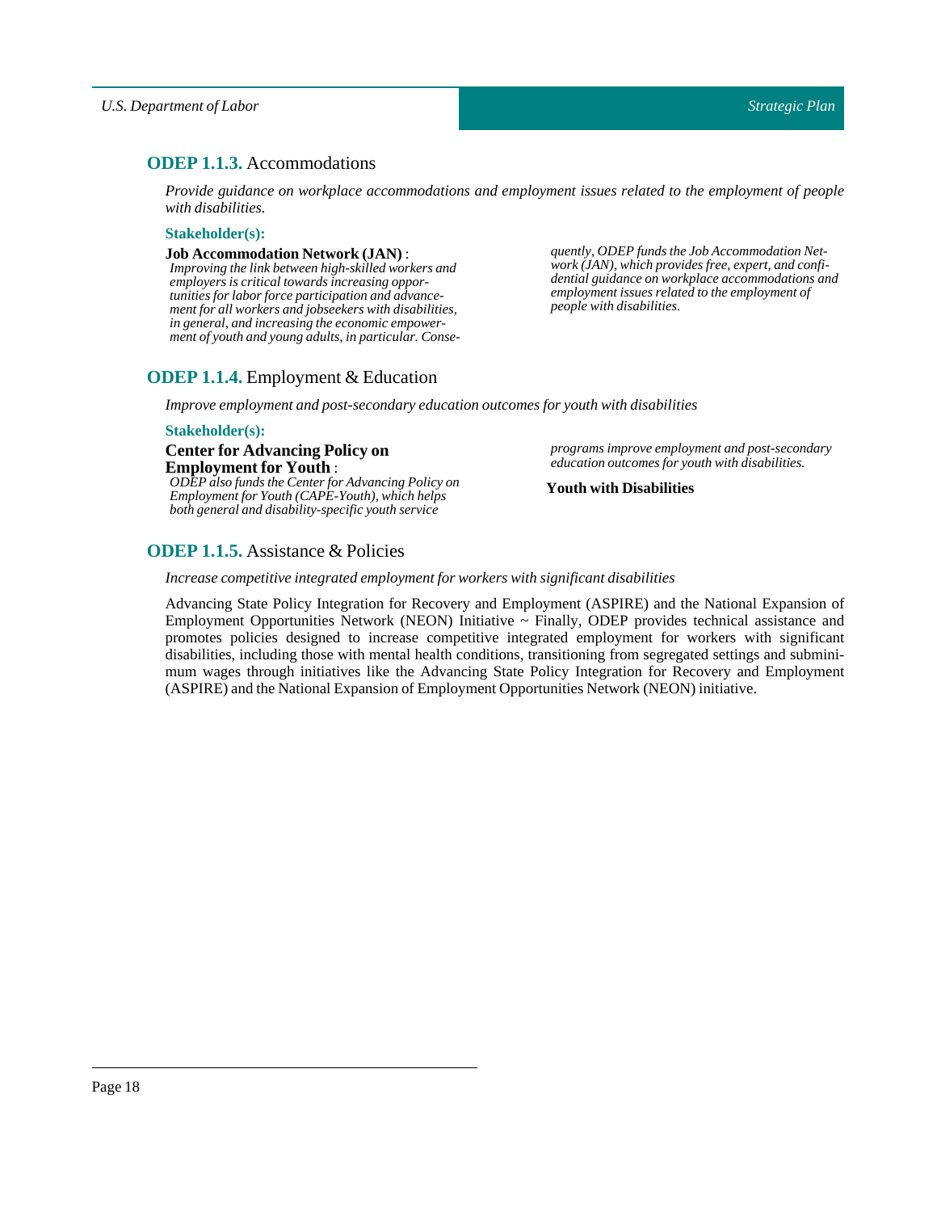## ODEP 1.1.3. Accommodations

*Provide guidance on workplace accommodations and employment issues related to the employment of people with disabilities.*

**Stakeholder(s):**

**Job Accommodation Network (JAN)** :
*Improving the link between high-skilled workers and employers is critical towards increasing opportunities for labor force participation and advancement for all workers and jobseekers with disabilities, in general, and increasing the economic empowerment of youth and young adults, in particular. Consequently, ODEP funds the Job Accommodation Network (JAN), which provides free, expert, and confidential guidance on workplace accommodations and employment issues related to the employment of people with disabilities.*

## ODEP 1.1.4. Employment & Education

*Improve employment and post-secondary education outcomes for youth with disabilities*

**Stakeholder(s):**

**Center for Advancing Policy on Employment for Youth** :
*ODEP also funds the Center for Advancing Policy on Employment for Youth (CAPE-Youth), which helps both general and disability-specific youth service programs improve employment and post-secondary education outcomes for youth with disabilities.*

**Youth with Disabilities**

## ODEP 1.1.5. Assistance & Policies

*Increase competitive integrated employment for workers with significant disabilities*

Advancing State Policy Integration for Recovery and Employment (ASPIRE) and the National Expansion of Employment Opportunities Network (NEON) Initiative ~ Finally, ODEP provides technical assistance and promotes policies designed to increase competitive integrated employment for workers with significant disabilities, including those with mental health conditions, transitioning from segregated settings and subminimum wages through initiatives like the Advancing State Policy Integration for Recovery and Employment (ASPIRE) and the National Expansion of Employment Opportunities Network (NEON) initiative.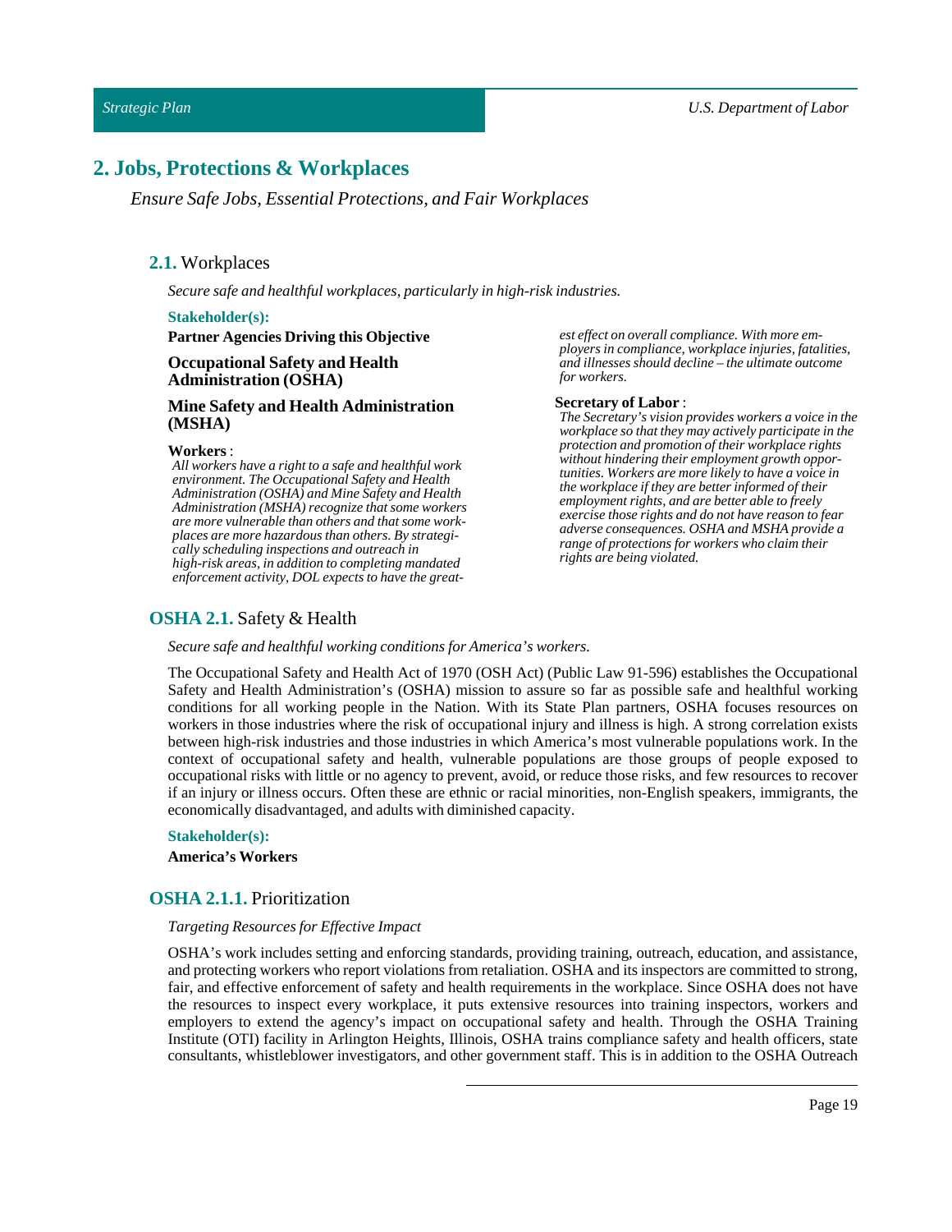## 2. Jobs, Protections & Workplaces

*Ensure Safe Jobs, Essential Protections, and Fair Workplaces*

### 2.1. Workplaces

*Secure safe and healthful workplaces, particularly in high-risk industries.*

**Stakeholder(s):**

**Partner Agencies Driving this Objective**

**Occupational Safety and Health Administration (OSHA)**

**Mine Safety and Health Administration (MSHA)**

**Workers** :

*All workers have a right to a safe and healthful work environment. The Occupational Safety and Health Administration (OSHA) and Mine Safety and Health Administration (MSHA) recognize that some workers are more vulnerable than others and that some workplaces are more hazardous than others. By strategically scheduling inspections and outreach in high-risk areas, in addition to completing mandated enforcement activity, DOL expects to have the greatest effect on overall compliance. With more employers in compliance, workplace injuries, fatalities, and illnesses should decline – the ultimate outcome for workers.*

**Secretary of Labor** :

*The Secretary's vision provides workers a voice in the workplace so that they may actively participate in the protection and promotion of their workplace rights without hindering their employment growth opportunities. Workers are more likely to have a voice in the workplace if they are better informed of their employment rights, and are better able to freely exercise those rights and do not have reason to fear adverse consequences. OSHA and MSHA provide a range of protections for workers who claim their rights are being violated.*

### OSHA 2.1. Safety & Health

*Secure safe and healthful working conditions for America's workers.*

The Occupational Safety and Health Act of 1970 (OSH Act) (Public Law 91-596) establishes the Occupational Safety and Health Administration's (OSHA) mission to assure so far as possible safe and healthful working conditions for all working people in the Nation. With its State Plan partners, OSHA focuses resources on workers in those industries where the risk of occupational injury and illness is high. A strong correlation exists between high-risk industries and those industries in which America's most vulnerable populations work. In the context of occupational safety and health, vulnerable populations are those groups of people exposed to occupational risks with little or no agency to prevent, avoid, or reduce those risks, and few resources to recover if an injury or illness occurs. Often these are ethnic or racial minorities, non-English speakers, immigrants, the economically disadvantaged, and adults with diminished capacity.

**Stakeholder(s):**

**America's Workers**

### OSHA 2.1.1. Prioritization

*Targeting Resources for Effective Impact*

OSHA's work includes setting and enforcing standards, providing training, outreach, education, and assistance, and protecting workers who report violations from retaliation. OSHA and its inspectors are committed to strong, fair, and effective enforcement of safety and health requirements in the workplace. Since OSHA does not have the resources to inspect every workplace, it puts extensive resources into training inspectors, workers and employers to extend the agency's impact on occupational safety and health. Through the OSHA Training Institute (OTI) facility in Arlington Heights, Illinois, OSHA trains compliance safety and health officers, state consultants, whistleblower investigators, and other government staff. This is in addition to the OSHA Outreach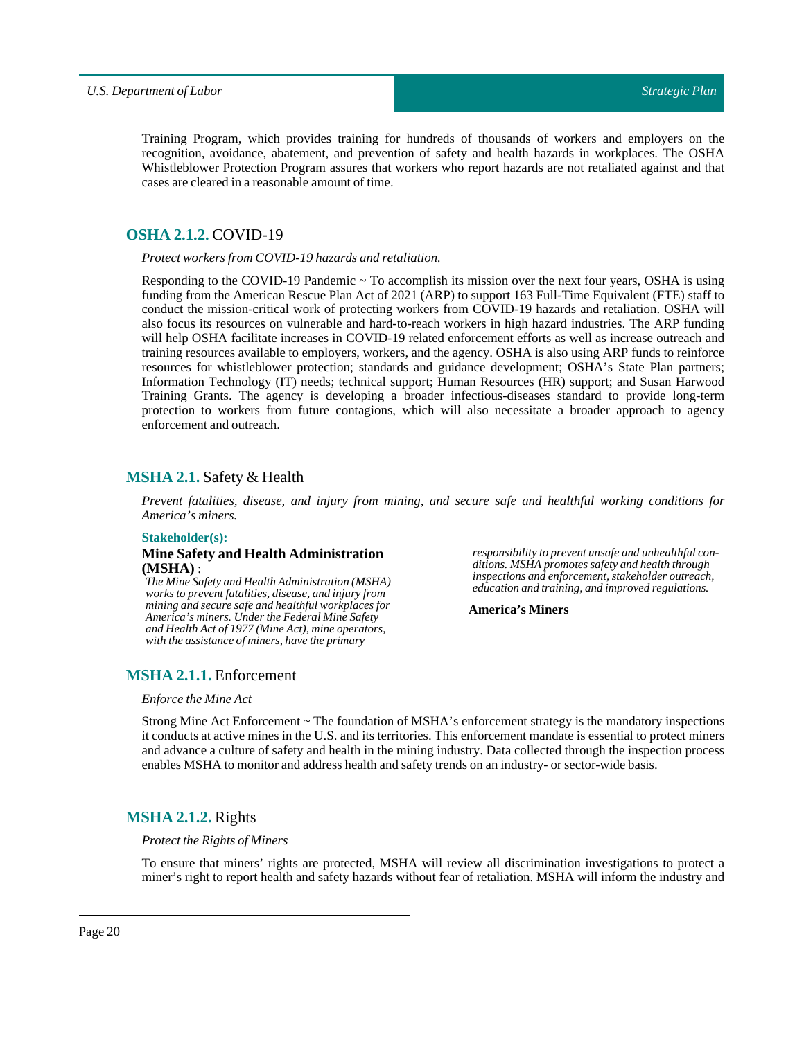Training Program, which provides training for hundreds of thousands of workers and employers on the recognition, avoidance, abatement, and prevention of safety and health hazards in workplaces. The OSHA Whistleblower Protection Program assures that workers who report hazards are not retaliated against and that cases are cleared in a reasonable amount of time.

### **OSHA 2.1.2.** COVID-19

*Protect workers from COVID-19 hazards and retaliation.*

Responding to the COVID-19 Pandemic ~ To accomplish its mission over the next four years, OSHA is using funding from the American Rescue Plan Act of 2021 (ARP) to support 163 Full-Time Equivalent (FTE) staff to conduct the mission-critical work of protecting workers from COVID-19 hazards and retaliation. OSHA will also focus its resources on vulnerable and hard-to-reach workers in high hazard industries. The ARP funding will help OSHA facilitate increases in COVID-19 related enforcement efforts as well as increase outreach and training resources available to employers, workers, and the agency. OSHA is also using ARP funds to reinforce resources for whistleblower protection; standards and guidance development; OSHA's State Plan partners; Information Technology (IT) needs; technical support; Human Resources (HR) support; and Susan Harwood Training Grants. The agency is developing a broader infectious-diseases standard to provide long-term protection to workers from future contagions, which will also necessitate a broader approach to agency enforcement and outreach.

### **MSHA 2.1.** Safety & Health

*Prevent fatalities, disease, and injury from mining, and secure safe and healthful working conditions for America's miners.*

**Stakeholder(s):**

**Mine Safety and Health Administration (MSHA)** :

*The Mine Safety and Health Administration (MSHA) works to prevent fatalities, disease, and injury from mining and secure safe and healthful workplaces for America's miners. Under the Federal Mine Safety and Health Act of 1977 (Mine Act), mine operators, with the assistance of miners, have the primary responsibility to prevent unsafe and unhealthful conditions. MSHA promotes safety and health through inspections and enforcement, stakeholder outreach, education and training, and improved regulations.*

**America's Miners**

### **MSHA 2.1.1.** Enforcement

*Enforce the Mine Act*

Strong Mine Act Enforcement ~ The foundation of MSHA's enforcement strategy is the mandatory inspections it conducts at active mines in the U.S. and its territories. This enforcement mandate is essential to protect miners and advance a culture of safety and health in the mining industry. Data collected through the inspection process enables MSHA to monitor and address health and safety trends on an industry- or sector-wide basis.

### **MSHA 2.1.2.** Rights

*Protect the Rights of Miners*

To ensure that miners' rights are protected, MSHA will review all discrimination investigations to protect a miner's right to report health and safety hazards without fear of retaliation. MSHA will inform the industry and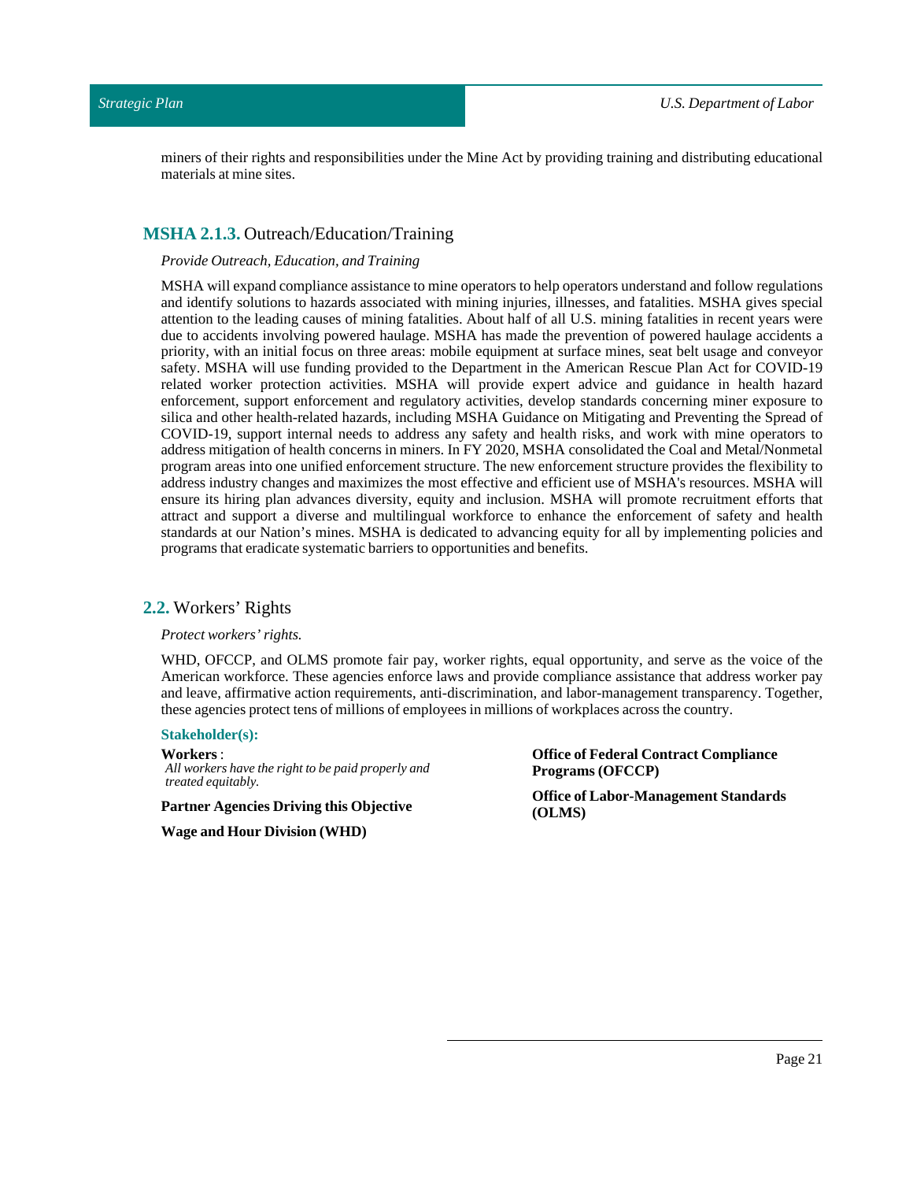miners of their rights and responsibilities under the Mine Act by providing training and distributing educational materials at mine sites.

### MSHA 2.1.3. Outreach/Education/Training

*Provide Outreach, Education, and Training*

MSHA will expand compliance assistance to mine operators to help operators understand and follow regulations and identify solutions to hazards associated with mining injuries, illnesses, and fatalities. MSHA gives special attention to the leading causes of mining fatalities. About half of all U.S. mining fatalities in recent years were due to accidents involving powered haulage. MSHA has made the prevention of powered haulage accidents a priority, with an initial focus on three areas: mobile equipment at surface mines, seat belt usage and conveyor safety. MSHA will use funding provided to the Department in the American Rescue Plan Act for COVID-19 related worker protection activities. MSHA will provide expert advice and guidance in health hazard enforcement, support enforcement and regulatory activities, develop standards concerning miner exposure to silica and other health-related hazards, including MSHA Guidance on Mitigating and Preventing the Spread of COVID-19, support internal needs to address any safety and health risks, and work with mine operators to address mitigation of health concerns in miners. In FY 2020, MSHA consolidated the Coal and Metal/Nonmetal program areas into one unified enforcement structure. The new enforcement structure provides the flexibility to address industry changes and maximizes the most effective and efficient use of MSHA's resources. MSHA will ensure its hiring plan advances diversity, equity and inclusion. MSHA will promote recruitment efforts that attract and support a diverse and multilingual workforce to enhance the enforcement of safety and health standards at our Nation’s mines. MSHA is dedicated to advancing equity for all by implementing policies and programs that eradicate systematic barriers to opportunities and benefits.

## 2.2. Workers’ Rights

*Protect workers’ rights.*

WHD, OFCCP, and OLMS promote fair pay, worker rights, equal opportunity, and serve as the voice of the American workforce. These agencies enforce laws and provide compliance assistance that address worker pay and leave, affirmative action requirements, anti-discrimination, and labor-management transparency. Together, these agencies protect tens of millions of employees in millions of workplaces across the country.

**Stakeholder(s):**

**Workers** :
*All workers have the right to be paid properly and treated equitably.*

**Partner Agencies Driving this Objective**

**Wage and Hour Division (WHD)**

**Office of Federal Contract Compliance Programs (OFCCP)**

**Office of Labor-Management Standards (OLMS)**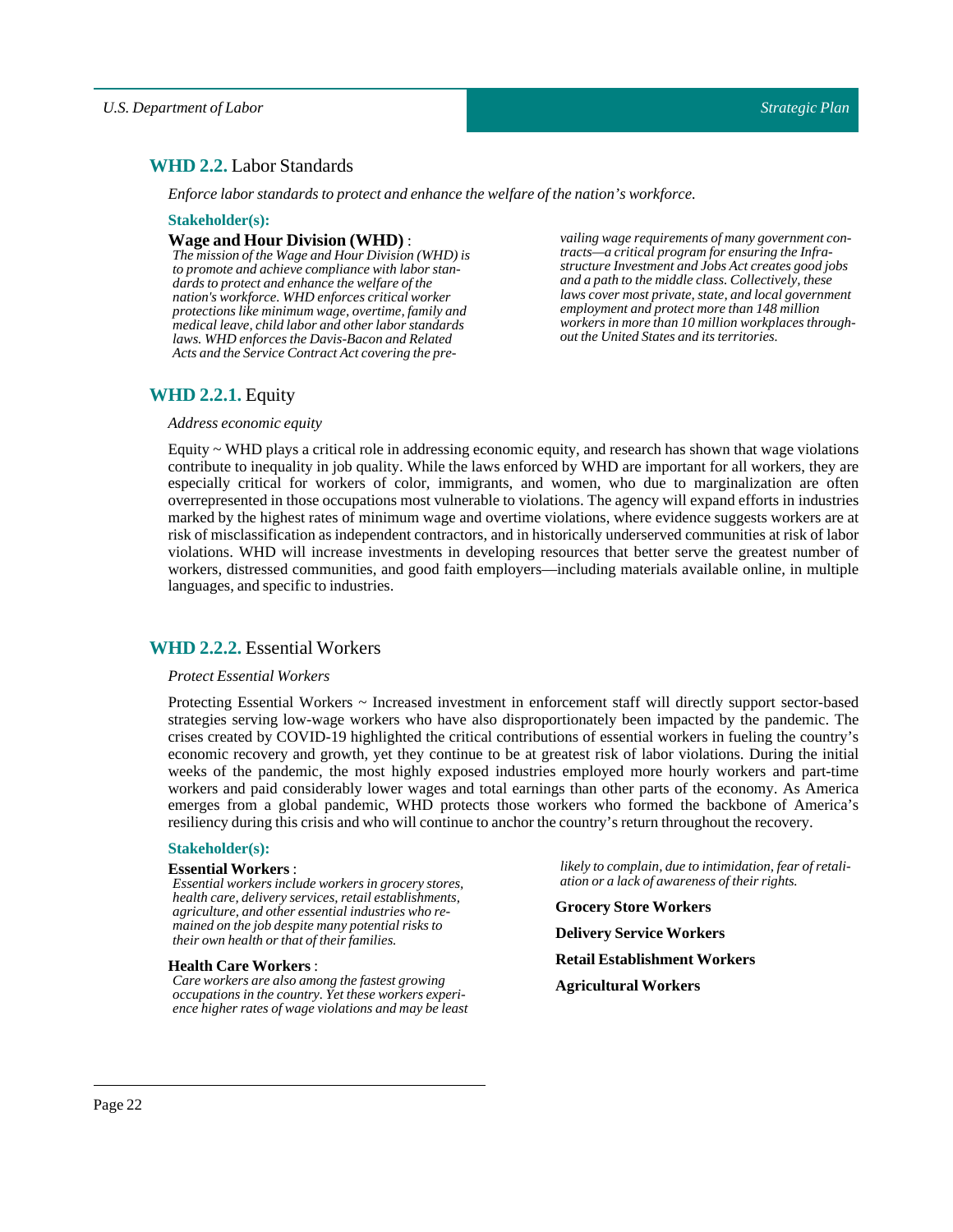## **WHD 2.2.** Labor Standards

*Enforce labor standards to protect and enhance the welfare of the nation's workforce.*

**Stakeholder(s):**

**Wage and Hour Division (WHD)** :
*The mission of the Wage and Hour Division (WHD) is to promote and achieve compliance with labor standards to protect and enhance the welfare of the nation's workforce. WHD enforces critical worker protections like minimum wage, overtime, family and medical leave, child labor and other labor standards laws. WHD enforces the Davis-Bacon and Related Acts and the Service Contract Act covering the prevailing wage requirements of many government contracts—a critical program for ensuring the Infrastructure Investment and Jobs Act creates good jobs and a path to the middle class. Collectively, these laws cover most private, state, and local government employment and protect more than 148 million workers in more than 10 million workplaces throughout the United States and its territories.*

### **WHD 2.2.1.** Equity

*Address economic equity*

Equity ~ WHD plays a critical role in addressing economic equity, and research has shown that wage violations contribute to inequality in job quality. While the laws enforced by WHD are important for all workers, they are especially critical for workers of color, immigrants, and women, who due to marginalization are often overrepresented in those occupations most vulnerable to violations. The agency will expand efforts in industries marked by the highest rates of minimum wage and overtime violations, where evidence suggests workers are at risk of misclassification as independent contractors, and in historically underserved communities at risk of labor violations. WHD will increase investments in developing resources that better serve the greatest number of workers, distressed communities, and good faith employers—including materials available online, in multiple languages, and specific to industries.

### **WHD 2.2.2.** Essential Workers

*Protect Essential Workers*

Protecting Essential Workers ~ Increased investment in enforcement staff will directly support sector-based strategies serving low-wage workers who have also disproportionately been impacted by the pandemic. The crises created by COVID-19 highlighted the critical contributions of essential workers in fueling the country's economic recovery and growth, yet they continue to be at greatest risk of labor violations. During the initial weeks of the pandemic, the most highly exposed industries employed more hourly workers and part-time workers and paid considerably lower wages and total earnings than other parts of the economy. As America emerges from a global pandemic, WHD protects those workers who formed the backbone of America's resiliency during this crisis and who will continue to anchor the country's return throughout the recovery.

**Stakeholder(s):**

**Essential Workers** :
*Essential workers include workers in grocery stores, health care, delivery services, retail establishments, agriculture, and other essential industries who remained on the job despite many potential risks to their own health or that of their families.*

**Health Care Workers** :
*Care workers are also among the fastest growing occupations in the country. Yet these workers experience higher rates of wage violations and may be least likely to complain, due to intimidation, fear of retaliation or a lack of awareness of their rights.*

**Grocery Store Workers**

**Delivery Service Workers**

**Retail Establishment Workers**

**Agricultural Workers**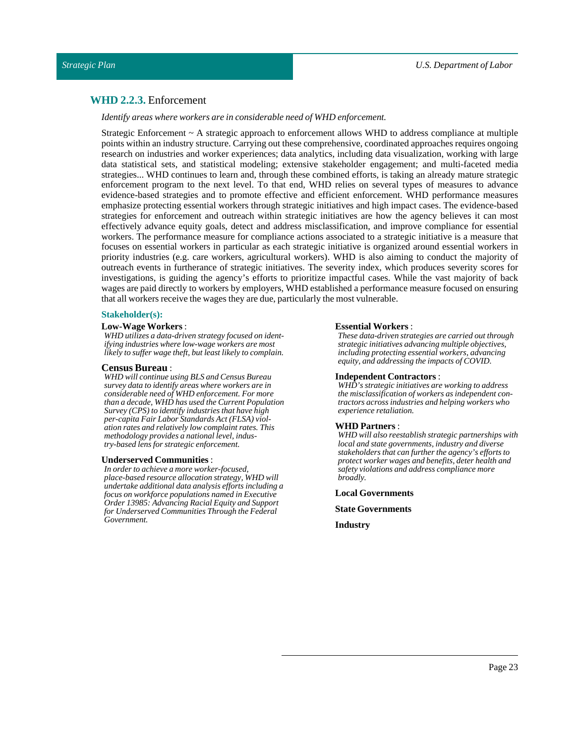## WHD 2.2.3. Enforcement

*Identify areas where workers are in considerable need of WHD enforcement.*

Strategic Enforcement ~ A strategic approach to enforcement allows WHD to address compliance at multiple points within an industry structure. Carrying out these comprehensive, coordinated approaches requires ongoing research on industries and worker experiences; data analytics, including data visualization, working with large data statistical sets, and statistical modeling; extensive stakeholder engagement; and multi-faceted media strategies... WHD continues to learn and, through these combined efforts, is taking an already mature strategic enforcement program to the next level. To that end, WHD relies on several types of measures to advance evidence-based strategies and to promote effective and efficient enforcement. WHD performance measures emphasize protecting essential workers through strategic initiatives and high impact cases. The evidence-based strategies for enforcement and outreach within strategic initiatives are how the agency believes it can most effectively advance equity goals, detect and address misclassification, and improve compliance for essential workers. The performance measure for compliance actions associated to a strategic initiative is a measure that focuses on essential workers in particular as each strategic initiative is organized around essential workers in priority industries (e.g. care workers, agricultural workers). WHD is also aiming to conduct the majority of outreach events in furtherance of strategic initiatives. The severity index, which produces severity scores for investigations, is guiding the agency's efforts to prioritize impactful cases. While the vast majority of back wages are paid directly to workers by employers, WHD established a performance measure focused on ensuring that all workers receive the wages they are due, particularly the most vulnerable.

### Stakeholder(s):

**Low-Wage Workers** :
*WHD utilizes a data-driven strategy focused on identifying industries where low-wage workers are most likely to suffer wage theft, but least likely to complain.*

**Census Bureau** :
*WHD will continue using BLS and Census Bureau survey data to identify areas where workers are in considerable need of WHD enforcement. For more than a decade, WHD has used the Current Population Survey (CPS) to identify industries that have high per-capita Fair Labor Standards Act (FLSA) violation rates and relatively low complaint rates. This methodology provides a national level, industry-based lens for strategic enforcement.*

**Underserved Communities** :
*In order to achieve a more worker-focused, place-based resource allocation strategy, WHD will undertake additional data analysis efforts including a focus on workforce populations named in Executive Order 13985: Advancing Racial Equity and Support for Underserved Communities Through the Federal Government.*

**Essential Workers** :
*These data-driven strategies are carried out through strategic initiatives advancing multiple objectives, including protecting essential workers, advancing equity, and addressing the impacts of COVID.*

**Independent Contractors** :
*WHD's strategic initiatives are working to address the misclassification of workers as independent contractors across industries and helping workers who experience retaliation.*

**WHD Partners** :
*WHD will also reestablish strategic partnerships with local and state governments, industry and diverse stakeholders that can further the agency's efforts to protect worker wages and benefits, deter health and safety violations and address compliance more broadly.*

**Local Governments**

**State Governments**

**Industry**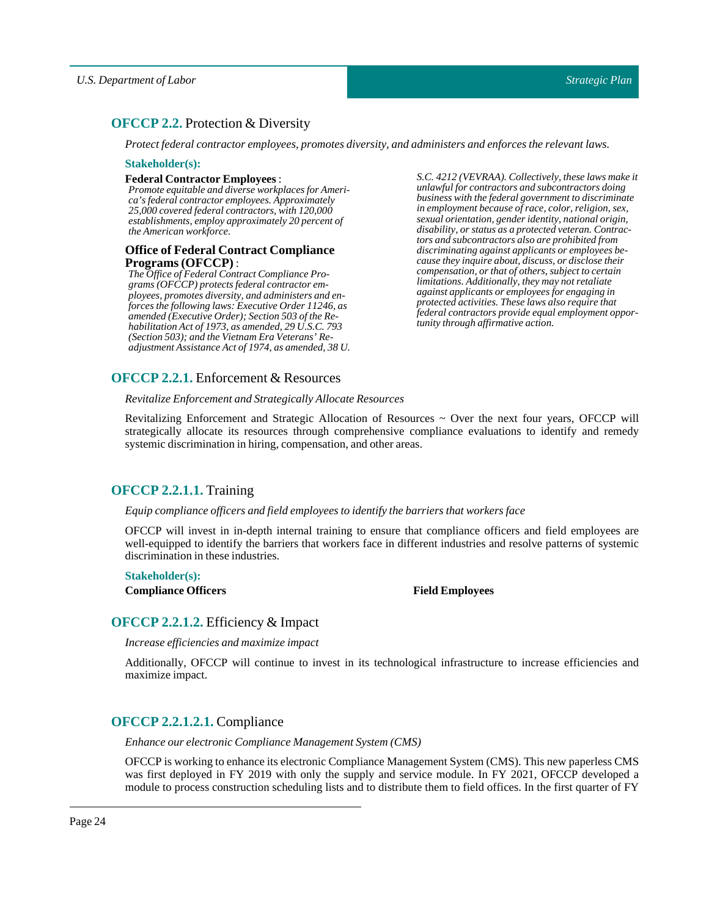## **OFCCP 2.2.** Protection & Diversity

*Protect federal contractor employees, promotes diversity, and administers and enforces the relevant laws.*

**Stakeholder(s):**

**Federal Contractor Employees** :
*Promote equitable and diverse workplaces for America's federal contractor employees. Approximately 25,000 covered federal contractors, with 120,000 establishments, employ approximately 20 percent of the American workforce.*

**Office of Federal Contract Compliance Programs (OFCCP)** :
*The Office of Federal Contract Compliance Programs (OFCCP) protects federal contractor employees, promotes diversity, and administers and enforces the following laws: Executive Order 11246, as amended (Executive Order); Section 503 of the Rehabilitation Act of 1973, as amended, 29 U.S.C. 793 (Section 503); and the Vietnam Era Veterans' Readjustment Assistance Act of 1974, as amended, 38 U.S.C. 4212 (VEVRAA). Collectively, these laws make it unlawful for contractors and subcontractors doing business with the federal government to discriminate in employment because of race, color, religion, sex, sexual orientation, gender identity, national origin, disability, or status as a protected veteran. Contractors and subcontractors also are prohibited from discriminating against applicants or employees because they inquire about, discuss, or disclose their compensation, or that of others, subject to certain limitations. Additionally, they may not retaliate against applicants or employees for engaging in protected activities. These laws also require that federal contractors provide equal employment opportunity through affirmative action.*

## **OFCCP 2.2.1.** Enforcement & Resources

*Revitalize Enforcement and Strategically Allocate Resources*

Revitalizing Enforcement and Strategic Allocation of Resources ~ Over the next four years, OFCCP will strategically allocate its resources through comprehensive compliance evaluations to identify and remedy systemic discrimination in hiring, compensation, and other areas.

## **OFCCP 2.2.1.1.** Training

*Equip compliance officers and field employees to identify the barriers that workers face*

OFCCP will invest in in-depth internal training to ensure that compliance officers and field employees are well-equipped to identify the barriers that workers face in different industries and resolve patterns of systemic discrimination in these industries.

**Stakeholder(s):**

**Compliance Officers**

**Field Employees**

## **OFCCP 2.2.1.2.** Efficiency & Impact

*Increase efficiencies and maximize impact*

Additionally, OFCCP will continue to invest in its technological infrastructure to increase efficiencies and maximize impact.

## **OFCCP 2.2.1.2.1.** Compliance

*Enhance our electronic Compliance Management System (CMS)*

OFCCP is working to enhance its electronic Compliance Management System (CMS). This new paperless CMS was first deployed in FY 2019 with only the supply and service module. In FY 2021, OFCCP developed a module to process construction scheduling lists and to distribute them to field offices. In the first quarter of FY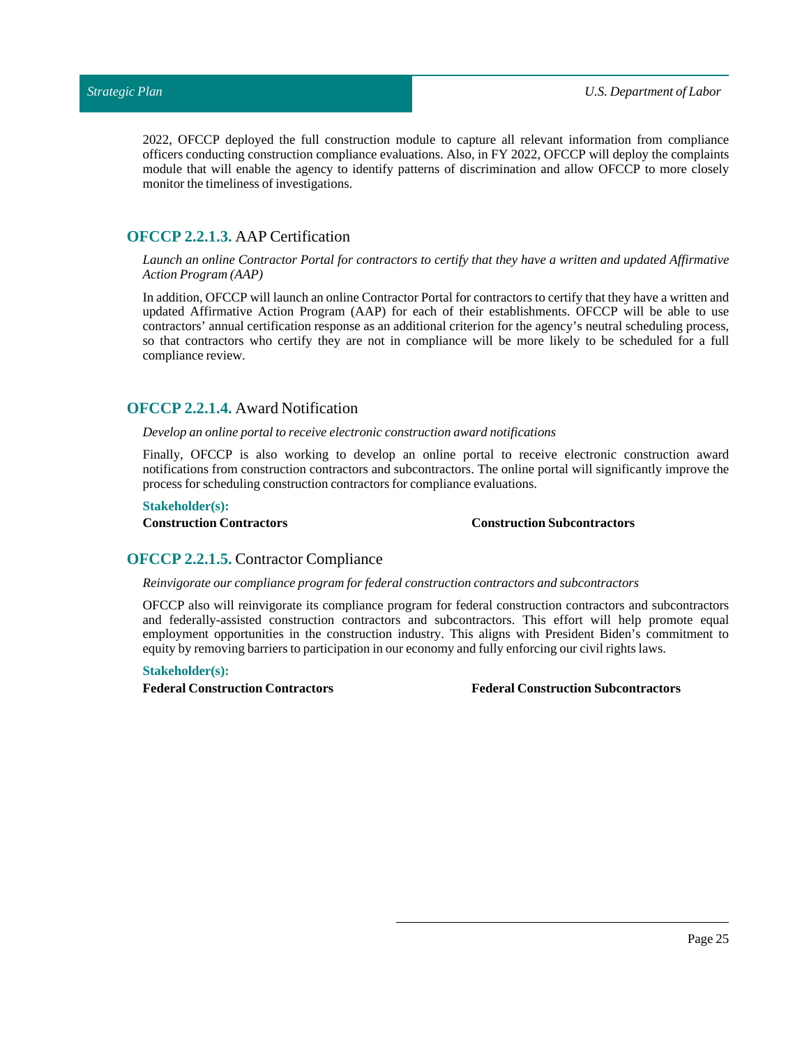2022, OFCCP deployed the full construction module to capture all relevant information from compliance officers conducting construction compliance evaluations. Also, in FY 2022, OFCCP will deploy the complaints module that will enable the agency to identify patterns of discrimination and allow OFCCP to more closely monitor the timeliness of investigations.

### **OFCCP 2.2.1.3.** AAP Certification

*Launch an online Contractor Portal for contractors to certify that they have a written and updated Affirmative Action Program (AAP)*

In addition, OFCCP will launch an online Contractor Portal for contractors to certify that they have a written and updated Affirmative Action Program (AAP) for each of their establishments. OFCCP will be able to use contractors' annual certification response as an additional criterion for the agency's neutral scheduling process, so that contractors who certify they are not in compliance will be more likely to be scheduled for a full compliance review.

### **OFCCP 2.2.1.4.** Award Notification

*Develop an online portal to receive electronic construction award notifications*

Finally, OFCCP is also working to develop an online portal to receive electronic construction award notifications from construction contractors and subcontractors. The online portal will significantly improve the process for scheduling construction contractors for compliance evaluations.

**Stakeholder(s):**

**Construction Contractors**

**Construction Subcontractors**

### **OFCCP 2.2.1.5.** Contractor Compliance

*Reinvigorate our compliance program for federal construction contractors and subcontractors*

OFCCP also will reinvigorate its compliance program for federal construction contractors and subcontractors and federally-assisted construction contractors and subcontractors. This effort will help promote equal employment opportunities in the construction industry. This aligns with President Biden's commitment to equity by removing barriers to participation in our economy and fully enforcing our civil rights laws.

**Stakeholder(s):**

**Federal Construction Contractors**

**Federal Construction Subcontractors**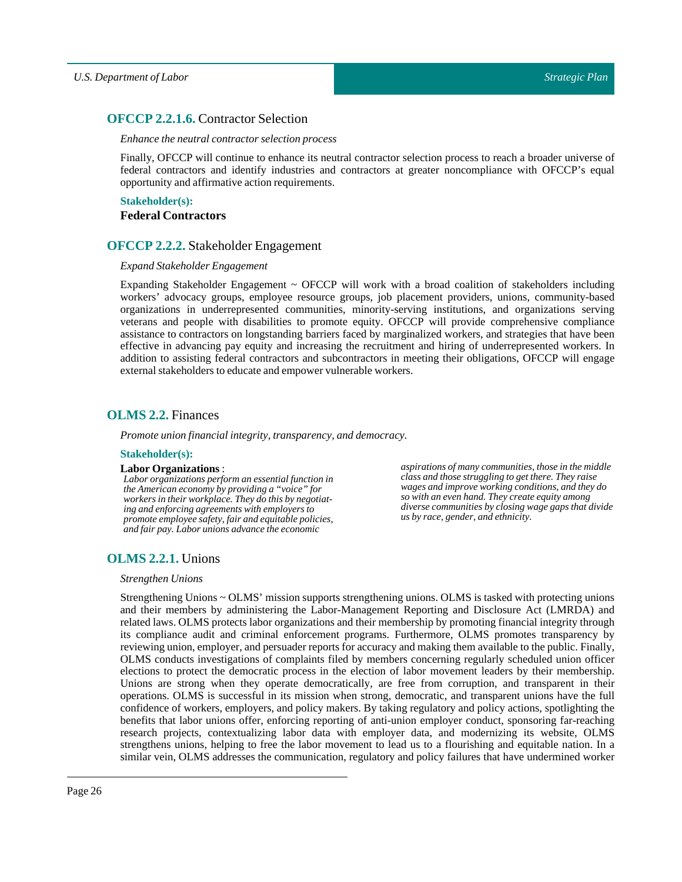### **OFCCP 2.2.1.6.** Contractor Selection

*Enhance the neutral contractor selection process*

Finally, OFCCP will continue to enhance its neutral contractor selection process to reach a broader universe of federal contractors and identify industries and contractors at greater noncompliance with OFCCP's equal opportunity and affirmative action requirements.

**Stakeholder(s):**

**Federal Contractors**

### **OFCCP 2.2.2.** Stakeholder Engagement

*Expand Stakeholder Engagement*

Expanding Stakeholder Engagement ~ OFCCP will work with a broad coalition of stakeholders including workers' advocacy groups, employee resource groups, job placement providers, unions, community-based organizations in underrepresented communities, minority-serving institutions, and organizations serving veterans and people with disabilities to promote equity. OFCCP will provide comprehensive compliance assistance to contractors on longstanding barriers faced by marginalized workers, and strategies that have been effective in advancing pay equity and increasing the recruitment and hiring of underrepresented workers. In addition to assisting federal contractors and subcontractors in meeting their obligations, OFCCP will engage external stakeholders to educate and empower vulnerable workers.

### **OLMS 2.2.** Finances

*Promote union financial integrity, transparency, and democracy.*

**Stakeholder(s):**

**Labor Organizations** :
*Labor organizations perform an essential function in the American economy by providing a "voice" for workers in their workplace. They do this by negotiating and enforcing agreements with employers to promote employee safety, fair and equitable policies, and fair pay. Labor unions advance the economic aspirations of many communities, those in the middle class and those struggling to get there. They raise wages and improve working conditions, and they do so with an even hand. They create equity among diverse communities by closing wage gaps that divide us by race, gender, and ethnicity.*

### **OLMS 2.2.1.** Unions

*Strengthen Unions*

Strengthening Unions ~ OLMS' mission supports strengthening unions. OLMS is tasked with protecting unions and their members by administering the Labor-Management Reporting and Disclosure Act (LMRDA) and related laws. OLMS protects labor organizations and their membership by promoting financial integrity through its compliance audit and criminal enforcement programs. Furthermore, OLMS promotes transparency by reviewing union, employer, and persuader reports for accuracy and making them available to the public. Finally, OLMS conducts investigations of complaints filed by members concerning regularly scheduled union officer elections to protect the democratic process in the election of labor movement leaders by their membership. Unions are strong when they operate democratically, are free from corruption, and transparent in their operations. OLMS is successful in its mission when strong, democratic, and transparent unions have the full confidence of workers, employers, and policy makers. By taking regulatory and policy actions, spotlighting the benefits that labor unions offer, enforcing reporting of anti-union employer conduct, sponsoring far-reaching research projects, contextualizing labor data with employer data, and modernizing its website, OLMS strengthens unions, helping to free the labor movement to lead us to a flourishing and equitable nation. In a similar vein, OLMS addresses the communication, regulatory and policy failures that have undermined worker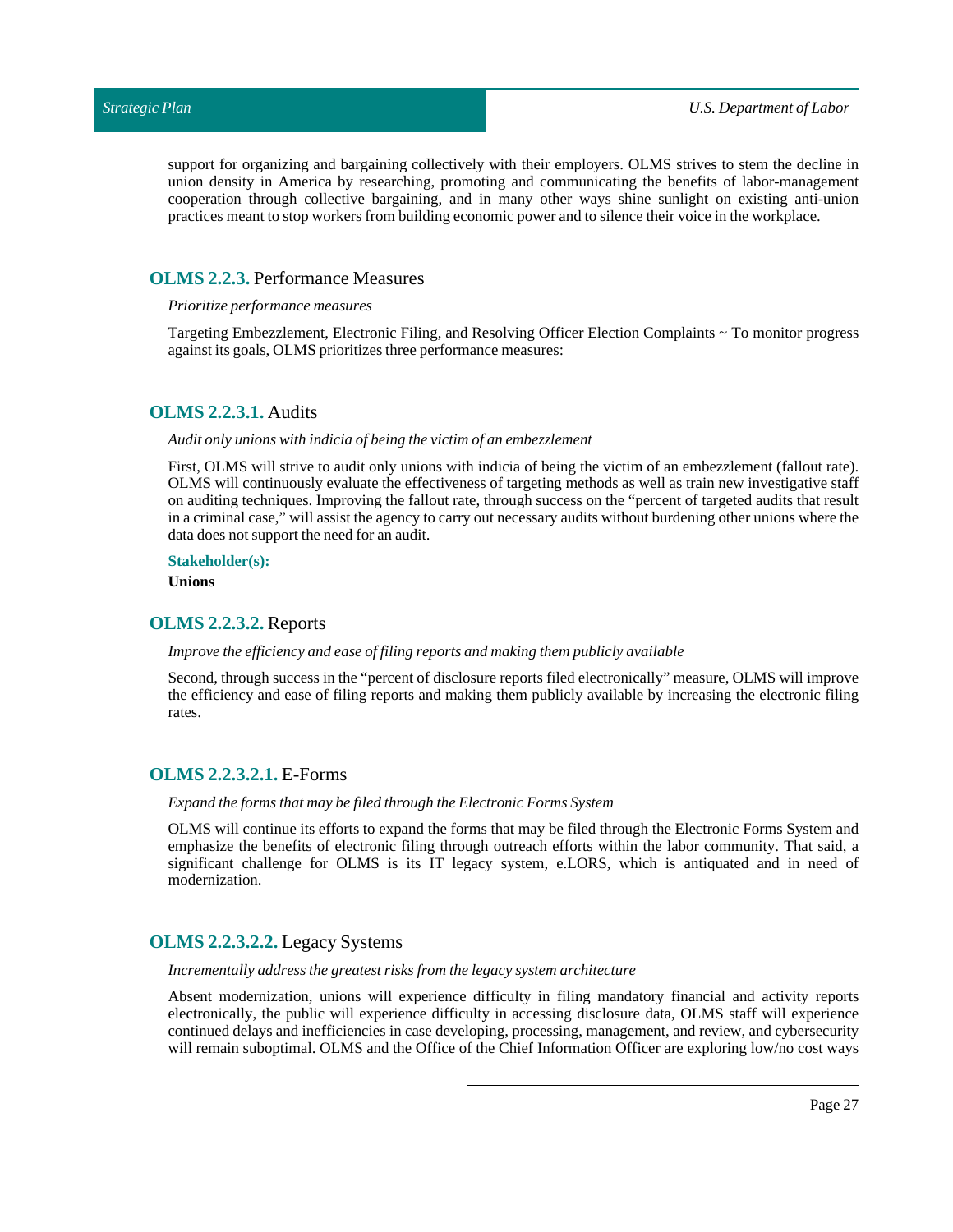support for organizing and bargaining collectively with their employers. OLMS strives to stem the decline in union density in America by researching, promoting and communicating the benefits of labor-management cooperation through collective bargaining, and in many other ways shine sunlight on existing anti-union practices meant to stop workers from building economic power and to silence their voice in the workplace.

## OLMS 2.2.3. Performance Measures

*Prioritize performance measures*

Targeting Embezzlement, Electronic Filing, and Resolving Officer Election Complaints ~ To monitor progress against its goals, OLMS prioritizes three performance measures:

### OLMS 2.2.3.1. Audits

*Audit only unions with indicia of being the victim of an embezzlement*

First, OLMS will strive to audit only unions with indicia of being the victim of an embezzlement (fallout rate). OLMS will continuously evaluate the effectiveness of targeting methods as well as train new investigative staff on auditing techniques. Improving the fallout rate, through success on the "percent of targeted audits that result in a criminal case," will assist the agency to carry out necessary audits without burdening other unions where the data does not support the need for an audit.

**Stakeholder(s):**

**Unions**

### OLMS 2.2.3.2. Reports

*Improve the efficiency and ease of filing reports and making them publicly available*

Second, through success in the "percent of disclosure reports filed electronically" measure, OLMS will improve the efficiency and ease of filing reports and making them publicly available by increasing the electronic filing rates.

#### OLMS 2.2.3.2.1. E-Forms

*Expand the forms that may be filed through the Electronic Forms System*

OLMS will continue its efforts to expand the forms that may be filed through the Electronic Forms System and emphasize the benefits of electronic filing through outreach efforts within the labor community. That said, a significant challenge for OLMS is its IT legacy system, e.LORS, which is antiquated and in need of modernization.

#### OLMS 2.2.3.2.2. Legacy Systems

*Incrementally address the greatest risks from the legacy system architecture*

Absent modernization, unions will experience difficulty in filing mandatory financial and activity reports electronically, the public will experience difficulty in accessing disclosure data, OLMS staff will experience continued delays and inefficiencies in case developing, processing, management, and review, and cybersecurity will remain suboptimal. OLMS and the Office of the Chief Information Officer are exploring low/no cost ways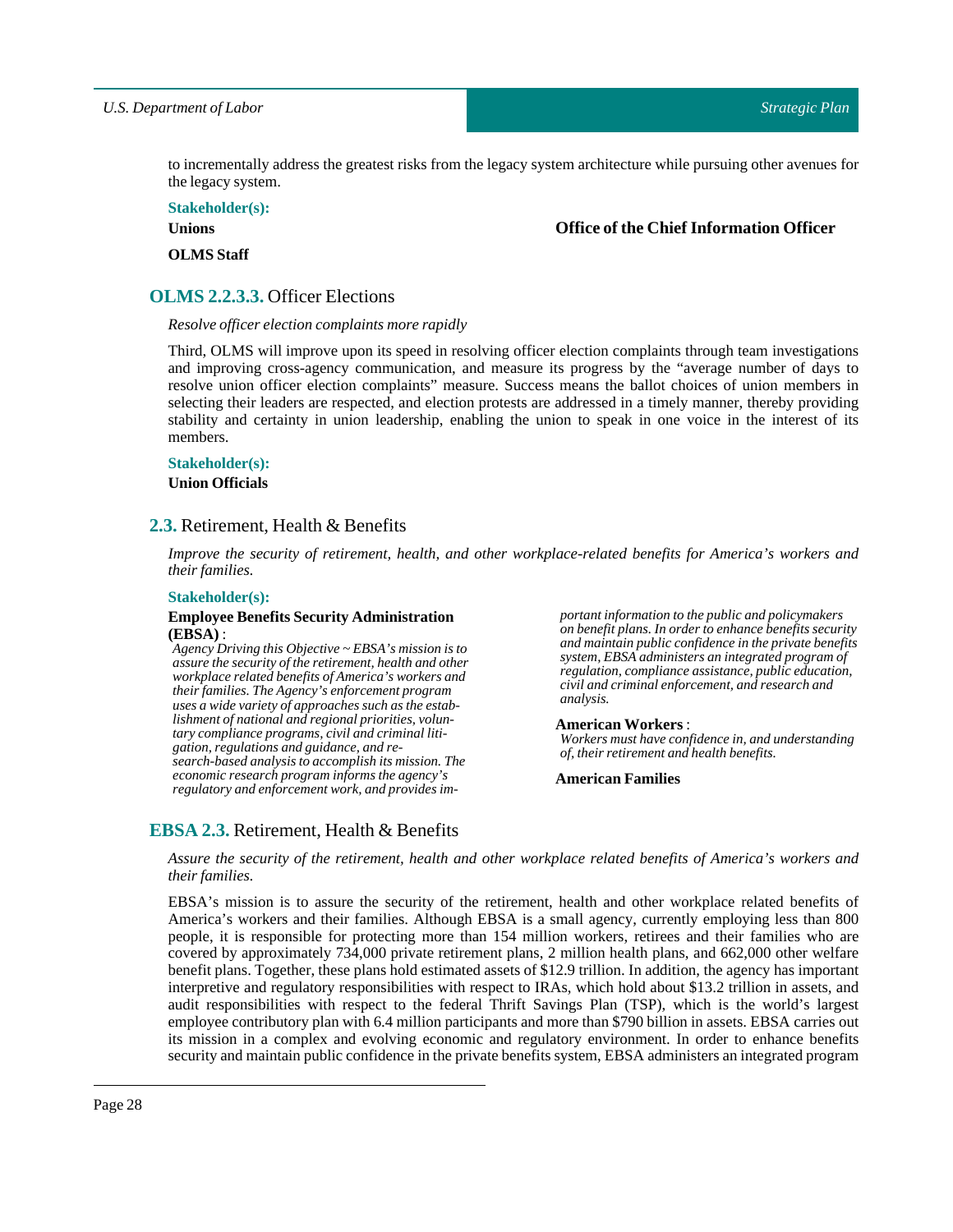to incrementally address the greatest risks from the legacy system architecture while pursuing other avenues for the legacy system.

**Stakeholder(s):**

**Unions**

**Office of the Chief Information Officer**

**OLMS Staff**

### **OLMS 2.2.3.3.** Officer Elections

*Resolve officer election complaints more rapidly*

Third, OLMS will improve upon its speed in resolving officer election complaints through team investigations and improving cross-agency communication, and measure its progress by the "average number of days to resolve union officer election complaints" measure. Success means the ballot choices of union members in selecting their leaders are respected, and election protests are addressed in a timely manner, thereby providing stability and certainty in union leadership, enabling the union to speak in one voice in the interest of its members.

**Stakeholder(s):**

**Union Officials**

## **2.3.** Retirement, Health & Benefits

*Improve the security of retirement, health, and other workplace-related benefits for America's workers and their families.*

**Stakeholder(s):**

**Employee Benefits Security Administration (EBSA)** :
*Agency Driving this Objective ~ EBSA's mission is to assure the security of the retirement, health and other workplace related benefits of America's workers and their families. The Agency's enforcement program uses a wide variety of approaches such as the establishment of national and regional priorities, voluntary compliance programs, civil and criminal litigation, regulations and guidance, and research-based analysis to accomplish its mission. The economic research program informs the agency's regulatory and enforcement work, and provides important information to the public and policymakers on benefit plans. In order to enhance benefits security and maintain public confidence in the private benefits system, EBSA administers an integrated program of regulation, compliance assistance, public education, civil and criminal enforcement, and research and analysis.*

**American Workers** :
*Workers must have confidence in, and understanding of, their retirement and health benefits.*

**American Families**

### **EBSA 2.3.** Retirement, Health & Benefits

*Assure the security of the retirement, health and other workplace related benefits of America's workers and their families.*

EBSA's mission is to assure the security of the retirement, health and other workplace related benefits of America's workers and their families. Although EBSA is a small agency, currently employing less than 800 people, it is responsible for protecting more than 154 million workers, retirees and their families who are covered by approximately 734,000 private retirement plans, 2 million health plans, and 662,000 other welfare benefit plans. Together, these plans hold estimated assets of $12.9 trillion. In addition, the agency has important interpretive and regulatory responsibilities with respect to IRAs, which hold about $13.2 trillion in assets, and audit responsibilities with respect to the federal Thrift Savings Plan (TSP), which is the world's largest employee contributory plan with 6.4 million participants and more than $790 billion in assets. EBSA carries out its mission in a complex and evolving economic and regulatory environment. In order to enhance benefits security and maintain public confidence in the private benefits system, EBSA administers an integrated program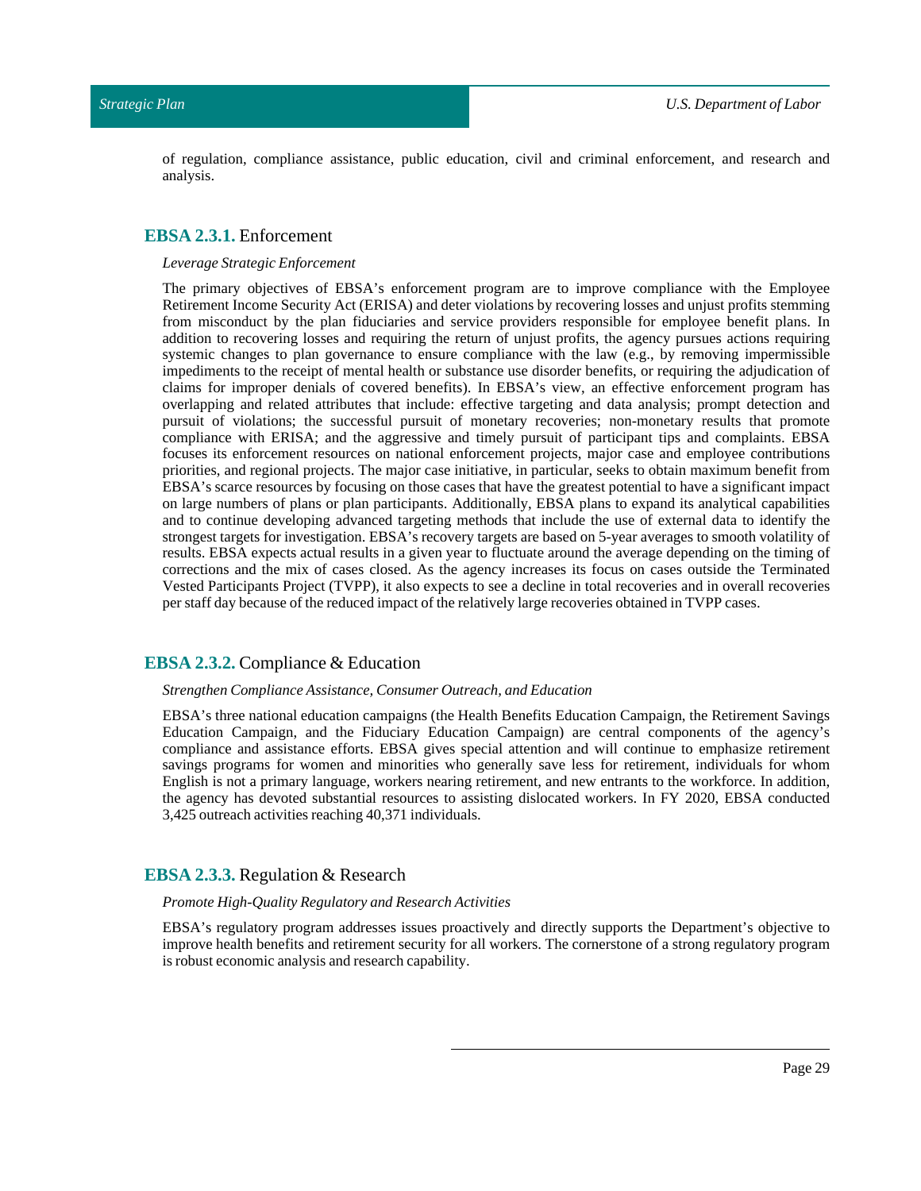of regulation, compliance assistance, public education, civil and criminal enforcement, and research and analysis.

## **EBSA 2.3.1.** Enforcement

*Leverage Strategic Enforcement*

The primary objectives of EBSA's enforcement program are to improve compliance with the Employee Retirement Income Security Act (ERISA) and deter violations by recovering losses and unjust profits stemming from misconduct by the plan fiduciaries and service providers responsible for employee benefit plans. In addition to recovering losses and requiring the return of unjust profits, the agency pursues actions requiring systemic changes to plan governance to ensure compliance with the law (e.g., by removing impermissible impediments to the receipt of mental health or substance use disorder benefits, or requiring the adjudication of claims for improper denials of covered benefits). In EBSA's view, an effective enforcement program has overlapping and related attributes that include: effective targeting and data analysis; prompt detection and pursuit of violations; the successful pursuit of monetary recoveries; non-monetary results that promote compliance with ERISA; and the aggressive and timely pursuit of participant tips and complaints. EBSA focuses its enforcement resources on national enforcement projects, major case and employee contributions priorities, and regional projects. The major case initiative, in particular, seeks to obtain maximum benefit from EBSA's scarce resources by focusing on those cases that have the greatest potential to have a significant impact on large numbers of plans or plan participants. Additionally, EBSA plans to expand its analytical capabilities and to continue developing advanced targeting methods that include the use of external data to identify the strongest targets for investigation. EBSA's recovery targets are based on 5-year averages to smooth volatility of results. EBSA expects actual results in a given year to fluctuate around the average depending on the timing of corrections and the mix of cases closed. As the agency increases its focus on cases outside the Terminated Vested Participants Project (TVPP), it also expects to see a decline in total recoveries and in overall recoveries per staff day because of the reduced impact of the relatively large recoveries obtained in TVPP cases.

## **EBSA 2.3.2.** Compliance & Education

*Strengthen Compliance Assistance, Consumer Outreach, and Education*

EBSA's three national education campaigns (the Health Benefits Education Campaign, the Retirement Savings Education Campaign, and the Fiduciary Education Campaign) are central components of the agency's compliance and assistance efforts. EBSA gives special attention and will continue to emphasize retirement savings programs for women and minorities who generally save less for retirement, individuals for whom English is not a primary language, workers nearing retirement, and new entrants to the workforce. In addition, the agency has devoted substantial resources to assisting dislocated workers. In FY 2020, EBSA conducted 3,425 outreach activities reaching 40,371 individuals.

## **EBSA 2.3.3.** Regulation & Research

*Promote High-Quality Regulatory and Research Activities*

EBSA's regulatory program addresses issues proactively and directly supports the Department's objective to improve health benefits and retirement security for all workers. The cornerstone of a strong regulatory program is robust economic analysis and research capability.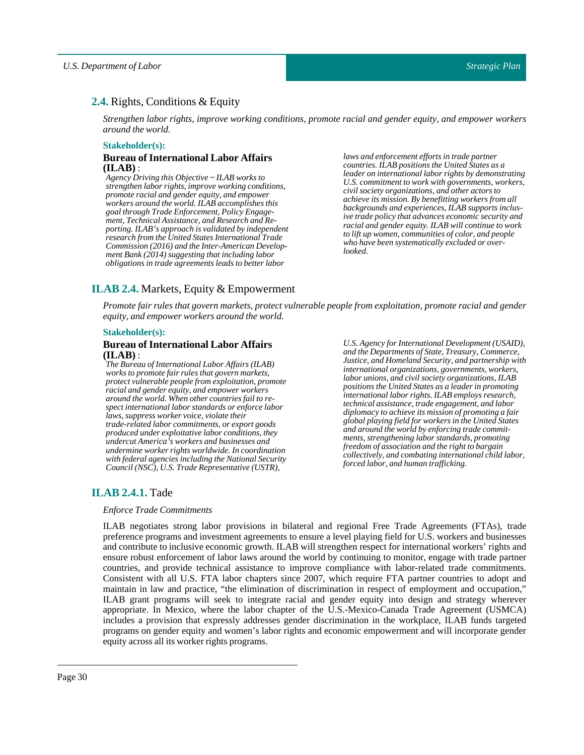## 2.4. Rights, Conditions & Equity

*Strengthen labor rights, improve working conditions, promote racial and gender equity, and empower workers around the world.*

**Stakeholder(s):**

**Bureau of International Labor Affairs (ILAB)** :

*Agency Driving this Objective ~ ILAB works to strengthen labor rights, improve working conditions, promote racial and gender equity, and empower workers around the world. ILAB accomplishes this goal through Trade Enforcement, Policy Engagement, Technical Assistance, and Research and Reporting. ILAB's approach is validated by independent research from the United States International Trade Commission (2016) and the Inter-American Development Bank (2014) suggesting that including labor obligations in trade agreements leads to better labor laws and enforcement efforts in trade partner countries. ILAB positions the United States as a leader on international labor rights by demonstrating U.S. commitment to work with governments, workers, civil society organizations, and other actors to achieve its mission. By benefitting workers from all backgrounds and experiences, ILAB supports inclusive trade policy that advances economic security and racial and gender equity. ILAB will continue to work to lift up women, communities of color, and people who have been systematically excluded or overlooked.*

## ILAB 2.4. Markets, Equity & Empowerment

*Promote fair rules that govern markets, protect vulnerable people from exploitation, promote racial and gender equity, and empower workers around the world.*

**Stakeholder(s):**

**Bureau of International Labor Affairs (ILAB)** :

*The Bureau of International Labor Affairs (ILAB) works to promote fair rules that govern markets, protect vulnerable people from exploitation, promote racial and gender equity, and empower workers around the world. When other countries fail to respect international labor standards or enforce labor laws, suppress worker voice, violate their trade-related labor commitments, or export goods produced under exploitative labor conditions, they undercut America's workers and businesses and undermine worker rights worldwide. In coordination with federal agencies including the National Security Council (NSC), U.S. Trade Representative (USTR), U.S. Agency for International Development (USAID), and the Departments of State, Treasury, Commerce, Justice, and Homeland Security, and partnership with international organizations, governments, workers, labor unions, and civil society organizations, ILAB positions the United States as a leader in promoting international labor rights. ILAB employs research, technical assistance, trade engagement, and labor diplomacy to achieve its mission of promoting a fair global playing field for workers in the United States and around the world by enforcing trade commitments, strengthening labor standards, promoting freedom of association and the right to bargain collectively, and combating international child labor, forced labor, and human trafficking.*

## ILAB 2.4.1. Tade

*Enforce Trade Commitments*

ILAB negotiates strong labor provisions in bilateral and regional Free Trade Agreements (FTAs), trade preference programs and investment agreements to ensure a level playing field for U.S. workers and businesses and contribute to inclusive economic growth. ILAB will strengthen respect for international workers' rights and ensure robust enforcement of labor laws around the world by continuing to monitor, engage with trade partner countries, and provide technical assistance to improve compliance with labor-related trade commitments. Consistent with all U.S. FTA labor chapters since 2007, which require FTA partner countries to adopt and maintain in law and practice, "the elimination of discrimination in respect of employment and occupation," ILAB grant programs will seek to integrate racial and gender equity into design and strategy wherever appropriate. In Mexico, where the labor chapter of the U.S.-Mexico-Canada Trade Agreement (USMCA) includes a provision that expressly addresses gender discrimination in the workplace, ILAB funds targeted programs on gender equity and women's labor rights and economic empowerment and will incorporate gender equity across all its worker rights programs.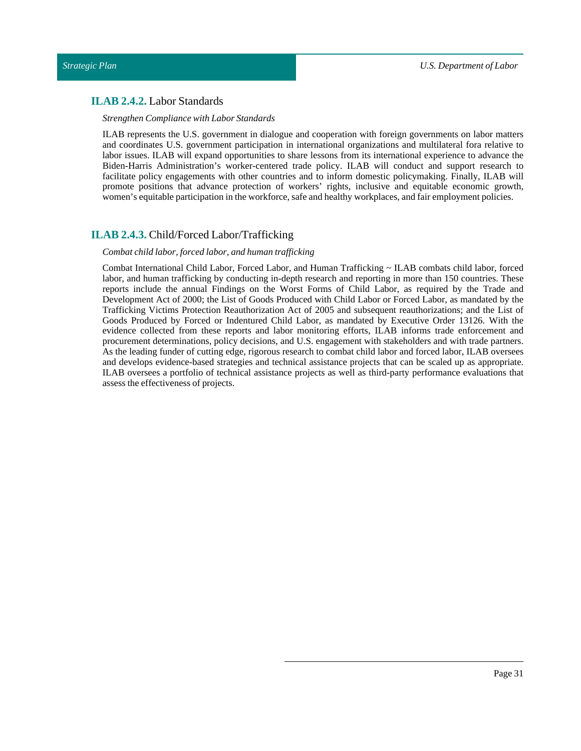### **ILAB 2.4.2.** Labor Standards

*Strengthen Compliance with Labor Standards*

ILAB represents the U.S. government in dialogue and cooperation with foreign governments on labor matters and coordinates U.S. government participation in international organizations and multilateral fora relative to labor issues. ILAB will expand opportunities to share lessons from its international experience to advance the Biden-Harris Administration's worker-centered trade policy. ILAB will conduct and support research to facilitate policy engagements with other countries and to inform domestic policymaking. Finally, ILAB will promote positions that advance protection of workers' rights, inclusive and equitable economic growth, women's equitable participation in the workforce, safe and healthy workplaces, and fair employment policies.

### **ILAB 2.4.3.** Child/Forced Labor/Trafficking

*Combat child labor, forced labor, and human trafficking*

Combat International Child Labor, Forced Labor, and Human Trafficking ~ ILAB combats child labor, forced labor, and human trafficking by conducting in-depth research and reporting in more than 150 countries. These reports include the annual Findings on the Worst Forms of Child Labor, as required by the Trade and Development Act of 2000; the List of Goods Produced with Child Labor or Forced Labor, as mandated by the Trafficking Victims Protection Reauthorization Act of 2005 and subsequent reauthorizations; and the List of Goods Produced by Forced or Indentured Child Labor, as mandated by Executive Order 13126. With the evidence collected from these reports and labor monitoring efforts, ILAB informs trade enforcement and procurement determinations, policy decisions, and U.S. engagement with stakeholders and with trade partners. As the leading funder of cutting edge, rigorous research to combat child labor and forced labor, ILAB oversees and develops evidence-based strategies and technical assistance projects that can be scaled up as appropriate. ILAB oversees a portfolio of technical assistance projects as well as third-party performance evaluations that assess the effectiveness of projects.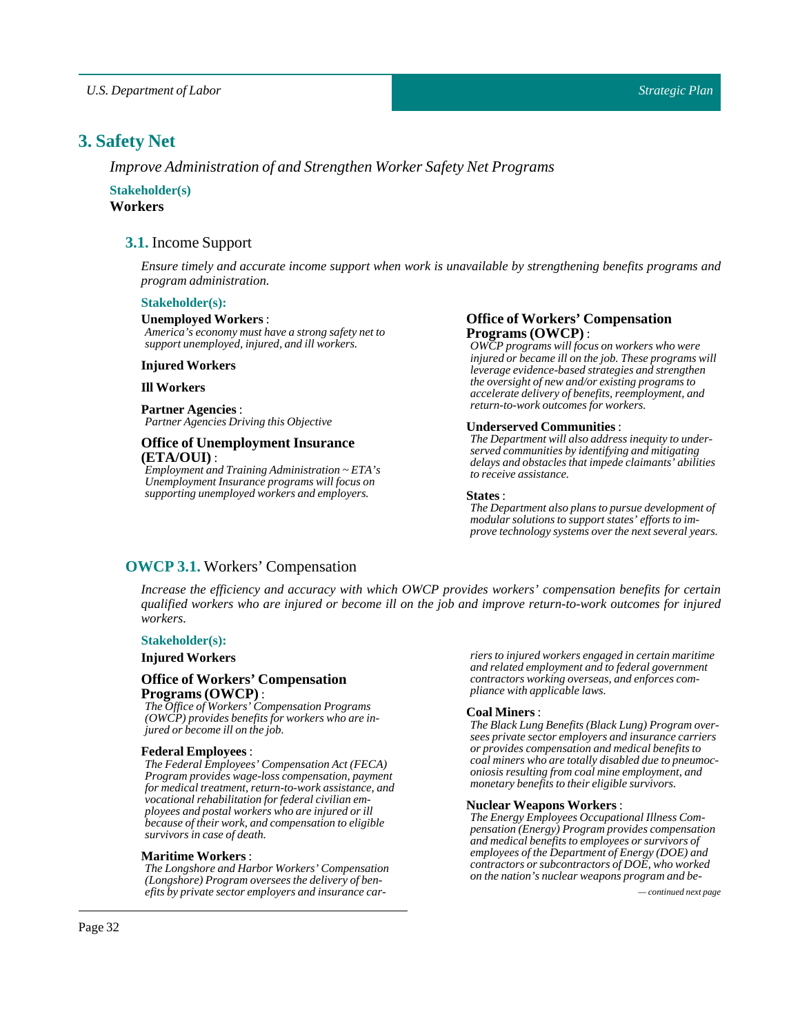## 3. Safety Net

*Improve Administration of and Strengthen Worker Safety Net Programs*

**Stakeholder(s)**

**Workers**

### 3.1. Income Support

*Ensure timely and accurate income support when work is unavailable by strengthening benefits programs and program administration.*

**Stakeholder(s):**

**Unemployed Workers** :
*America's economy must have a strong safety net to support unemployed, injured, and ill workers.*

**Injured Workers**

**Ill Workers**

**Partner Agencies** :
*Partner Agencies Driving this Objective*

**Office of Unemployment Insurance (ETA/OUI)** :
*Employment and Training Administration ~ ETA's Unemployment Insurance programs will focus on supporting unemployed workers and employers.*

**Office of Workers' Compensation Programs (OWCP)** :
*OWCP programs will focus on workers who were injured or became ill on the job. These programs will leverage evidence-based strategies and strengthen the oversight of new and/or existing programs to accelerate delivery of benefits, reemployment, and return-to-work outcomes for workers.*

**Underserved Communities** :
*The Department will also address inequity to underserved communities by identifying and mitigating delays and obstacles that impede claimants' abilities to receive assistance.*

**States** :
*The Department also plans to pursue development of modular solutions to support states' efforts to improve technology systems over the next several years.*

### OWCP 3.1. Workers' Compensation

*Increase the efficiency and accuracy with which OWCP provides workers' compensation benefits for certain qualified workers who are injured or become ill on the job and improve return-to-work outcomes for injured workers.*

**Stakeholder(s):**

**Injured Workers**

**Office of Workers' Compensation Programs (OWCP)** :
*The Office of Workers' Compensation Programs (OWCP) provides benefits for workers who are injured or become ill on the job.*

**Federal Employees** :
*The Federal Employees' Compensation Act (FECA) Program provides wage-loss compensation, payment for medical treatment, return-to-work assistance, and vocational rehabilitation for federal civilian employees and postal workers who are injured or ill because of their work, and compensation to eligible survivors in case of death.*

**Maritime Workers** :
*The Longshore and Harbor Workers' Compensation (Longshore) Program oversees the delivery of benefits by private sector employers and insurance carriers to injured workers engaged in certain maritime and related employment and to federal government contractors working overseas, and enforces compliance with applicable laws.*

**Coal Miners** :
*The Black Lung Benefits (Black Lung) Program oversees private sector employers and insurance carriers or provides compensation and medical benefits to coal miners who are totally disabled due to pneumoconiosis resulting from coal mine employment, and monetary benefits to their eligible survivors.*

**Nuclear Weapons Workers** :
*The Energy Employees Occupational Illness Compensation (Energy) Program provides compensation and medical benefits to employees or survivors of employees of the Department of Energy (DOE) and contractors or subcontractors of DOE, who worked on the nation's nuclear weapons program and be-*

*— continued next page*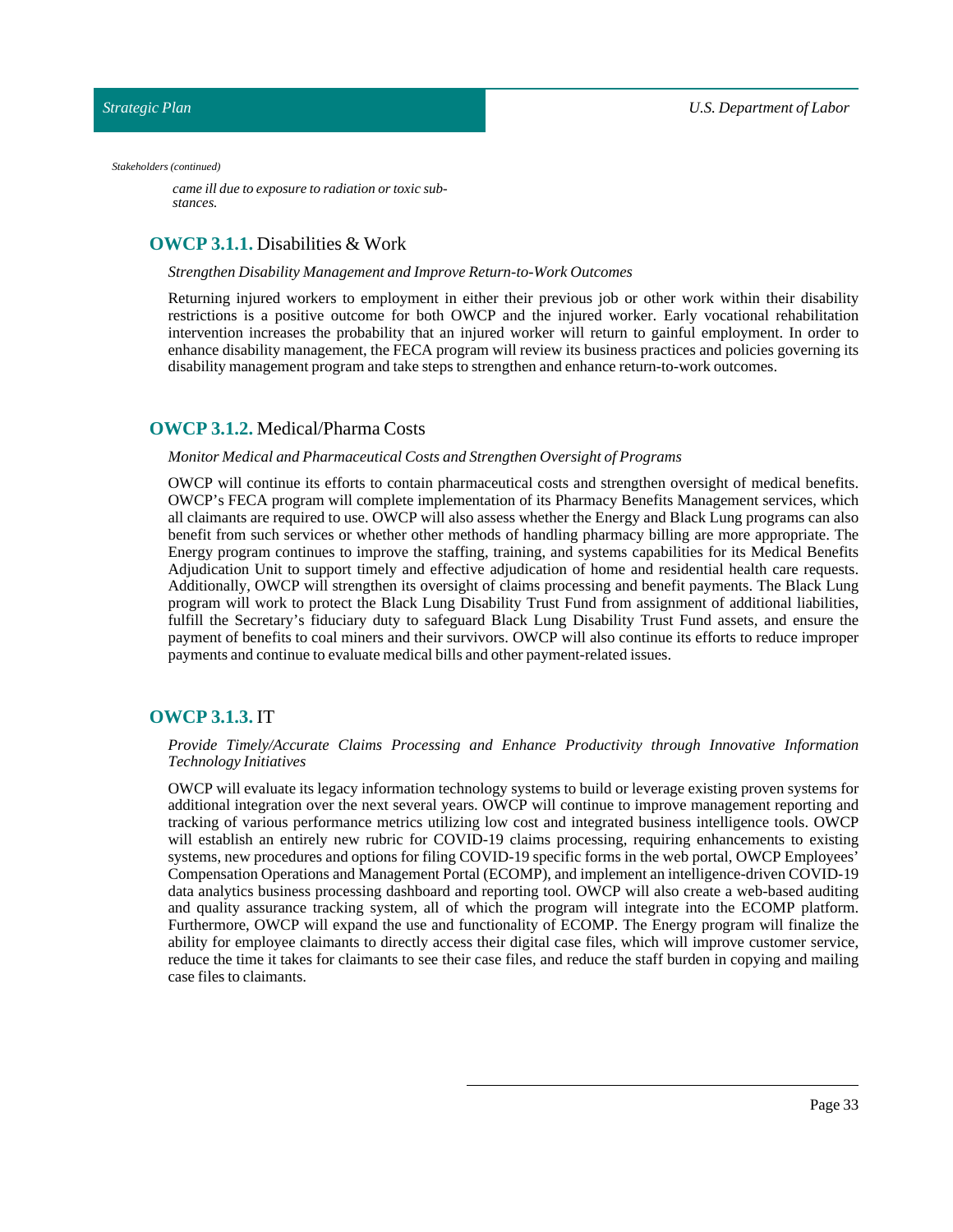*Stakeholders (continued)*

*came ill due to exposure to radiation or toxic substances.*

### **OWCP 3.1.1.** Disabilities & Work

*Strengthen Disability Management and Improve Return-to-Work Outcomes*

Returning injured workers to employment in either their previous job or other work within their disability restrictions is a positive outcome for both OWCP and the injured worker. Early vocational rehabilitation intervention increases the probability that an injured worker will return to gainful employment. In order to enhance disability management, the FECA program will review its business practices and policies governing its disability management program and take steps to strengthen and enhance return-to-work outcomes.

### **OWCP 3.1.2.** Medical/Pharma Costs

*Monitor Medical and Pharmaceutical Costs and Strengthen Oversight of Programs*

OWCP will continue its efforts to contain pharmaceutical costs and strengthen oversight of medical benefits. OWCP's FECA program will complete implementation of its Pharmacy Benefits Management services, which all claimants are required to use. OWCP will also assess whether the Energy and Black Lung programs can also benefit from such services or whether other methods of handling pharmacy billing are more appropriate. The Energy program continues to improve the staffing, training, and systems capabilities for its Medical Benefits Adjudication Unit to support timely and effective adjudication of home and residential health care requests. Additionally, OWCP will strengthen its oversight of claims processing and benefit payments. The Black Lung program will work to protect the Black Lung Disability Trust Fund from assignment of additional liabilities, fulfill the Secretary's fiduciary duty to safeguard Black Lung Disability Trust Fund assets, and ensure the payment of benefits to coal miners and their survivors. OWCP will also continue its efforts to reduce improper payments and continue to evaluate medical bills and other payment-related issues.

### **OWCP 3.1.3.** IT

*Provide Timely/Accurate Claims Processing and Enhance Productivity through Innovative Information Technology Initiatives*

OWCP will evaluate its legacy information technology systems to build or leverage existing proven systems for additional integration over the next several years. OWCP will continue to improve management reporting and tracking of various performance metrics utilizing low cost and integrated business intelligence tools. OWCP will establish an entirely new rubric for COVID-19 claims processing, requiring enhancements to existing systems, new procedures and options for filing COVID-19 specific forms in the web portal, OWCP Employees' Compensation Operations and Management Portal (ECOMP), and implement an intelligence-driven COVID-19 data analytics business processing dashboard and reporting tool. OWCP will also create a web-based auditing and quality assurance tracking system, all of which the program will integrate into the ECOMP platform. Furthermore, OWCP will expand the use and functionality of ECOMP. The Energy program will finalize the ability for employee claimants to directly access their digital case files, which will improve customer service, reduce the time it takes for claimants to see their case files, and reduce the staff burden in copying and mailing case files to claimants.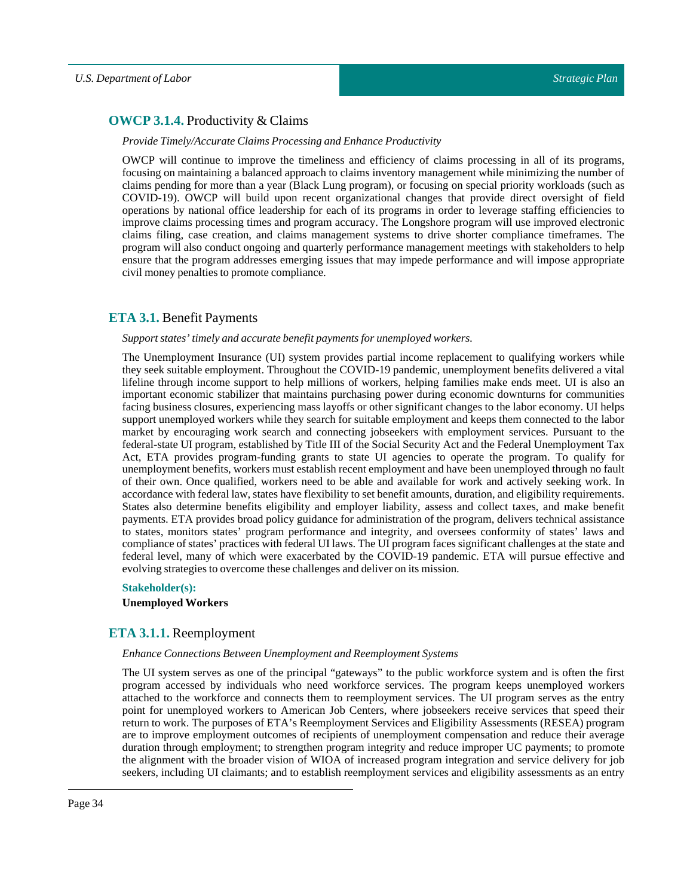## **OWCP 3.1.4.** Productivity & Claims

*Provide Timely/Accurate Claims Processing and Enhance Productivity*

OWCP will continue to improve the timeliness and efficiency of claims processing in all of its programs, focusing on maintaining a balanced approach to claims inventory management while minimizing the number of claims pending for more than a year (Black Lung program), or focusing on special priority workloads (such as COVID-19). OWCP will build upon recent organizational changes that provide direct oversight of field operations by national office leadership for each of its programs in order to leverage staffing efficiencies to improve claims processing times and program accuracy. The Longshore program will use improved electronic claims filing, case creation, and claims management systems to drive shorter compliance timeframes. The program will also conduct ongoing and quarterly performance management meetings with stakeholders to help ensure that the program addresses emerging issues that may impede performance and will impose appropriate civil money penalties to promote compliance.

## **ETA 3.1.** Benefit Payments

*Support states' timely and accurate benefit payments for unemployed workers.*

The Unemployment Insurance (UI) system provides partial income replacement to qualifying workers while they seek suitable employment. Throughout the COVID-19 pandemic, unemployment benefits delivered a vital lifeline through income support to help millions of workers, helping families make ends meet. UI is also an important economic stabilizer that maintains purchasing power during economic downturns for communities facing business closures, experiencing mass layoffs or other significant changes to the labor economy. UI helps support unemployed workers while they search for suitable employment and keeps them connected to the labor market by encouraging work search and connecting jobseekers with employment services. Pursuant to the federal-state UI program, established by Title III of the Social Security Act and the Federal Unemployment Tax Act, ETA provides program-funding grants to state UI agencies to operate the program. To qualify for unemployment benefits, workers must establish recent employment and have been unemployed through no fault of their own. Once qualified, workers need to be able and available for work and actively seeking work. In accordance with federal law, states have flexibility to set benefit amounts, duration, and eligibility requirements. States also determine benefits eligibility and employer liability, assess and collect taxes, and make benefit payments. ETA provides broad policy guidance for administration of the program, delivers technical assistance to states, monitors states' program performance and integrity, and oversees conformity of states' laws and compliance of states' practices with federal UI laws. The UI program faces significant challenges at the state and federal level, many of which were exacerbated by the COVID-19 pandemic. ETA will pursue effective and evolving strategies to overcome these challenges and deliver on its mission.

**Stakeholder(s):**

**Unemployed Workers**

## **ETA 3.1.1.** Reemployment

*Enhance Connections Between Unemployment and Reemployment Systems*

The UI system serves as one of the principal "gateways" to the public workforce system and is often the first program accessed by individuals who need workforce services. The program keeps unemployed workers attached to the workforce and connects them to reemployment services. The UI program serves as the entry point for unemployed workers to American Job Centers, where jobseekers receive services that speed their return to work. The purposes of ETA's Reemployment Services and Eligibility Assessments (RESEA) program are to improve employment outcomes of recipients of unemployment compensation and reduce their average duration through employment; to strengthen program integrity and reduce improper UC payments; to promote the alignment with the broader vision of WIOA of increased program integration and service delivery for job seekers, including UI claimants; and to establish reemployment services and eligibility assessments as an entry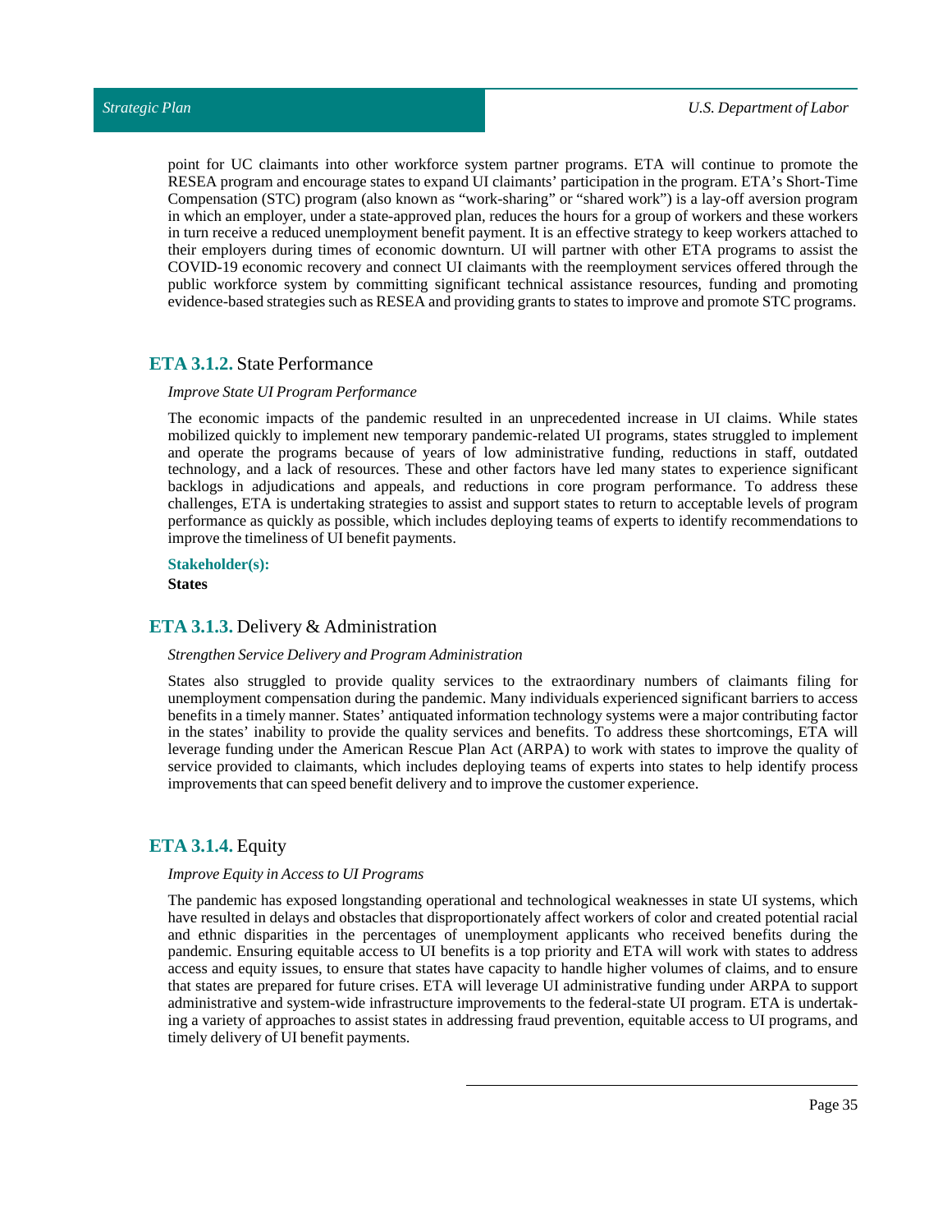point for UC claimants into other workforce system partner programs. ETA will continue to promote the RESEA program and encourage states to expand UI claimants' participation in the program. ETA's Short-Time Compensation (STC) program (also known as "work-sharing" or "shared work") is a lay-off aversion program in which an employer, under a state-approved plan, reduces the hours for a group of workers and these workers in turn receive a reduced unemployment benefit payment. It is an effective strategy to keep workers attached to their employers during times of economic downturn. UI will partner with other ETA programs to assist the COVID-19 economic recovery and connect UI claimants with the reemployment services offered through the public workforce system by committing significant technical assistance resources, funding and promoting evidence-based strategies such as RESEA and providing grants to states to improve and promote STC programs.

## **ETA 3.1.2.** State Performance

*Improve State UI Program Performance*

The economic impacts of the pandemic resulted in an unprecedented increase in UI claims. While states mobilized quickly to implement new temporary pandemic-related UI programs, states struggled to implement and operate the programs because of years of low administrative funding, reductions in staff, outdated technology, and a lack of resources. These and other factors have led many states to experience significant backlogs in adjudications and appeals, and reductions in core program performance. To address these challenges, ETA is undertaking strategies to assist and support states to return to acceptable levels of program performance as quickly as possible, which includes deploying teams of experts to identify recommendations to improve the timeliness of UI benefit payments.

**Stakeholder(s):**

**States**

## **ETA 3.1.3.** Delivery & Administration

*Strengthen Service Delivery and Program Administration*

States also struggled to provide quality services to the extraordinary numbers of claimants filing for unemployment compensation during the pandemic. Many individuals experienced significant barriers to access benefits in a timely manner. States' antiquated information technology systems were a major contributing factor in the states' inability to provide the quality services and benefits. To address these shortcomings, ETA will leverage funding under the American Rescue Plan Act (ARPA) to work with states to improve the quality of service provided to claimants, which includes deploying teams of experts into states to help identify process improvements that can speed benefit delivery and to improve the customer experience.

## **ETA 3.1.4.** Equity

*Improve Equity in Access to UI Programs*

The pandemic has exposed longstanding operational and technological weaknesses in state UI systems, which have resulted in delays and obstacles that disproportionately affect workers of color and created potential racial and ethnic disparities in the percentages of unemployment applicants who received benefits during the pandemic. Ensuring equitable access to UI benefits is a top priority and ETA will work with states to address access and equity issues, to ensure that states have capacity to handle higher volumes of claims, and to ensure that states are prepared for future crises. ETA will leverage UI administrative funding under ARPA to support administrative and system-wide infrastructure improvements to the federal-state UI program. ETA is undertaking a variety of approaches to assist states in addressing fraud prevention, equitable access to UI programs, and timely delivery of UI benefit payments.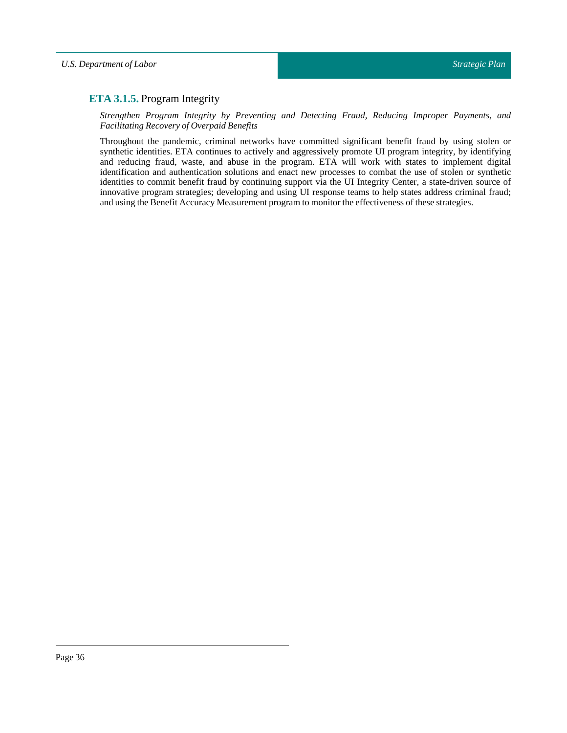### **ETA 3.1.5.** Program Integrity

*Strengthen Program Integrity by Preventing and Detecting Fraud, Reducing Improper Payments, and Facilitating Recovery of Overpaid Benefits*

Throughout the pandemic, criminal networks have committed significant benefit fraud by using stolen or synthetic identities. ETA continues to actively and aggressively promote UI program integrity, by identifying and reducing fraud, waste, and abuse in the program. ETA will work with states to implement digital identification and authentication solutions and enact new processes to combat the use of stolen or synthetic identities to commit benefit fraud by continuing support via the UI Integrity Center, a state-driven source of innovative program strategies; developing and using UI response teams to help states address criminal fraud; and using the Benefit Accuracy Measurement program to monitor the effectiveness of these strategies.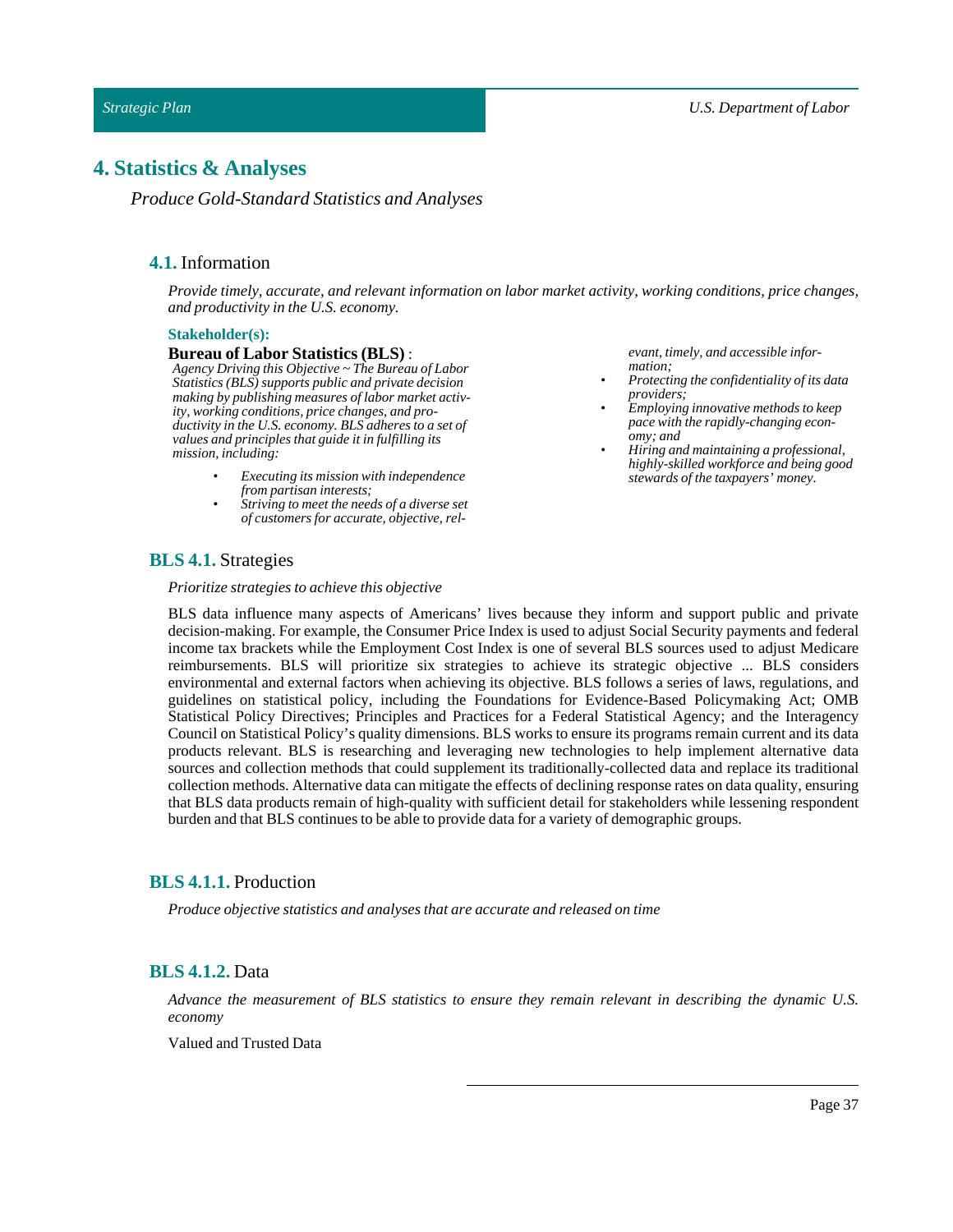# 4. Statistics & Analyses

*Produce Gold-Standard Statistics and Analyses*

## 4.1. Information

*Provide timely, accurate, and relevant information on labor market activity, working conditions, price changes, and productivity in the U.S. economy.*

**Stakeholder(s):**

**Bureau of Labor Statistics (BLS)** :
*Agency Driving this Objective ~ The Bureau of Labor Statistics (BLS) supports public and private decision making by publishing measures of labor market activity, working conditions, price changes, and productivity in the U.S. economy. BLS adheres to a set of values and principles that guide it in fulfilling its mission, including:*

- *Executing its mission with independence from partisan interests;*
- *Striving to meet the needs of a diverse set of customers for accurate, objective, relevant, timely, and accessible information;*
- *Protecting the confidentiality of its data providers;*
- *Employing innovative methods to keep pace with the rapidly-changing economy; and*
- *Hiring and maintaining a professional, highly-skilled workforce and being good stewards of the taxpayers' money.*

## BLS 4.1. Strategies

*Prioritize strategies to achieve this objective*

BLS data influence many aspects of Americans' lives because they inform and support public and private decision-making. For example, the Consumer Price Index is used to adjust Social Security payments and federal income tax brackets while the Employment Cost Index is one of several BLS sources used to adjust Medicare reimbursements. BLS will prioritize six strategies to achieve its strategic objective ... BLS considers environmental and external factors when achieving its objective. BLS follows a series of laws, regulations, and guidelines on statistical policy, including the Foundations for Evidence-Based Policymaking Act; OMB Statistical Policy Directives; Principles and Practices for a Federal Statistical Agency; and the Interagency Council on Statistical Policy's quality dimensions. BLS works to ensure its programs remain current and its data products relevant. BLS is researching and leveraging new technologies to help implement alternative data sources and collection methods that could supplement its traditionally-collected data and replace its traditional collection methods. Alternative data can mitigate the effects of declining response rates on data quality, ensuring that BLS data products remain of high-quality with sufficient detail for stakeholders while lessening respondent burden and that BLS continues to be able to provide data for a variety of demographic groups.

## BLS 4.1.1. Production

*Produce objective statistics and analyses that are accurate and released on time*

## BLS 4.1.2. Data

*Advance the measurement of BLS statistics to ensure they remain relevant in describing the dynamic U.S. economy*

Valued and Trusted Data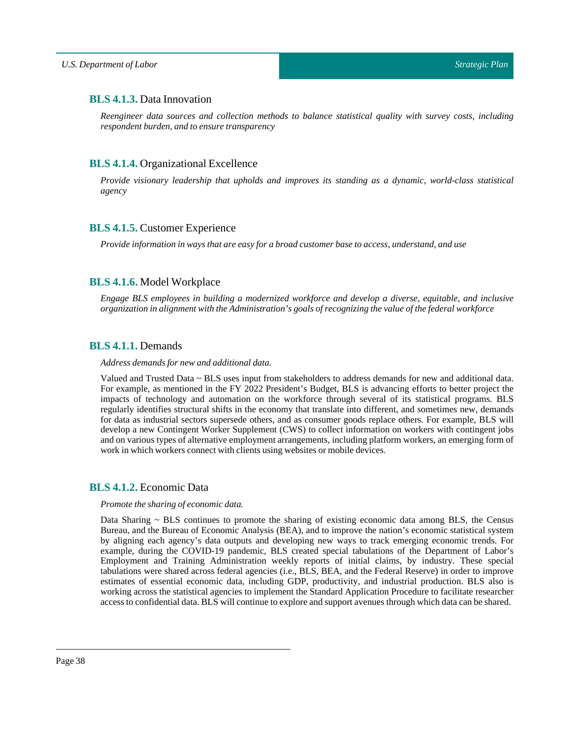### **BLS 4.1.3.** Data Innovation

*Reengineer data sources and collection methods to balance statistical quality with survey costs, including respondent burden, and to ensure transparency*

### **BLS 4.1.4.** Organizational Excellence

*Provide visionary leadership that upholds and improves its standing as a dynamic, world-class statistical agency*

### **BLS 4.1.5.** Customer Experience

*Provide information in ways that are easy for a broad customer base to access, understand, and use*

### **BLS 4.1.6.** Model Workplace

*Engage BLS employees in building a modernized workforce and develop a diverse, equitable, and inclusive organization in alignment with the Administration's goals of recognizing the value of the federal workforce*

### **BLS 4.1.1.** Demands

*Address demands for new and additional data.*

Valued and Trusted Data ~ BLS uses input from stakeholders to address demands for new and additional data. For example, as mentioned in the FY 2022 President's Budget, BLS is advancing efforts to better project the impacts of technology and automation on the workforce through several of its statistical programs. BLS regularly identifies structural shifts in the economy that translate into different, and sometimes new, demands for data as industrial sectors supersede others, and as consumer goods replace others. For example, BLS will develop a new Contingent Worker Supplement (CWS) to collect information on workers with contingent jobs and on various types of alternative employment arrangements, including platform workers, an emerging form of work in which workers connect with clients using websites or mobile devices.

### **BLS 4.1.2.** Economic Data

*Promote the sharing of economic data.*

Data Sharing ~ BLS continues to promote the sharing of existing economic data among BLS, the Census Bureau, and the Bureau of Economic Analysis (BEA), and to improve the nation's economic statistical system by aligning each agency's data outputs and developing new ways to track emerging economic trends. For example, during the COVID-19 pandemic, BLS created special tabulations of the Department of Labor's Employment and Training Administration weekly reports of initial claims, by industry. These special tabulations were shared across federal agencies (i.e., BLS, BEA, and the Federal Reserve) in order to improve estimates of essential economic data, including GDP, productivity, and industrial production. BLS also is working across the statistical agencies to implement the Standard Application Procedure to facilitate researcher access to confidential data. BLS will continue to explore and support avenues through which data can be shared.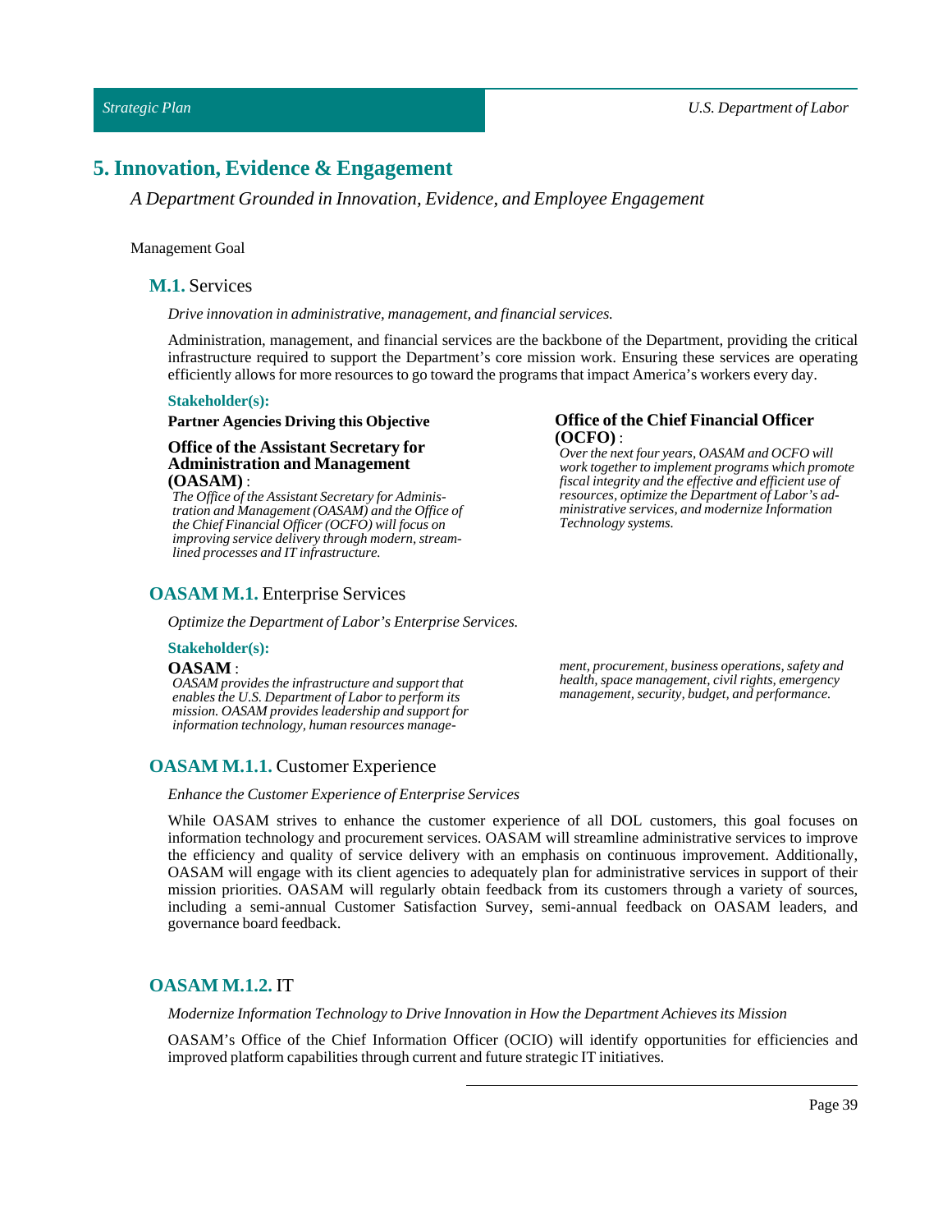# 5. Innovation, Evidence & Engagement

*A Department Grounded in Innovation, Evidence, and Employee Engagement*

Management Goal

## M.1. Services

*Drive innovation in administrative, management, and financial services.*

Administration, management, and financial services are the backbone of the Department, providing the critical infrastructure required to support the Department's core mission work. Ensuring these services are operating efficiently allows for more resources to go toward the programs that impact America's workers every day.

**Stakeholder(s):**

**Partner Agencies Driving this Objective**

**Office of the Assistant Secretary for Administration and Management (OASAM)** :
*The Office of the Assistant Secretary for Administration and Management (OASAM) and the Office of the Chief Financial Officer (OCFO) will focus on improving service delivery through modern, streamlined processes and IT infrastructure.*

**Office of the Chief Financial Officer (OCFO)** :
*Over the next four years, OASAM and OCFO will work together to implement programs which promote fiscal integrity and the effective and efficient use of resources, optimize the Department of Labor's administrative services, and modernize Information Technology systems.*

## OASAM M.1. Enterprise Services

*Optimize the Department of Labor's Enterprise Services.*

**Stakeholder(s):**

**OASAM** :
*OASAM provides the infrastructure and support that enables the U.S. Department of Labor to perform its mission. OASAM provides leadership and support for information technology, human resources management, procurement, business operations, safety and health, space management, civil rights, emergency management, security, budget, and performance.*

## OASAM M.1.1. Customer Experience

*Enhance the Customer Experience of Enterprise Services*

While OASAM strives to enhance the customer experience of all DOL customers, this goal focuses on information technology and procurement services. OASAM will streamline administrative services to improve the efficiency and quality of service delivery with an emphasis on continuous improvement. Additionally, OASAM will engage with its client agencies to adequately plan for administrative services in support of their mission priorities. OASAM will regularly obtain feedback from its customers through a variety of sources, including a semi-annual Customer Satisfaction Survey, semi-annual feedback on OASAM leaders, and governance board feedback.

## OASAM M.1.2. IT

*Modernize Information Technology to Drive Innovation in How the Department Achieves its Mission*

OASAM's Office of the Chief Information Officer (OCIO) will identify opportunities for efficiencies and improved platform capabilities through current and future strategic IT initiatives.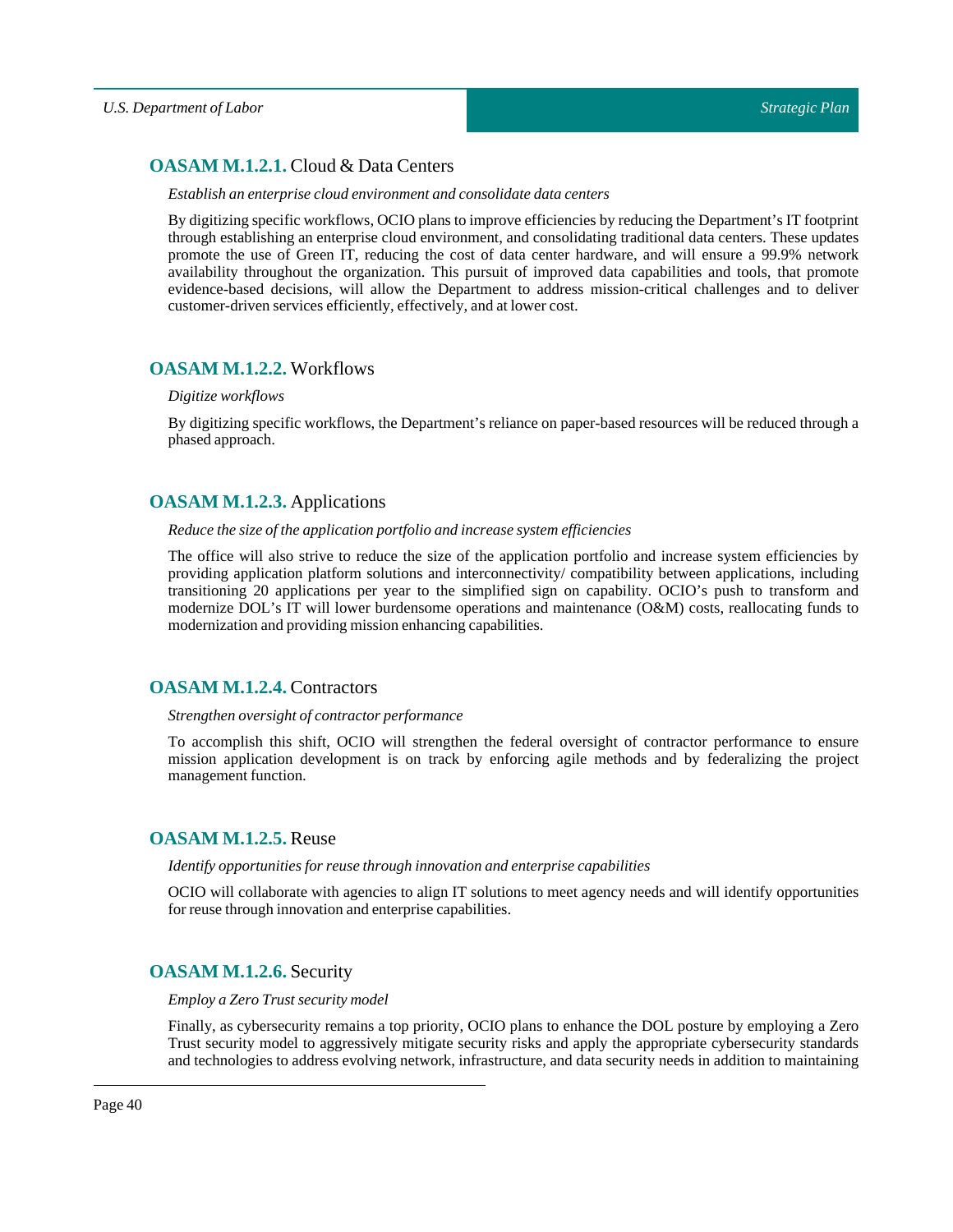### **OASAM M.1.2.1.** Cloud & Data Centers

*Establish an enterprise cloud environment and consolidate data centers*

By digitizing specific workflows, OCIO plans to improve efficiencies by reducing the Department's IT footprint through establishing an enterprise cloud environment, and consolidating traditional data centers. These updates promote the use of Green IT, reducing the cost of data center hardware, and will ensure a 99.9% network availability throughout the organization. This pursuit of improved data capabilities and tools, that promote evidence-based decisions, will allow the Department to address mission-critical challenges and to deliver customer-driven services efficiently, effectively, and at lower cost.

### **OASAM M.1.2.2.** Workflows

*Digitize workflows*

By digitizing specific workflows, the Department's reliance on paper-based resources will be reduced through a phased approach.

### **OASAM M.1.2.3.** Applications

*Reduce the size of the application portfolio and increase system efficiencies*

The office will also strive to reduce the size of the application portfolio and increase system efficiencies by providing application platform solutions and interconnectivity/ compatibility between applications, including transitioning 20 applications per year to the simplified sign on capability. OCIO's push to transform and modernize DOL's IT will lower burdensome operations and maintenance (O&M) costs, reallocating funds to modernization and providing mission enhancing capabilities.

### **OASAM M.1.2.4.** Contractors

*Strengthen oversight of contractor performance*

To accomplish this shift, OCIO will strengthen the federal oversight of contractor performance to ensure mission application development is on track by enforcing agile methods and by federalizing the project management function.

### **OASAM M.1.2.5.** Reuse

*Identify opportunities for reuse through innovation and enterprise capabilities*

OCIO will collaborate with agencies to align IT solutions to meet agency needs and will identify opportunities for reuse through innovation and enterprise capabilities.

### **OASAM M.1.2.6.** Security

*Employ a Zero Trust security model*

Finally, as cybersecurity remains a top priority, OCIO plans to enhance the DOL posture by employing a Zero Trust security model to aggressively mitigate security risks and apply the appropriate cybersecurity standards and technologies to address evolving network, infrastructure, and data security needs in addition to maintaining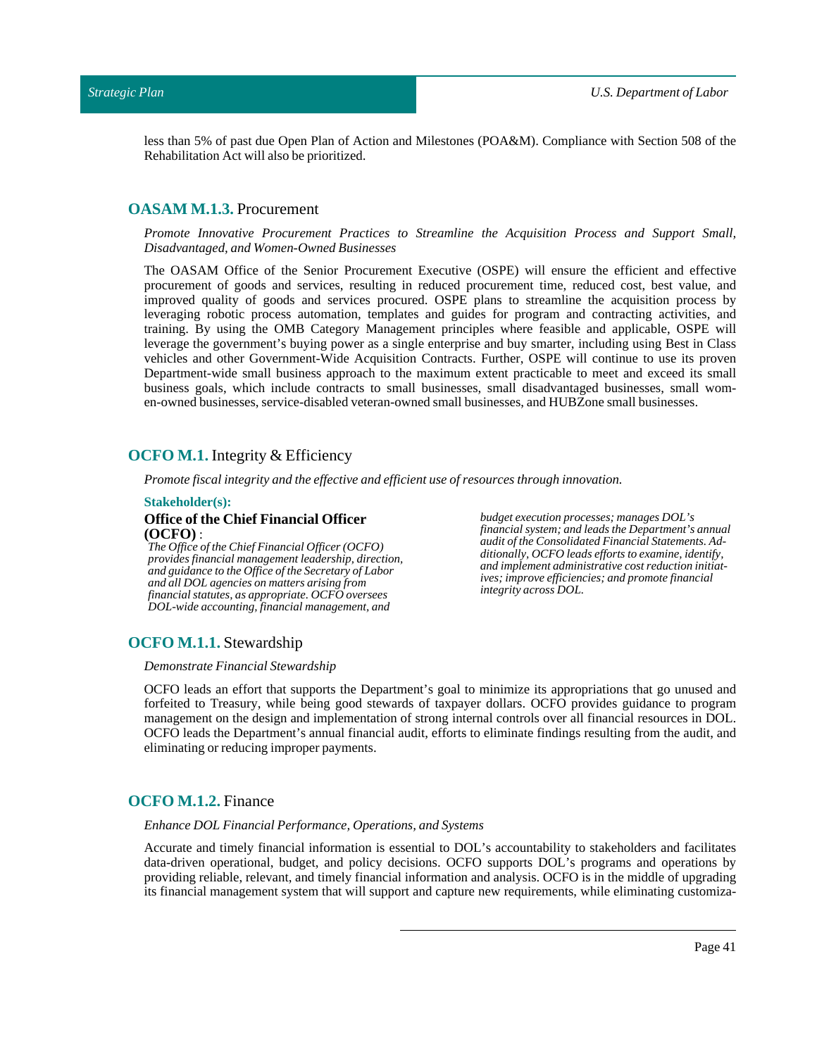less than 5% of past due Open Plan of Action and Milestones (POA&M). Compliance with Section 508 of the Rehabilitation Act will also be prioritized.

### **OASAM M.1.3.** Procurement

*Promote Innovative Procurement Practices to Streamline the Acquisition Process and Support Small, Disadvantaged, and Women-Owned Businesses*

The OASAM Office of the Senior Procurement Executive (OSPE) will ensure the efficient and effective procurement of goods and services, resulting in reduced procurement time, reduced cost, best value, and improved quality of goods and services procured. OSPE plans to streamline the acquisition process by leveraging robotic process automation, templates and guides for program and contracting activities, and training. By using the OMB Category Management principles where feasible and applicable, OSPE will leverage the government's buying power as a single enterprise and buy smarter, including using Best in Class vehicles and other Government-Wide Acquisition Contracts. Further, OSPE will continue to use its proven Department-wide small business approach to the maximum extent practicable to meet and exceed its small business goals, which include contracts to small businesses, small disadvantaged businesses, small women-owned businesses, service-disabled veteran-owned small businesses, and HUBZone small businesses.

## **OCFO M.1.** Integrity & Efficiency

*Promote fiscal integrity and the effective and efficient use of resources through innovation.*

**Stakeholder(s):**

**Office of the Chief Financial Officer (OCFO)** :
*The Office of the Chief Financial Officer (OCFO) provides financial management leadership, direction, and guidance to the Office of the Secretary of Labor and all DOL agencies on matters arising from financial statutes, as appropriate. OCFO oversees DOL-wide accounting, financial management, and budget execution processes; manages DOL's financial system; and leads the Department's annual audit of the Consolidated Financial Statements. Additionally, OCFO leads efforts to examine, identify, and implement administrative cost reduction initiatives; improve efficiencies; and promote financial integrity across DOL.*

### **OCFO M.1.1.** Stewardship

*Demonstrate Financial Stewardship*

OCFO leads an effort that supports the Department's goal to minimize its appropriations that go unused and forfeited to Treasury, while being good stewards of taxpayer dollars. OCFO provides guidance to program management on the design and implementation of strong internal controls over all financial resources in DOL. OCFO leads the Department's annual financial audit, efforts to eliminate findings resulting from the audit, and eliminating or reducing improper payments.

### **OCFO M.1.2.** Finance

*Enhance DOL Financial Performance, Operations, and Systems*

Accurate and timely financial information is essential to DOL's accountability to stakeholders and facilitates data-driven operational, budget, and policy decisions. OCFO supports DOL's programs and operations by providing reliable, relevant, and timely financial information and analysis. OCFO is in the middle of upgrading its financial management system that will support and capture new requirements, while eliminating customiza-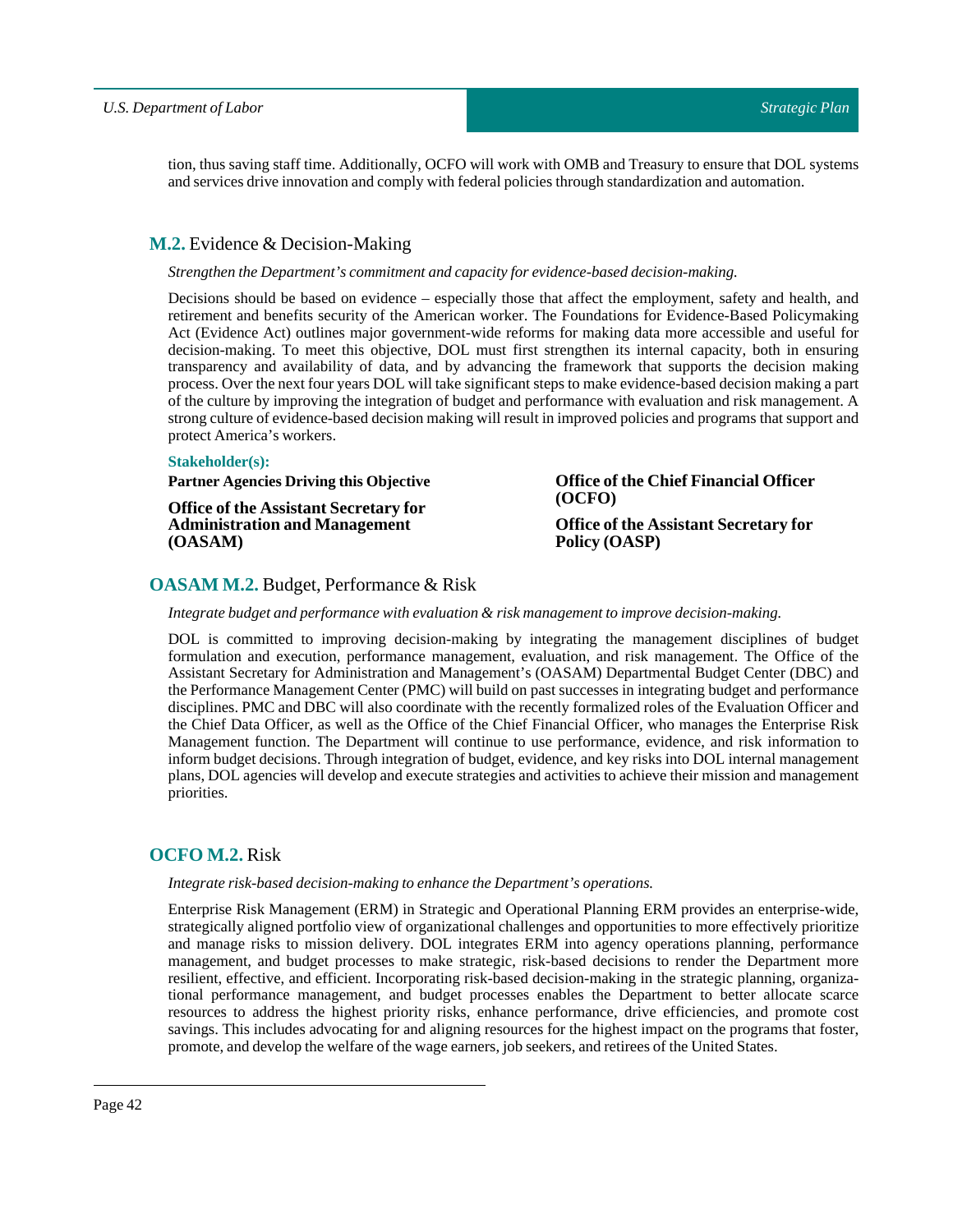tion, thus saving staff time. Additionally, OCFO will work with OMB and Treasury to ensure that DOL systems and services drive innovation and comply with federal policies through standardization and automation.

## **M.2.** Evidence & Decision-Making

*Strengthen the Department's commitment and capacity for evidence-based decision-making.*

Decisions should be based on evidence – especially those that affect the employment, safety and health, and retirement and benefits security of the American worker. The Foundations for Evidence-Based Policymaking Act (Evidence Act) outlines major government-wide reforms for making data more accessible and useful for decision-making. To meet this objective, DOL must first strengthen its internal capacity, both in ensuring transparency and availability of data, and by advancing the framework that supports the decision making process. Over the next four years DOL will take significant steps to make evidence-based decision making a part of the culture by improving the integration of budget and performance with evaluation and risk management. A strong culture of evidence-based decision making will result in improved policies and programs that support and protect America's workers.

**Stakeholder(s):**

**Partner Agencies Driving this Objective**

**Office of the Assistant Secretary for Administration and Management (OASAM)**

**Office of the Chief Financial Officer (OCFO)**

**Office of the Assistant Secretary for Policy (OASP)**

## **OASAM M.2.** Budget, Performance & Risk

*Integrate budget and performance with evaluation & risk management to improve decision-making.*

DOL is committed to improving decision-making by integrating the management disciplines of budget formulation and execution, performance management, evaluation, and risk management. The Office of the Assistant Secretary for Administration and Management's (OASAM) Departmental Budget Center (DBC) and the Performance Management Center (PMC) will build on past successes in integrating budget and performance disciplines. PMC and DBC will also coordinate with the recently formalized roles of the Evaluation Officer and the Chief Data Officer, as well as the Office of the Chief Financial Officer, who manages the Enterprise Risk Management function. The Department will continue to use performance, evidence, and risk information to inform budget decisions. Through integration of budget, evidence, and key risks into DOL internal management plans, DOL agencies will develop and execute strategies and activities to achieve their mission and management priorities.

## **OCFO M.2.** Risk

*Integrate risk-based decision-making to enhance the Department's operations.*

Enterprise Risk Management (ERM) in Strategic and Operational Planning ERM provides an enterprise-wide, strategically aligned portfolio view of organizational challenges and opportunities to more effectively prioritize and manage risks to mission delivery. DOL integrates ERM into agency operations planning, performance management, and budget processes to make strategic, risk-based decisions to render the Department more resilient, effective, and efficient. Incorporating risk-based decision-making in the strategic planning, organizational performance management, and budget processes enables the Department to better allocate scarce resources to address the highest priority risks, enhance performance, drive efficiencies, and promote cost savings. This includes advocating for and aligning resources for the highest impact on the programs that foster, promote, and develop the welfare of the wage earners, job seekers, and retirees of the United States.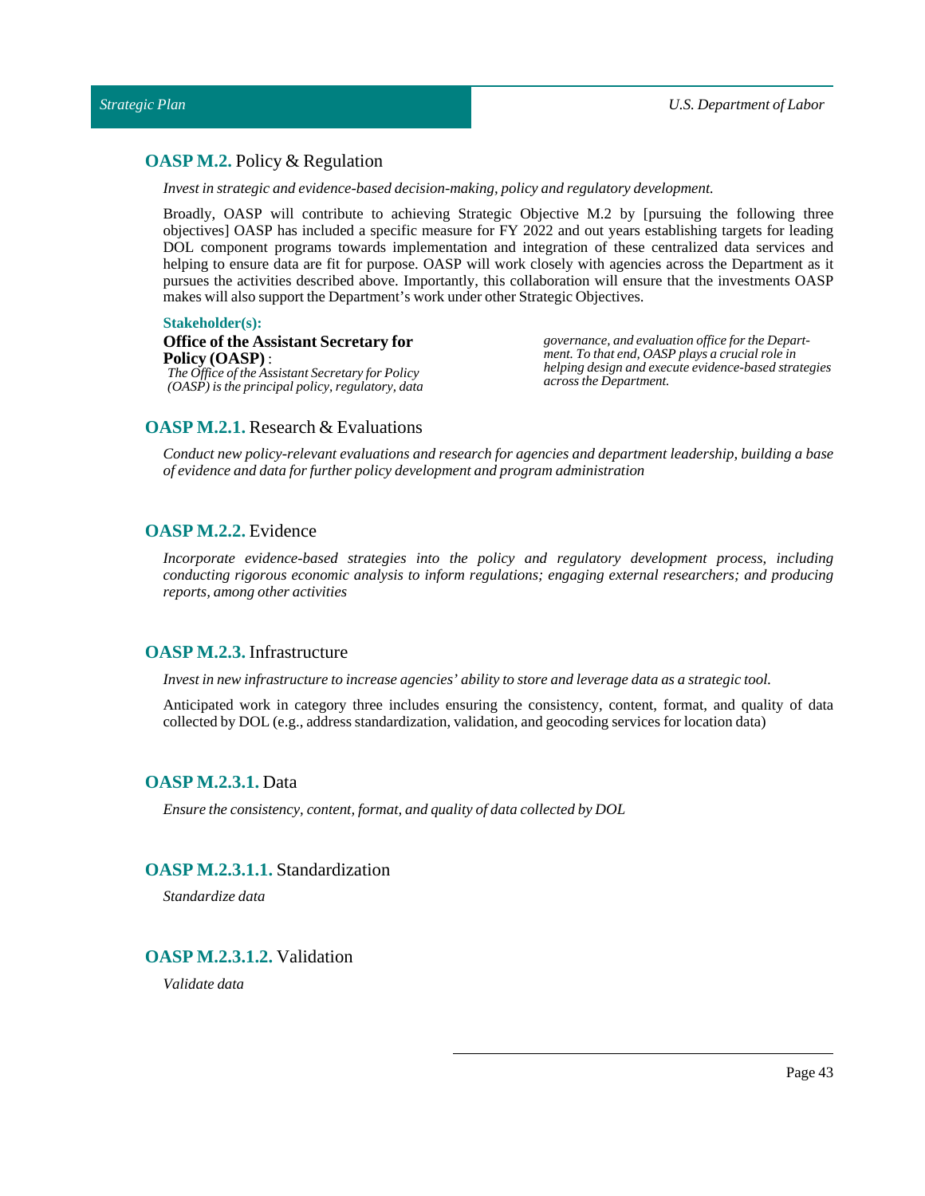## **OASP M.2.** Policy & Regulation

*Invest in strategic and evidence-based decision-making, policy and regulatory development.*

Broadly, OASP will contribute to achieving Strategic Objective M.2 by [pursuing the following three objectives] OASP has included a specific measure for FY 2022 and out years establishing targets for leading DOL component programs towards implementation and integration of these centralized data services and helping to ensure data are fit for purpose. OASP will work closely with agencies across the Department as it pursues the activities described above. Importantly, this collaboration will ensure that the investments OASP makes will also support the Department's work under other Strategic Objectives.

**Stakeholder(s):**

**Office of the Assistant Secretary for Policy (OASP)** :
*The Office of the Assistant Secretary for Policy (OASP) is the principal policy, regulatory, data governance, and evaluation office for the Department. To that end, OASP plays a crucial role in helping design and execute evidence-based strategies across the Department.*

## **OASP M.2.1.** Research & Evaluations

*Conduct new policy-relevant evaluations and research for agencies and department leadership, building a base of evidence and data for further policy development and program administration*

## **OASP M.2.2.** Evidence

*Incorporate evidence-based strategies into the policy and regulatory development process, including conducting rigorous economic analysis to inform regulations; engaging external researchers; and producing reports, among other activities*

## **OASP M.2.3.** Infrastructure

*Invest in new infrastructure to increase agencies' ability to store and leverage data as a strategic tool.*

Anticipated work in category three includes ensuring the consistency, content, format, and quality of data collected by DOL (e.g., address standardization, validation, and geocoding services for location data)

## **OASP M.2.3.1.** Data

*Ensure the consistency, content, format, and quality of data collected by DOL*

## **OASP M.2.3.1.1.** Standardization

*Standardize data*

## **OASP M.2.3.1.2.** Validation

*Validate data*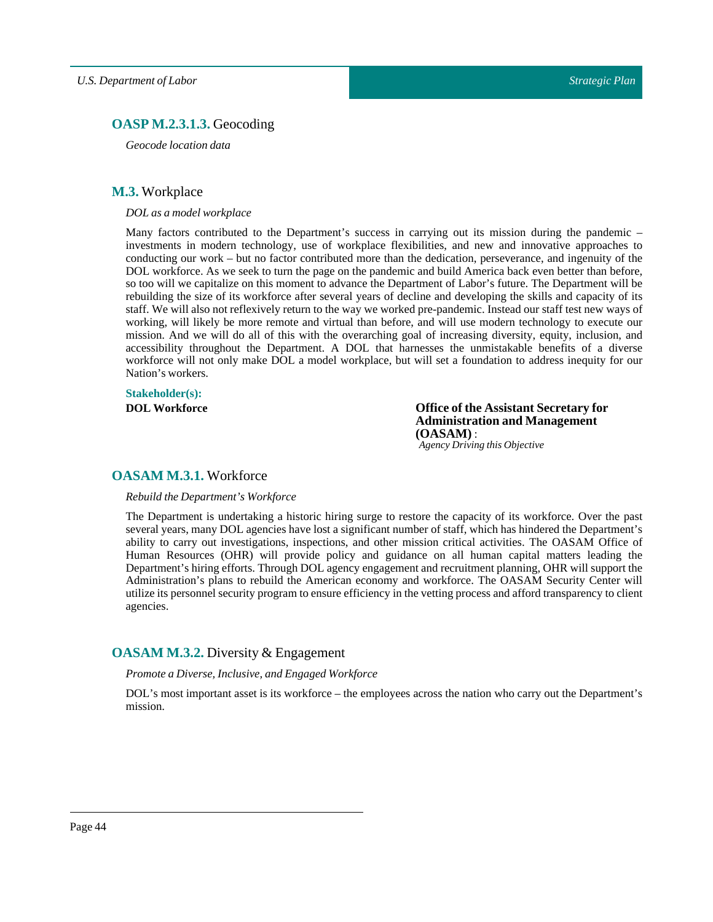### **OASP M.2.3.1.3.** Geocoding

*Geocode location data*

## **M.3.** Workplace

*DOL as a model workplace*

Many factors contributed to the Department's success in carrying out its mission during the pandemic – investments in modern technology, use of workplace flexibilities, and new and innovative approaches to conducting our work – but no factor contributed more than the dedication, perseverance, and ingenuity of the DOL workforce. As we seek to turn the page on the pandemic and build America back even better than before, so too will we capitalize on this moment to advance the Department of Labor's future. The Department will be rebuilding the size of its workforce after several years of decline and developing the skills and capacity of its staff. We will also not reflexively return to the way we worked pre-pandemic. Instead our staff test new ways of working, will likely be more remote and virtual than before, and will use modern technology to execute our mission. And we will do all of this with the overarching goal of increasing diversity, equity, inclusion, and accessibility throughout the Department. A DOL that harnesses the unmistakable benefits of a diverse workforce will not only make DOL a model workplace, but will set a foundation to address inequity for our Nation's workers.

**Stakeholder(s):**

**DOL Workforce**

**Office of the Assistant Secretary for Administration and Management (OASAM)** :
*Agency Driving this Objective*

### **OASAM M.3.1.** Workforce

*Rebuild the Department's Workforce*

The Department is undertaking a historic hiring surge to restore the capacity of its workforce. Over the past several years, many DOL agencies have lost a significant number of staff, which has hindered the Department's ability to carry out investigations, inspections, and other mission critical activities. The OASAM Office of Human Resources (OHR) will provide policy and guidance on all human capital matters leading the Department's hiring efforts. Through DOL agency engagement and recruitment planning, OHR will support the Administration's plans to rebuild the American economy and workforce. The OASAM Security Center will utilize its personnel security program to ensure efficiency in the vetting process and afford transparency to client agencies.

### **OASAM M.3.2.** Diversity & Engagement

*Promote a Diverse, Inclusive, and Engaged Workforce*

DOL's most important asset is its workforce – the employees across the nation who carry out the Department's mission.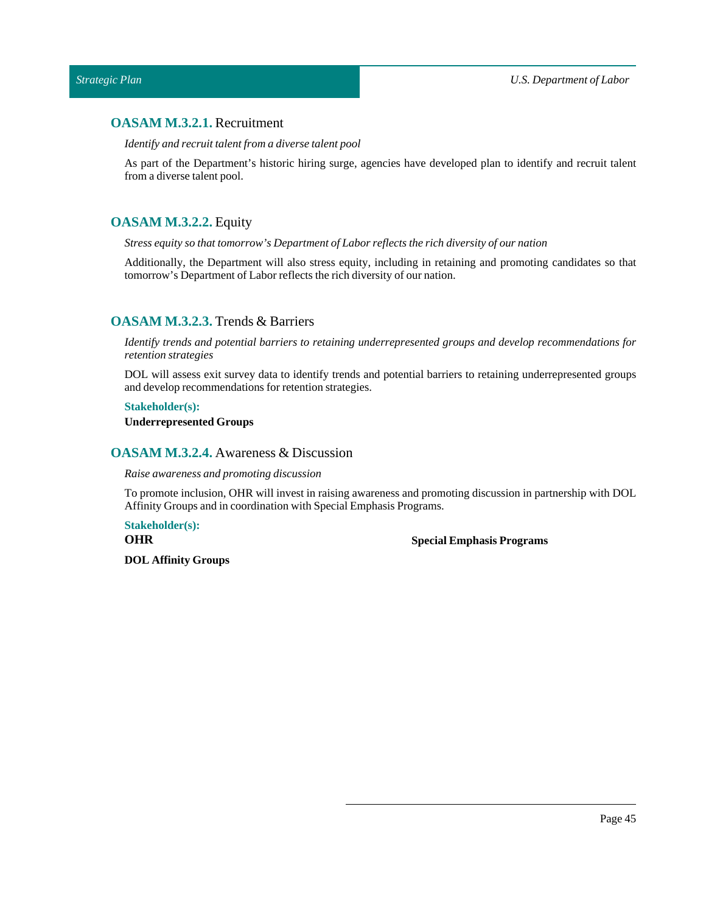### **OASAM M.3.2.1.** Recruitment

*Identify and recruit talent from a diverse talent pool*

As part of the Department's historic hiring surge, agencies have developed plan to identify and recruit talent from a diverse talent pool.

### **OASAM M.3.2.2.** Equity

*Stress equity so that tomorrow's Department of Labor reflects the rich diversity of our nation*

Additionally, the Department will also stress equity, including in retaining and promoting candidates so that tomorrow's Department of Labor reflects the rich diversity of our nation.

### **OASAM M.3.2.3.** Trends & Barriers

*Identify trends and potential barriers to retaining underrepresented groups and develop recommendations for retention strategies*

DOL will assess exit survey data to identify trends and potential barriers to retaining underrepresented groups and develop recommendations for retention strategies.

**Stakeholder(s):**

**Underrepresented Groups**

### **OASAM M.3.2.4.** Awareness & Discussion

*Raise awareness and promoting discussion*

To promote inclusion, OHR will invest in raising awareness and promoting discussion in partnership with DOL Affinity Groups and in coordination with Special Emphasis Programs.

**Stakeholder(s):**

**OHR**

**Special Emphasis Programs**

**DOL Affinity Groups**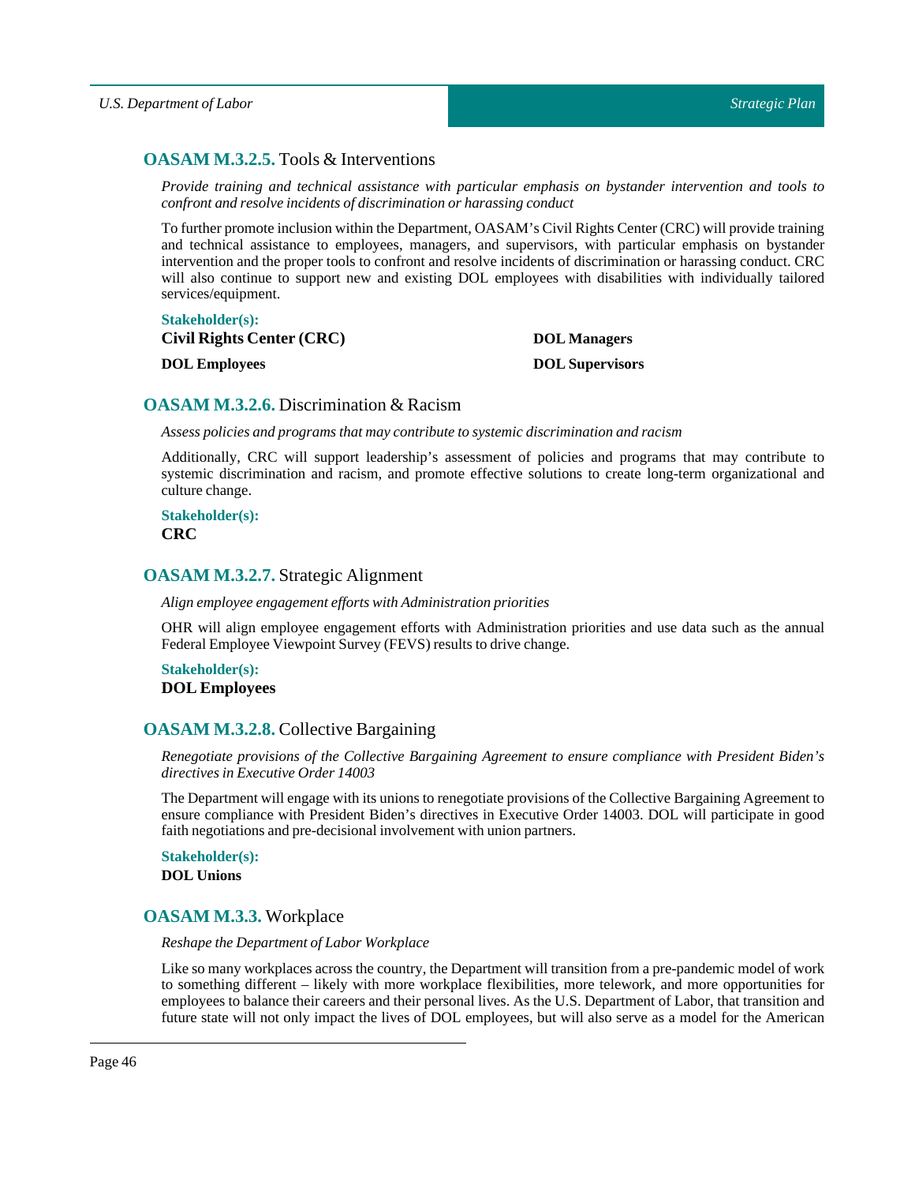### **OASAM M.3.2.5.** Tools & Interventions

*Provide training and technical assistance with particular emphasis on bystander intervention and tools to confront and resolve incidents of discrimination or harassing conduct*

To further promote inclusion within the Department, OASAM's Civil Rights Center (CRC) will provide training and technical assistance to employees, managers, and supervisors, with particular emphasis on bystander intervention and the proper tools to confront and resolve incidents of discrimination or harassing conduct. CRC will also continue to support new and existing DOL employees with disabilities with individually tailored services/equipment.

**Stakeholder(s):**

**Civil Rights Center (CRC)**

**DOL Employees**

**DOL Managers**

**DOL Supervisors**

### **OASAM M.3.2.6.** Discrimination & Racism

*Assess policies and programs that may contribute to systemic discrimination and racism*

Additionally, CRC will support leadership's assessment of policies and programs that may contribute to systemic discrimination and racism, and promote effective solutions to create long-term organizational and culture change.

**Stakeholder(s):**

**CRC**

### **OASAM M.3.2.7.** Strategic Alignment

*Align employee engagement efforts with Administration priorities*

OHR will align employee engagement efforts with Administration priorities and use data such as the annual Federal Employee Viewpoint Survey (FEVS) results to drive change.

**Stakeholder(s):**

**DOL Employees**

### **OASAM M.3.2.8.** Collective Bargaining

*Renegotiate provisions of the Collective Bargaining Agreement to ensure compliance with President Biden's directives in Executive Order 14003*

The Department will engage with its unions to renegotiate provisions of the Collective Bargaining Agreement to ensure compliance with President Biden's directives in Executive Order 14003. DOL will participate in good faith negotiations and pre-decisional involvement with union partners.

**Stakeholder(s):**

**DOL Unions**

### **OASAM M.3.3.** Workplace

*Reshape the Department of Labor Workplace*

Like so many workplaces across the country, the Department will transition from a pre-pandemic model of work to something different – likely with more workplace flexibilities, more telework, and more opportunities for employees to balance their careers and their personal lives. As the U.S. Department of Labor, that transition and future state will not only impact the lives of DOL employees, but will also serve as a model for the American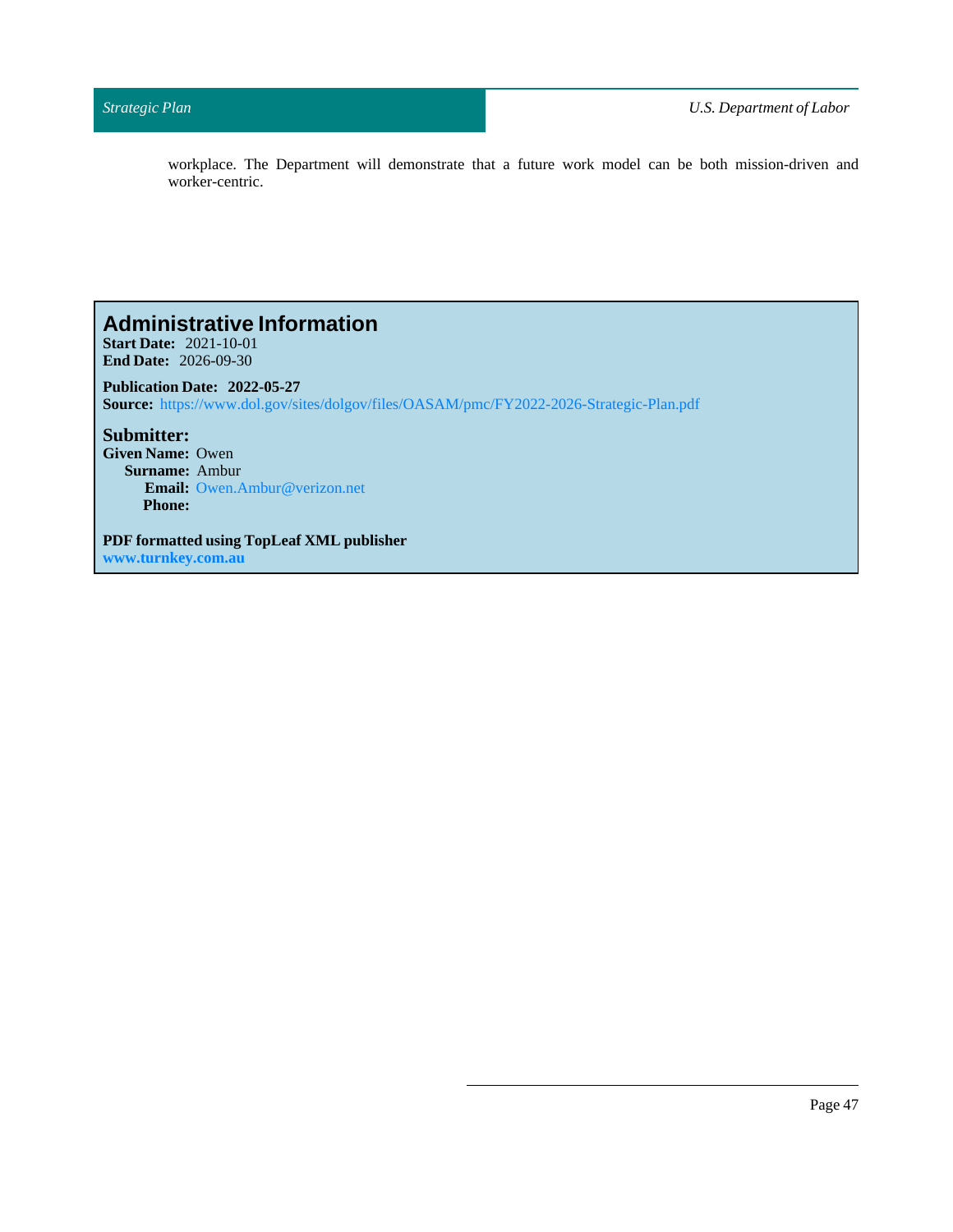workplace. The Department will demonstrate that a future work model can be both mission-driven and worker-centric.

## Administrative Information

**Start Date:** 2021-10-01
**End Date:** 2026-09-30

**Publication Date: 2022-05-27**
**Source:** https://www.dol.gov/sites/dolgov/files/OASAM/pmc/FY2022-2026-Strategic-Plan.pdf

### Submitter:

**Given Name:** Owen
**Surname:** Ambur
**Email:** Owen.Ambur@verizon.net
**Phone:**

**PDF formatted using TopLeaf XML publisher**
**www.turnkey.com.au**